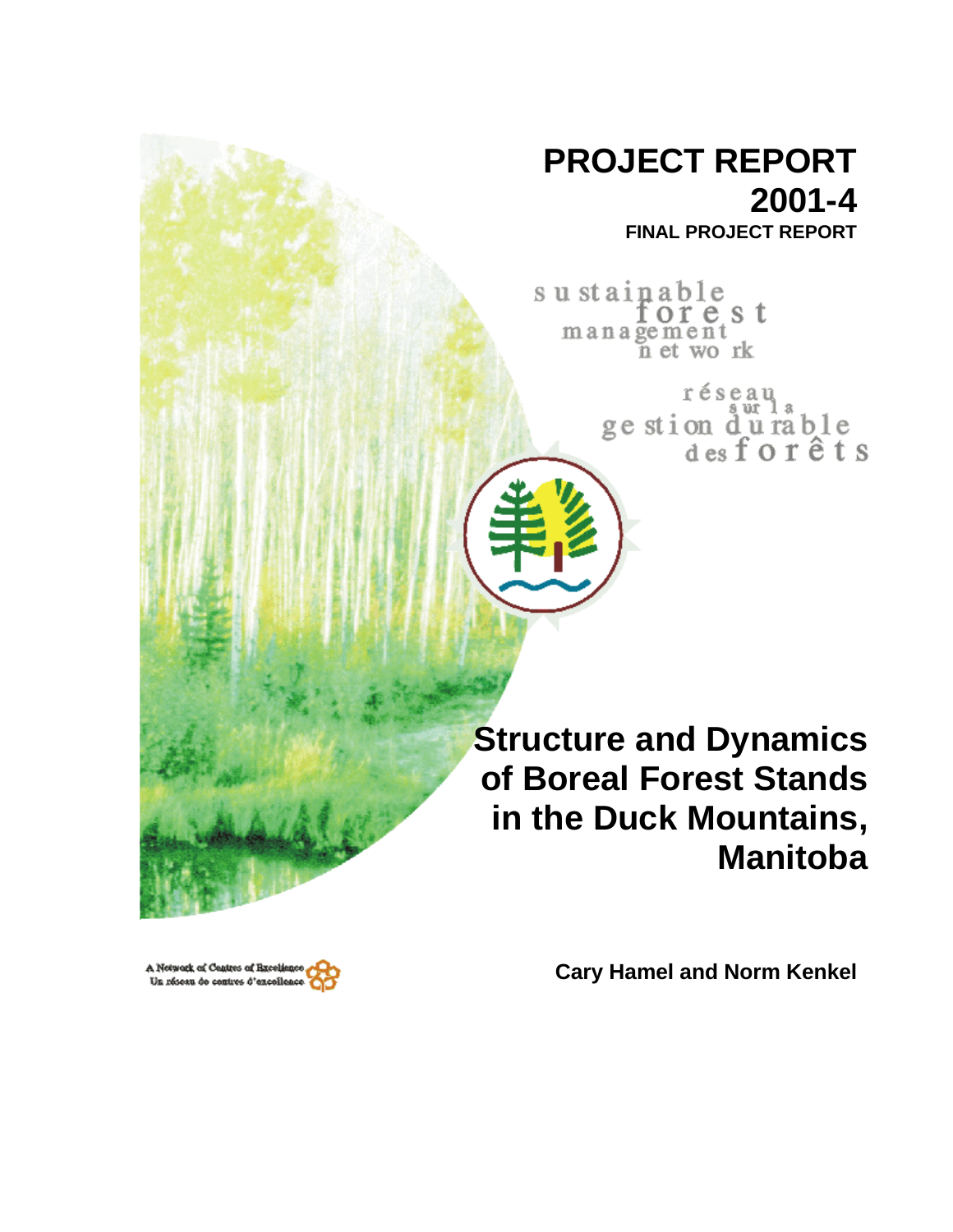# PROJECT REPORT 2001-4

**FINAL PROJECT REPORT**

sustainable forest management network

réseau sur la gestion durable des forêts

# Structure and Dynamics of Boreal Forest Stands in the Duck Mountains, Manitoba

**Cary Hamel and Norm Kenkel**

A Network of Centres of Excellence
Un réseau de centres d'excellence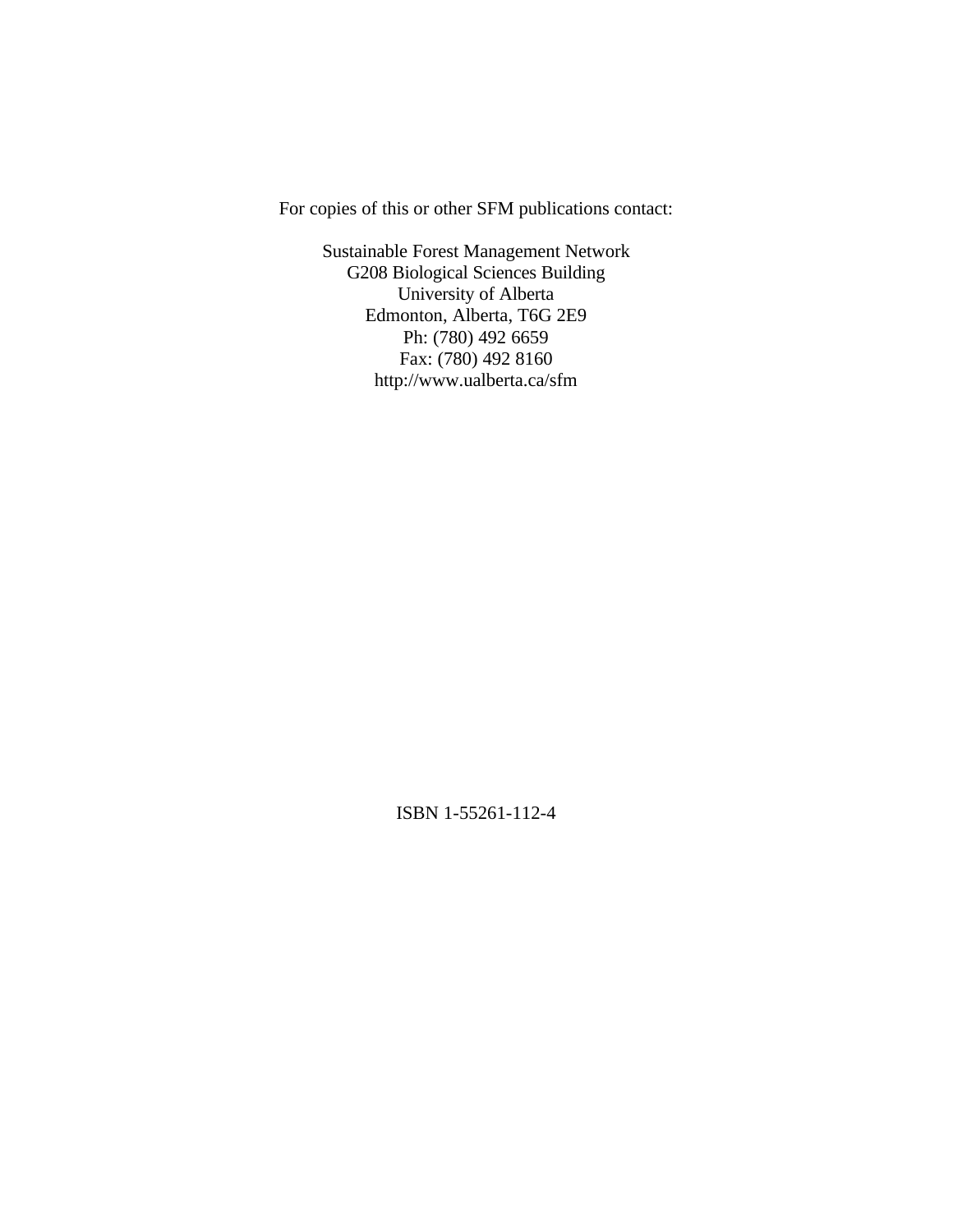For copies of this or other SFM publications contact:

Sustainable Forest Management Network
G208 Biological Sciences Building
University of Alberta
Edmonton, Alberta, T6G 2E9
Ph: (780) 492 6659
Fax: (780) 492 8160
http://www.ualberta.ca/sfm

ISBN 1-55261-112-4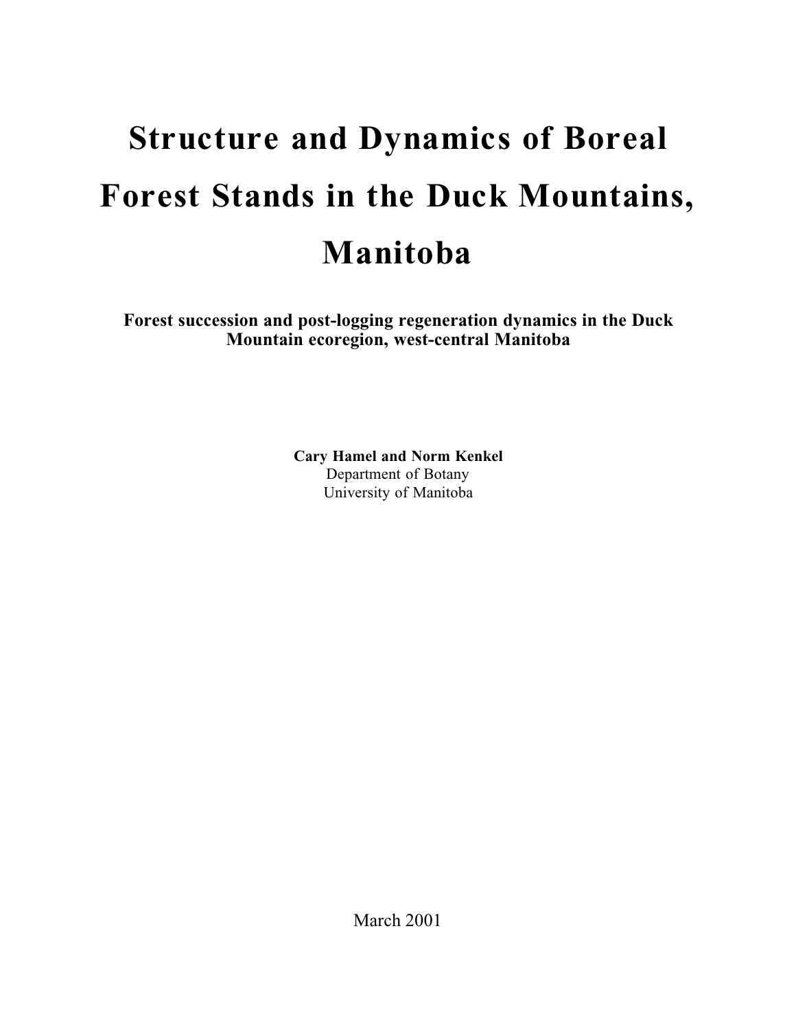# Structure and Dynamics of Boreal Forest Stands in the Duck Mountains, Manitoba

**Forest succession and post-logging regeneration dynamics in the Duck Mountain ecoregion, west-central Manitoba**

**Cary Hamel and Norm Kenkel**
Department of Botany
University of Manitoba

March 2001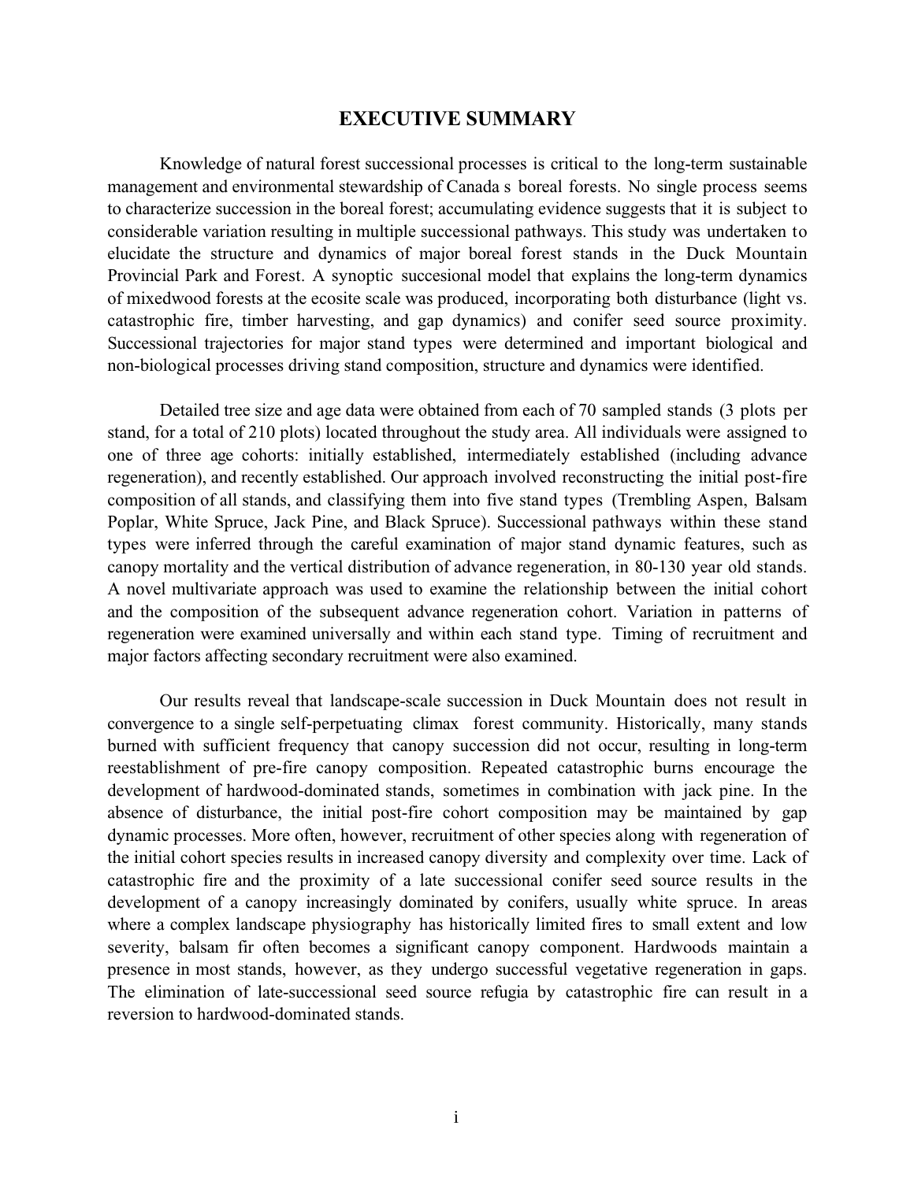# EXECUTIVE SUMMARY

Knowledge of natural forest successional processes is critical to the long-term sustainable management and environmental stewardship of Canada s boreal forests. No single process seems to characterize succession in the boreal forest; accumulating evidence suggests that it is subject to considerable variation resulting in multiple successional pathways. This study was undertaken to elucidate the structure and dynamics of major boreal forest stands in the Duck Mountain Provincial Park and Forest. A synoptic succesional model that explains the long-term dynamics of mixedwood forests at the ecosite scale was produced, incorporating both disturbance (light vs. catastrophic fire, timber harvesting, and gap dynamics) and conifer seed source proximity. Successional trajectories for major stand types were determined and important biological and non-biological processes driving stand composition, structure and dynamics were identified.

Detailed tree size and age data were obtained from each of 70 sampled stands (3 plots per stand, for a total of 210 plots) located throughout the study area. All individuals were assigned to one of three age cohorts: initially established, intermediately established (including advance regeneration), and recently established. Our approach involved reconstructing the initial post-fire composition of all stands, and classifying them into five stand types (Trembling Aspen, Balsam Poplar, White Spruce, Jack Pine, and Black Spruce). Successional pathways within these stand types were inferred through the careful examination of major stand dynamic features, such as canopy mortality and the vertical distribution of advance regeneration, in 80-130 year old stands. A novel multivariate approach was used to examine the relationship between the initial cohort and the composition of the subsequent advance regeneration cohort. Variation in patterns of regeneration were examined universally and within each stand type. Timing of recruitment and major factors affecting secondary recruitment were also examined.

Our results reveal that landscape-scale succession in Duck Mountain does not result in convergence to a single self-perpetuating climax forest community. Historically, many stands burned with sufficient frequency that canopy succession did not occur, resulting in long-term reestablishment of pre-fire canopy composition. Repeated catastrophic burns encourage the development of hardwood-dominated stands, sometimes in combination with jack pine. In the absence of disturbance, the initial post-fire cohort composition may be maintained by gap dynamic processes. More often, however, recruitment of other species along with regeneration of the initial cohort species results in increased canopy diversity and complexity over time. Lack of catastrophic fire and the proximity of a late successional conifer seed source results in the development of a canopy increasingly dominated by conifers, usually white spruce. In areas where a complex landscape physiography has historically limited fires to small extent and low severity, balsam fir often becomes a significant canopy component. Hardwoods maintain a presence in most stands, however, as they undergo successful vegetative regeneration in gaps. The elimination of late-successional seed source refugia by catastrophic fire can result in a reversion to hardwood-dominated stands.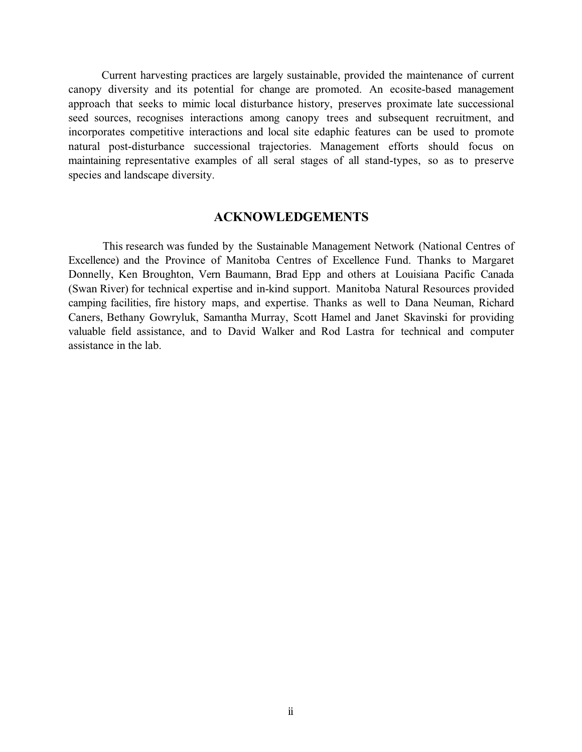Current harvesting practices are largely sustainable, provided the maintenance of current canopy diversity and its potential for change are promoted. An ecosite-based management approach that seeks to mimic local disturbance history, preserves proximate late successional seed sources, recognises interactions among canopy trees and subsequent recruitment, and incorporates competitive interactions and local site edaphic features can be used to promote natural post-disturbance successional trajectories. Management efforts should focus on maintaining representative examples of all seral stages of all stand-types, so as to preserve species and landscape diversity.

## ACKNOWLEDGEMENTS

This research was funded by the Sustainable Management Network (National Centres of Excellence) and the Province of Manitoba Centres of Excellence Fund. Thanks to Margaret Donnelly, Ken Broughton, Vern Baumann, Brad Epp and others at Louisiana Pacific Canada (Swan River) for technical expertise and in-kind support. Manitoba Natural Resources provided camping facilities, fire history maps, and expertise. Thanks as well to Dana Neuman, Richard Caners, Bethany Gowryluk, Samantha Murray, Scott Hamel and Janet Skavinski for providing valuable field assistance, and to David Walker and Rod Lastra for technical and computer assistance in the lab.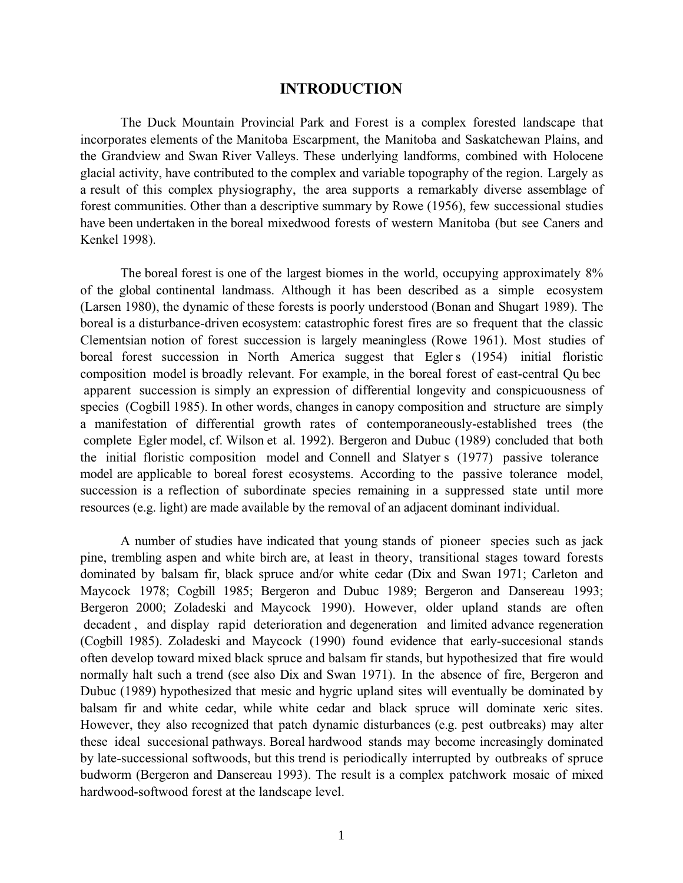# INTRODUCTION

The Duck Mountain Provincial Park and Forest is a complex forested landscape that incorporates elements of the Manitoba Escarpment, the Manitoba and Saskatchewan Plains, and the Grandview and Swan River Valleys. These underlying landforms, combined with Holocene glacial activity, have contributed to the complex and variable topography of the region. Largely as a result of this complex physiography, the area supports a remarkably diverse assemblage of forest communities. Other than a descriptive summary by Rowe (1956), few successional studies have been undertaken in the boreal mixedwood forests of western Manitoba (but see Caners and Kenkel 1998).

The boreal forest is one of the largest biomes in the world, occupying approximately 8% of the global continental landmass. Although it has been described as a simple ecosystem (Larsen 1980), the dynamic of these forests is poorly understood (Bonan and Shugart 1989). The boreal is a disturbance-driven ecosystem: catastrophic forest fires are so frequent that the classic Clementsian notion of forest succession is largely meaningless (Rowe 1961). Most studies of boreal forest succession in North America suggest that Egler s (1954) initial floristic composition model is broadly relevant. For example, in the boreal forest of east-central Qu bec apparent succession is simply an expression of differential longevity and conspicuousness of species (Cogbill 1985). In other words, changes in canopy composition and structure are simply a manifestation of differential growth rates of contemporaneously-established trees (the complete Egler model, cf. Wilson et al. 1992). Bergeron and Dubuc (1989) concluded that both the initial floristic composition model and Connell and Slatyer s (1977) passive tolerance model are applicable to boreal forest ecosystems. According to the passive tolerance model, succession is a reflection of subordinate species remaining in a suppressed state until more resources (e.g. light) are made available by the removal of an adjacent dominant individual.

A number of studies have indicated that young stands of pioneer species such as jack pine, trembling aspen and white birch are, at least in theory, transitional stages toward forests dominated by balsam fir, black spruce and/or white cedar (Dix and Swan 1971; Carleton and Maycock 1978; Cogbill 1985; Bergeron and Dubuc 1989; Bergeron and Dansereau 1993; Bergeron 2000; Zoladeski and Maycock 1990). However, older upland stands are often decadent , and display rapid deterioration and degeneration and limited advance regeneration (Cogbill 1985). Zoladeski and Maycock (1990) found evidence that early-succesional stands often develop toward mixed black spruce and balsam fir stands, but hypothesized that fire would normally halt such a trend (see also Dix and Swan 1971). In the absence of fire, Bergeron and Dubuc (1989) hypothesized that mesic and hygric upland sites will eventually be dominated by balsam fir and white cedar, while white cedar and black spruce will dominate xeric sites. However, they also recognized that patch dynamic disturbances (e.g. pest outbreaks) may alter these ideal succesional pathways. Boreal hardwood stands may become increasingly dominated by late-successional softwoods, but this trend is periodically interrupted by outbreaks of spruce budworm (Bergeron and Dansereau 1993). The result is a complex patchwork mosaic of mixed hardwood-softwood forest at the landscape level.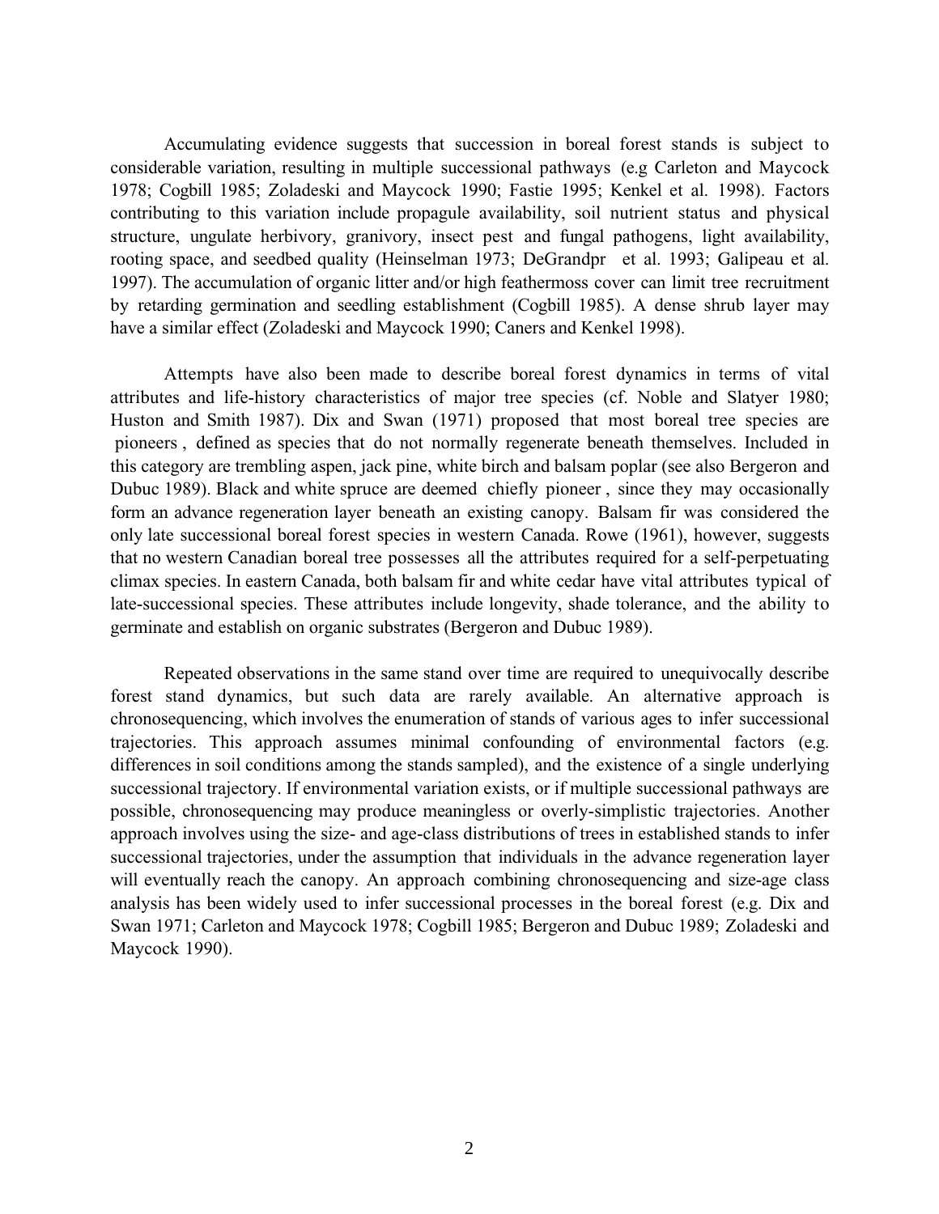Accumulating evidence suggests that succession in boreal forest stands is subject to considerable variation, resulting in multiple successional pathways (e.g Carleton and Maycock 1978; Cogbill 1985; Zoladeski and Maycock 1990; Fastie 1995; Kenkel et al. 1998). Factors contributing to this variation include propagule availability, soil nutrient status and physical structure, ungulate herbivory, granivory, insect pest and fungal pathogens, light availability, rooting space, and seedbed quality (Heinselman 1973; DeGrandpr  et al. 1993; Galipeau et al. 1997). The accumulation of organic litter and/or high feathermoss cover can limit tree recruitment by retarding germination and seedling establishment (Cogbill 1985). A dense shrub layer may have a similar effect (Zoladeski and Maycock 1990; Caners and Kenkel 1998).

Attempts have also been made to describe boreal forest dynamics in terms of vital attributes and life-history characteristics of major tree species (cf. Noble and Slatyer 1980; Huston and Smith 1987). Dix and Swan (1971) proposed that most boreal tree species are  pioneers , defined as species that do not normally regenerate beneath themselves. Included in this category are trembling aspen, jack pine, white birch and balsam poplar (see also Bergeron and Dubuc 1989). Black and white spruce are deemed  chiefly pioneer , since they may occasionally form an advance regeneration layer beneath an existing canopy. Balsam fir was considered the only late successional boreal forest species in western Canada. Rowe (1961), however, suggests that no western Canadian boreal tree possesses all the attributes required for a self-perpetuating climax species. In eastern Canada, both balsam fir and white cedar have vital attributes typical of late-successional species. These attributes include longevity, shade tolerance, and the ability to germinate and establish on organic substrates (Bergeron and Dubuc 1989).

Repeated observations in the same stand over time are required to unequivocally describe forest stand dynamics, but such data are rarely available. An alternative approach is chronosequencing, which involves the enumeration of stands of various ages to infer successional trajectories. This approach assumes minimal confounding of environmental factors (e.g. differences in soil conditions among the stands sampled), and the existence of a single underlying successional trajectory. If environmental variation exists, or if multiple successional pathways are possible, chronosequencing may produce meaningless or overly-simplistic trajectories. Another approach involves using the size- and age-class distributions of trees in established stands to infer successional trajectories, under the assumption that individuals in the advance regeneration layer will eventually reach the canopy. An approach combining chronosequencing and size-age class analysis has been widely used to infer successional processes in the boreal forest (e.g. Dix and Swan 1971; Carleton and Maycock 1978; Cogbill 1985; Bergeron and Dubuc 1989; Zoladeski and Maycock 1990).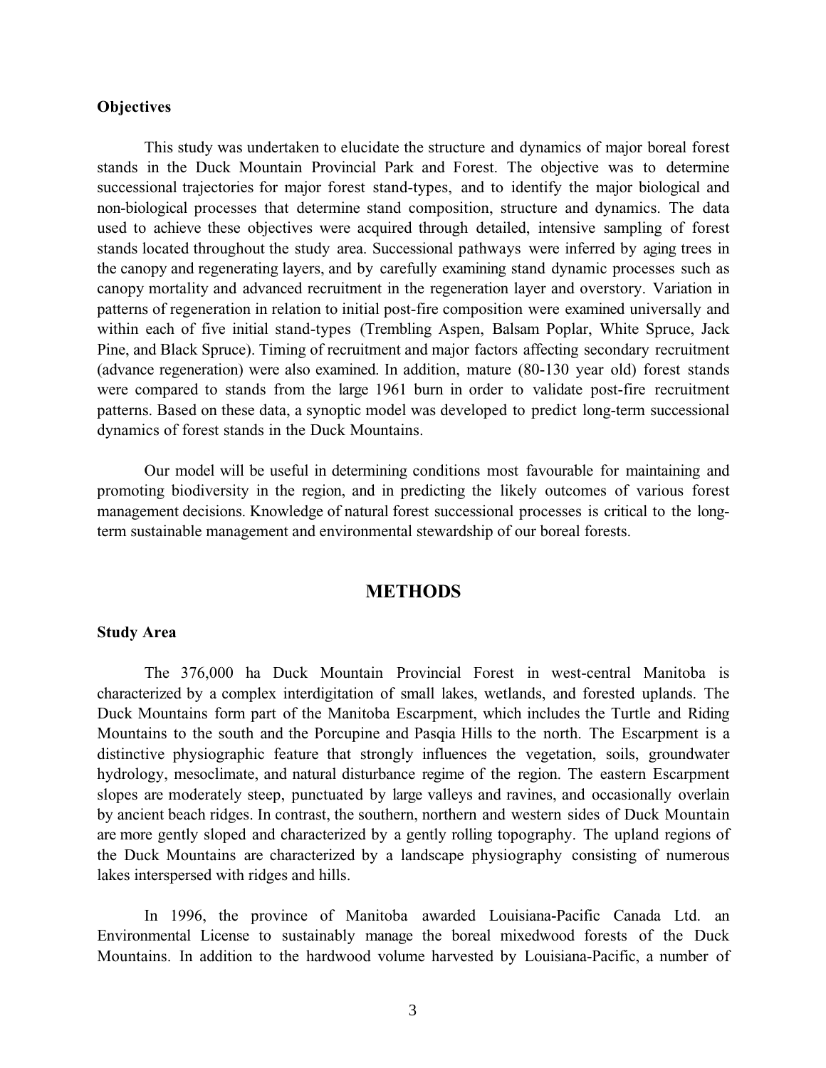### Objectives

This study was undertaken to elucidate the structure and dynamics of major boreal forest stands in the Duck Mountain Provincial Park and Forest. The objective was to determine successional trajectories for major forest stand-types, and to identify the major biological and non-biological processes that determine stand composition, structure and dynamics. The data used to achieve these objectives were acquired through detailed, intensive sampling of forest stands located throughout the study area. Successional pathways were inferred by aging trees in the canopy and regenerating layers, and by carefully examining stand dynamic processes such as canopy mortality and advanced recruitment in the regeneration layer and overstory. Variation in patterns of regeneration in relation to initial post-fire composition were examined universally and within each of five initial stand-types (Trembling Aspen, Balsam Poplar, White Spruce, Jack Pine, and Black Spruce). Timing of recruitment and major factors affecting secondary recruitment (advance regeneration) were also examined. In addition, mature (80-130 year old) forest stands were compared to stands from the large 1961 burn in order to validate post-fire recruitment patterns. Based on these data, a synoptic model was developed to predict long-term successional dynamics of forest stands in the Duck Mountains.

Our model will be useful in determining conditions most favourable for maintaining and promoting biodiversity in the region, and in predicting the likely outcomes of various forest management decisions. Knowledge of natural forest successional processes is critical to the long-term sustainable management and environmental stewardship of our boreal forests.

## METHODS

### Study Area

The 376,000 ha Duck Mountain Provincial Forest in west-central Manitoba is characterized by a complex interdigitation of small lakes, wetlands, and forested uplands. The Duck Mountains form part of the Manitoba Escarpment, which includes the Turtle and Riding Mountains to the south and the Porcupine and Pasqia Hills to the north. The Escarpment is a distinctive physiographic feature that strongly influences the vegetation, soils, groundwater hydrology, mesoclimate, and natural disturbance regime of the region. The eastern Escarpment slopes are moderately steep, punctuated by large valleys and ravines, and occasionally overlain by ancient beach ridges. In contrast, the southern, northern and western sides of Duck Mountain are more gently sloped and characterized by a gently rolling topography. The upland regions of the Duck Mountains are characterized by a landscape physiography consisting of numerous lakes interspersed with ridges and hills.

In 1996, the province of Manitoba awarded Louisiana-Pacific Canada Ltd. an Environmental License to sustainably manage the boreal mixedwood forests of the Duck Mountains. In addition to the hardwood volume harvested by Louisiana-Pacific, a number of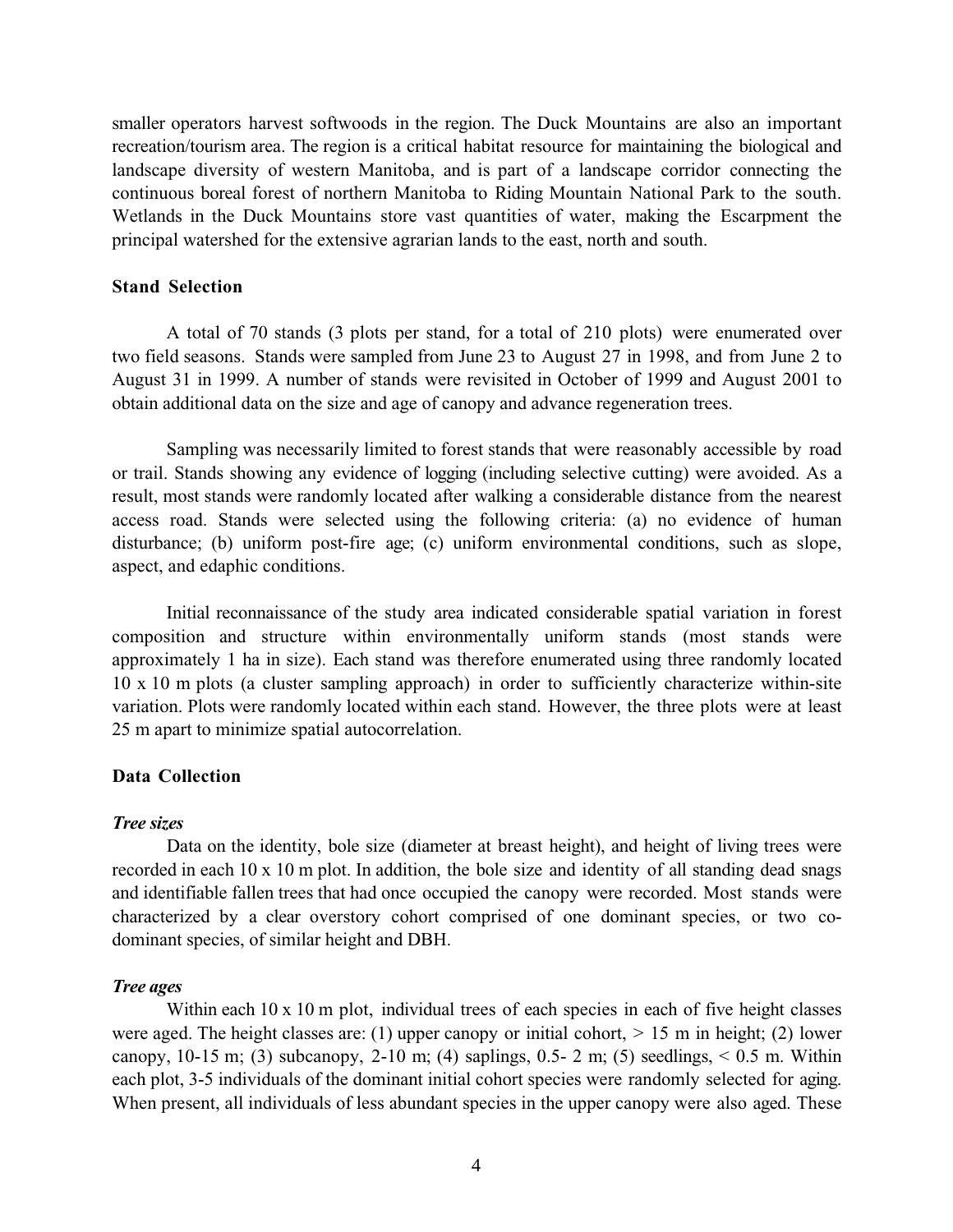smaller operators harvest softwoods in the region. The Duck Mountains are also an important recreation/tourism area. The region is a critical habitat resource for maintaining the biological and landscape diversity of western Manitoba, and is part of a landscape corridor connecting the continuous boreal forest of northern Manitoba to Riding Mountain National Park to the south. Wetlands in the Duck Mountains store vast quantities of water, making the Escarpment the principal watershed for the extensive agrarian lands to the east, north and south.

**Stand Selection**

A total of 70 stands (3 plots per stand, for a total of 210 plots) were enumerated over two field seasons. Stands were sampled from June 23 to August 27 in 1998, and from June 2 to August 31 in 1999. A number of stands were revisited in October of 1999 and August 2001 to obtain additional data on the size and age of canopy and advance regeneration trees.

Sampling was necessarily limited to forest stands that were reasonably accessible by road or trail. Stands showing any evidence of logging (including selective cutting) were avoided. As a result, most stands were randomly located after walking a considerable distance from the nearest access road. Stands were selected using the following criteria: (a) no evidence of human disturbance; (b) uniform post-fire age; (c) uniform environmental conditions, such as slope, aspect, and edaphic conditions.

Initial reconnaissance of the study area indicated considerable spatial variation in forest composition and structure within environmentally uniform stands (most stands were approximately 1 ha in size). Each stand was therefore enumerated using three randomly located 10 x 10 m plots (a cluster sampling approach) in order to sufficiently characterize within-site variation. Plots were randomly located within each stand. However, the three plots were at least 25 m apart to minimize spatial autocorrelation.

**Data Collection**

***Tree sizes***

Data on the identity, bole size (diameter at breast height), and height of living trees were recorded in each 10 x 10 m plot. In addition, the bole size and identity of all standing dead snags and identifiable fallen trees that had once occupied the canopy were recorded. Most stands were characterized by a clear overstory cohort comprised of one dominant species, or two co-dominant species, of similar height and DBH.

***Tree ages***

Within each 10 x 10 m plot, individual trees of each species in each of five height classes were aged. The height classes are: (1) upper canopy or initial cohort, > 15 m in height; (2) lower canopy, 10-15 m; (3) subcanopy, 2-10 m; (4) saplings, 0.5- 2 m; (5) seedlings, < 0.5 m. Within each plot, 3-5 individuals of the dominant initial cohort species were randomly selected for aging. When present, all individuals of less abundant species in the upper canopy were also aged. These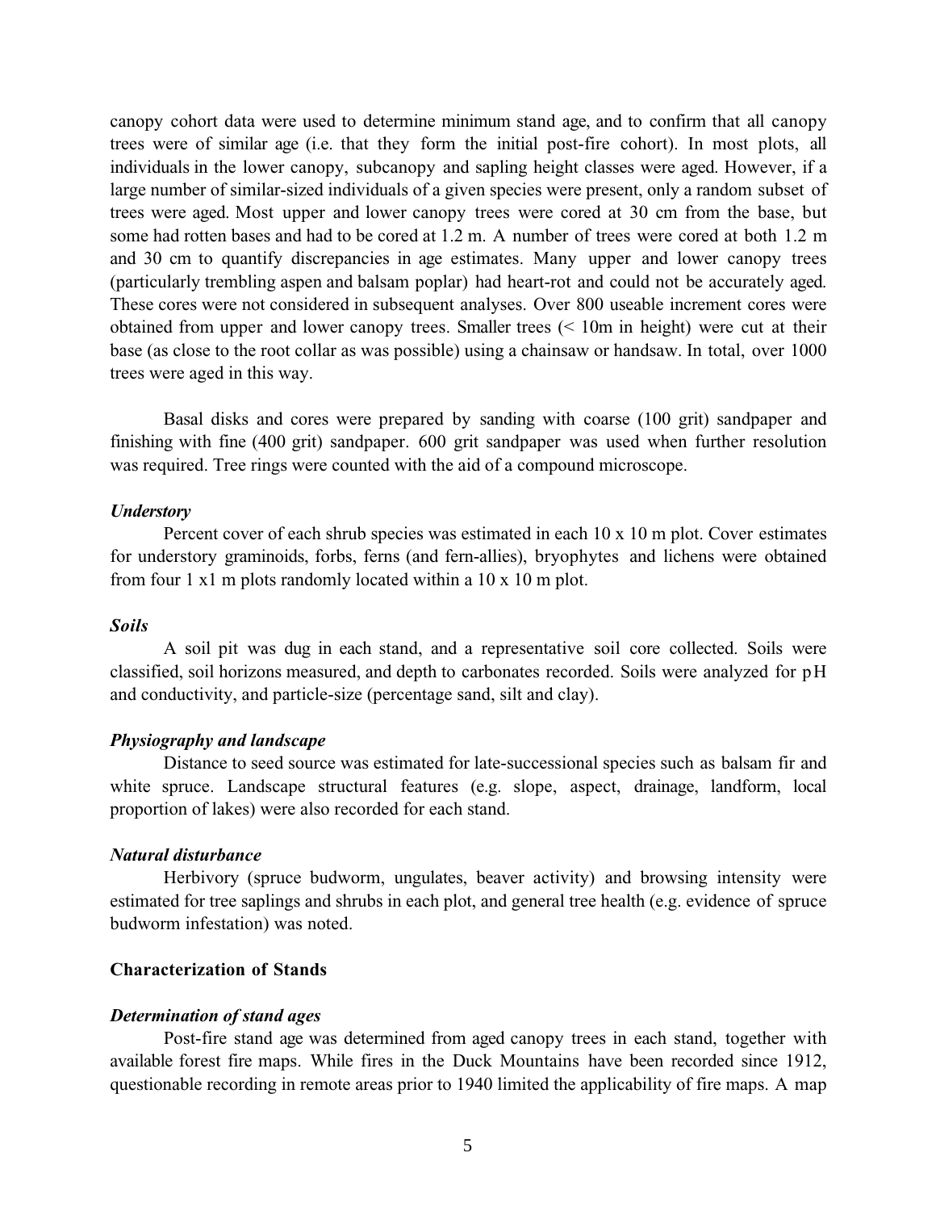canopy cohort data were used to determine minimum stand age, and to confirm that all canopy trees were of similar age (i.e. that they form the initial post-fire cohort). In most plots, all individuals in the lower canopy, subcanopy and sapling height classes were aged. However, if a large number of similar-sized individuals of a given species were present, only a random subset of trees were aged. Most upper and lower canopy trees were cored at 30 cm from the base, but some had rotten bases and had to be cored at 1.2 m. A number of trees were cored at both 1.2 m and 30 cm to quantify discrepancies in age estimates. Many upper and lower canopy trees (particularly trembling aspen and balsam poplar) had heart-rot and could not be accurately aged. These cores were not considered in subsequent analyses. Over 800 useable increment cores were obtained from upper and lower canopy trees. Smaller trees (< 10m in height) were cut at their base (as close to the root collar as was possible) using a chainsaw or handsaw. In total, over 1000 trees were aged in this way.

Basal disks and cores were prepared by sanding with coarse (100 grit) sandpaper and finishing with fine (400 grit) sandpaper. 600 grit sandpaper was used when further resolution was required. Tree rings were counted with the aid of a compound microscope.

### *Understory*

Percent cover of each shrub species was estimated in each 10 x 10 m plot. Cover estimates for understory graminoids, forbs, ferns (and fern-allies), bryophytes and lichens were obtained from four 1 x1 m plots randomly located within a 10 x 10 m plot.

### *Soils*

A soil pit was dug in each stand, and a representative soil core collected. Soils were classified, soil horizons measured, and depth to carbonates recorded. Soils were analyzed for pH and conductivity, and particle-size (percentage sand, silt and clay).

### *Physiography and landscape*

Distance to seed source was estimated for late-successional species such as balsam fir and white spruce. Landscape structural features (e.g. slope, aspect, drainage, landform, local proportion of lakes) were also recorded for each stand.

### *Natural disturbance*

Herbivory (spruce budworm, ungulates, beaver activity) and browsing intensity were estimated for tree saplings and shrubs in each plot, and general tree health (e.g. evidence of spruce budworm infestation) was noted.

## Characterization of Stands

### *Determination of stand ages*

Post-fire stand age was determined from aged canopy trees in each stand, together with available forest fire maps. While fires in the Duck Mountains have been recorded since 1912, questionable recording in remote areas prior to 1940 limited the applicability of fire maps. A map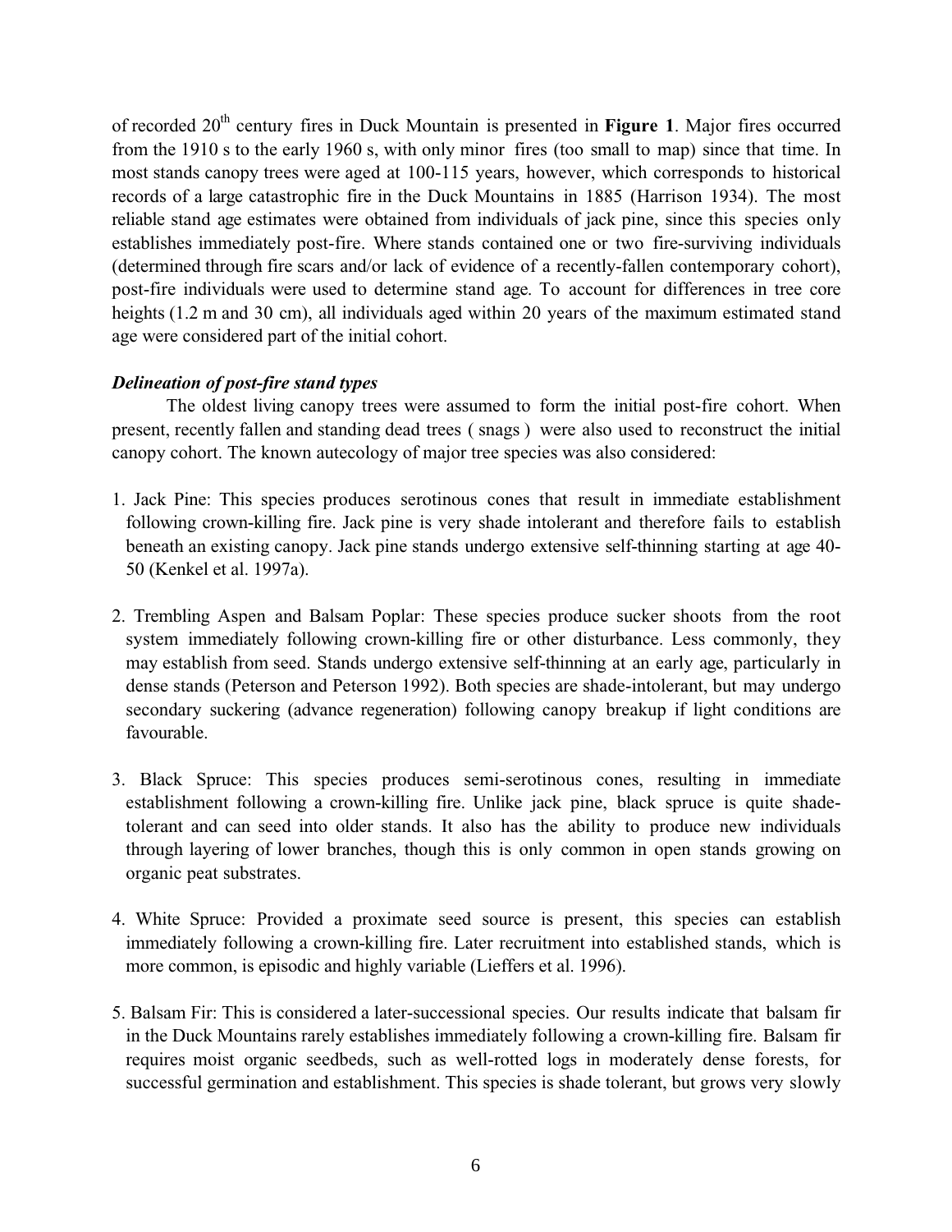of recorded 20th century fires in Duck Mountain is presented in **Figure 1**. Major fires occurred from the 1910 s to the early 1960 s, with only minor fires (too small to map) since that time. In most stands canopy trees were aged at 100-115 years, however, which corresponds to historical records of a large catastrophic fire in the Duck Mountains in 1885 (Harrison 1934). The most reliable stand age estimates were obtained from individuals of jack pine, since this species only establishes immediately post-fire. Where stands contained one or two fire-surviving individuals (determined through fire scars and/or lack of evidence of a recently-fallen contemporary cohort), post-fire individuals were used to determine stand age. To account for differences in tree core heights (1.2 m and 30 cm), all individuals aged within 20 years of the maximum estimated stand age were considered part of the initial cohort.

### *Delineation of post-fire stand types*

The oldest living canopy trees were assumed to form the initial post-fire cohort. When present, recently fallen and standing dead trees ( snags ) were also used to reconstruct the initial canopy cohort. The known autecology of major tree species was also considered:

1. Jack Pine: This species produces serotinous cones that result in immediate establishment following crown-killing fire. Jack pine is very shade intolerant and therefore fails to establish beneath an existing canopy. Jack pine stands undergo extensive self-thinning starting at age 40-50 (Kenkel et al. 1997a).

2. Trembling Aspen and Balsam Poplar: These species produce sucker shoots from the root system immediately following crown-killing fire or other disturbance. Less commonly, they may establish from seed. Stands undergo extensive self-thinning at an early age, particularly in dense stands (Peterson and Peterson 1992). Both species are shade-intolerant, but may undergo secondary suckering (advance regeneration) following canopy breakup if light conditions are favourable.

3. Black Spruce: This species produces semi-serotinous cones, resulting in immediate establishment following a crown-killing fire. Unlike jack pine, black spruce is quite shade-tolerant and can seed into older stands. It also has the ability to produce new individuals through layering of lower branches, though this is only common in open stands growing on organic peat substrates.

4. White Spruce: Provided a proximate seed source is present, this species can establish immediately following a crown-killing fire. Later recruitment into established stands, which is more common, is episodic and highly variable (Lieffers et al. 1996).

5. Balsam Fir: This is considered a later-successional species. Our results indicate that balsam fir in the Duck Mountains rarely establishes immediately following a crown-killing fire. Balsam fir requires moist organic seedbeds, such as well-rotted logs in moderately dense forests, for successful germination and establishment. This species is shade tolerant, but grows very slowly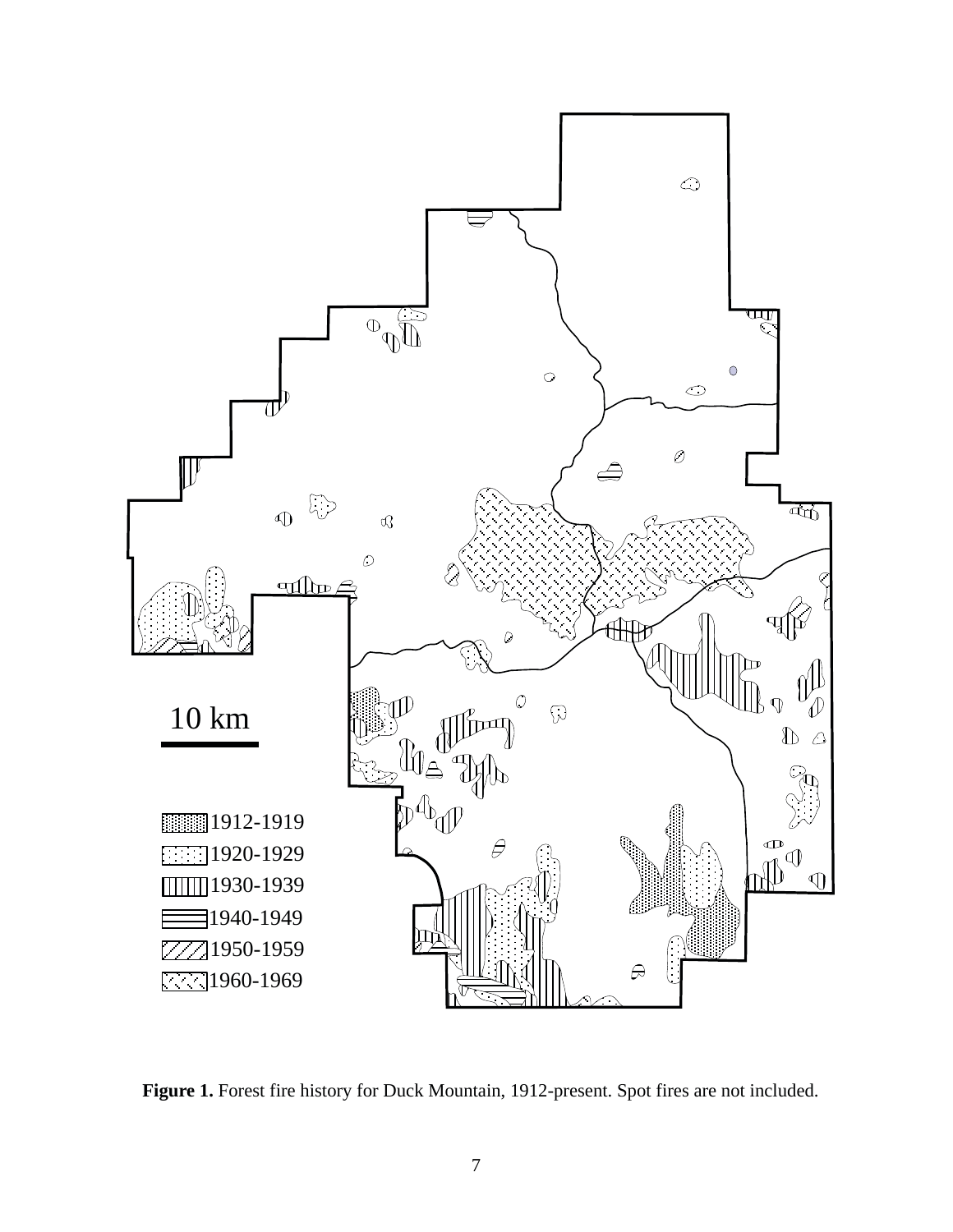**Figure 1.** Forest fire history for Duck Mountain, 1912-present. Spot fires are not included.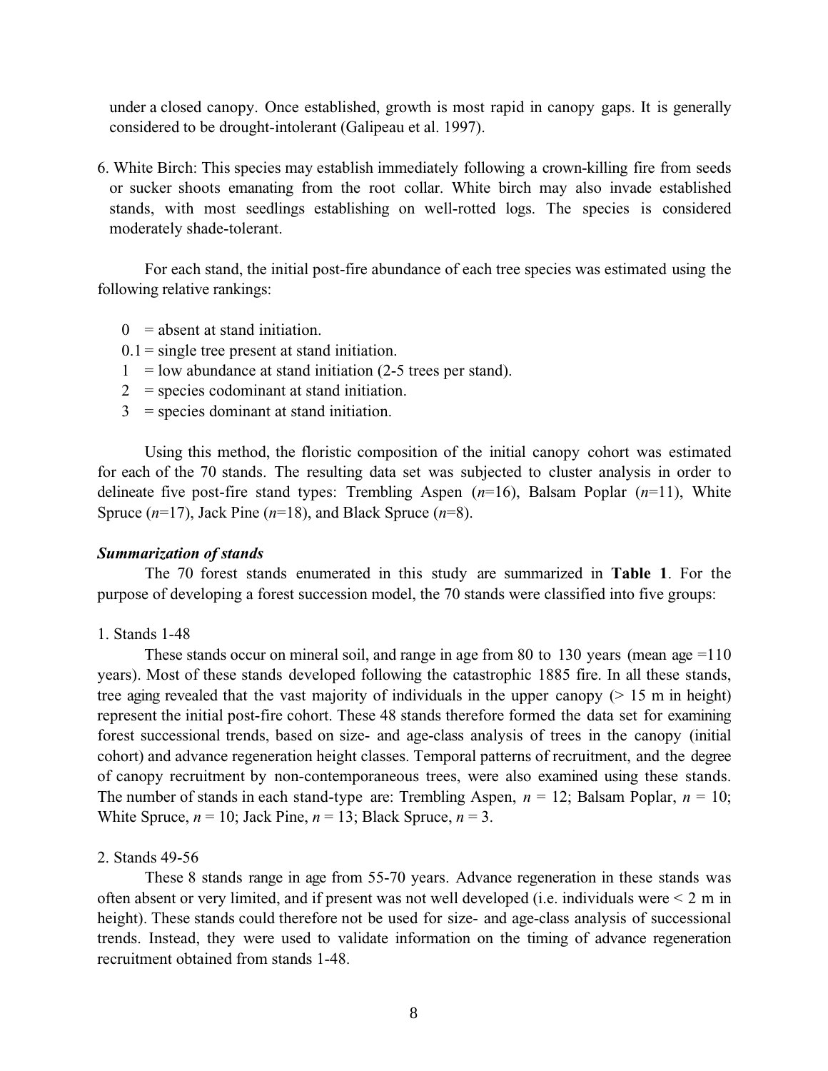under a closed canopy. Once established, growth is most rapid in canopy gaps. It is generally considered to be drought-intolerant (Galipeau et al. 1997).

6. White Birch: This species may establish immediately following a crown-killing fire from seeds or sucker shoots emanating from the root collar. White birch may also invade established stands, with most seedlings establishing on well-rotted logs. The species is considered moderately shade-tolerant.

For each stand, the initial post-fire abundance of each tree species was estimated using the following relative rankings:

- 0 = absent at stand initiation.
- 0.1 = single tree present at stand initiation.
- 1 = low abundance at stand initiation (2-5 trees per stand).
- 2 = species codominant at stand initiation.
- 3 = species dominant at stand initiation.

Using this method, the floristic composition of the initial canopy cohort was estimated for each of the 70 stands. The resulting data set was subjected to cluster analysis in order to delineate five post-fire stand types: Trembling Aspen (*n*=16), Balsam Poplar (*n*=11), White Spruce (*n*=17), Jack Pine (*n*=18), and Black Spruce (*n*=8).

### *Summarization of stands*

The 70 forest stands enumerated in this study are summarized in **Table 1**. For the purpose of developing a forest succession model, the 70 stands were classified into five groups:

1. Stands 1-48

These stands occur on mineral soil, and range in age from 80 to 130 years (mean age =110 years). Most of these stands developed following the catastrophic 1885 fire. In all these stands, tree aging revealed that the vast majority of individuals in the upper canopy (> 15 m in height) represent the initial post-fire cohort. These 48 stands therefore formed the data set for examining forest successional trends, based on size- and age-class analysis of trees in the canopy (initial cohort) and advance regeneration height classes. Temporal patterns of recruitment, and the degree of canopy recruitment by non-contemporaneous trees, were also examined using these stands. The number of stands in each stand-type are: Trembling Aspen, *n* = 12; Balsam Poplar, *n* = 10; White Spruce, *n* = 10; Jack Pine, *n* = 13; Black Spruce, *n* = 3.

2. Stands 49-56

These 8 stands range in age from 55-70 years. Advance regeneration in these stands was often absent or very limited, and if present was not well developed (i.e. individuals were < 2 m in height). These stands could therefore not be used for size- and age-class analysis of successional trends. Instead, they were used to validate information on the timing of advance regeneration recruitment obtained from stands 1-48.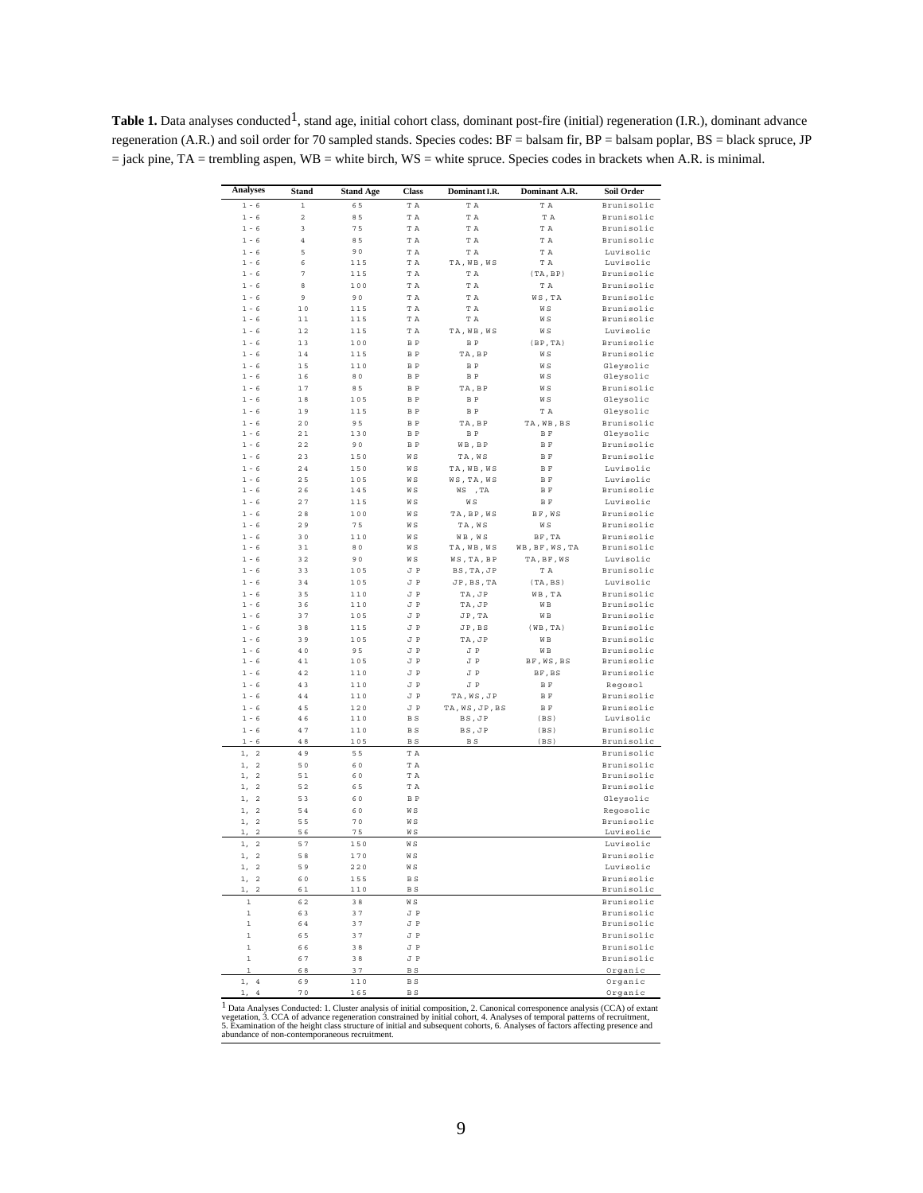**Table 1.** Data analyses conducted[1], stand age, initial cohort class, dominant post-fire (initial) regeneration (I.R.), dominant advance regeneration (A.R.) and soil order for 70 sampled stands. Species codes: BF = balsam fir, BP = balsam poplar, BS = black spruce, JP = jack pine, TA = trembling aspen, WB = white birch, WS = white spruce. Species codes in brackets when A.R. is minimal.

| Analyses | Stand | Stand Age | Class | Dominant I.R. | Dominant A.R. | Soil Order |
|---|---|---|---|---|---|---|
| 1 - 6 | 1 | 65 | TA | TA | TA | Brunisolic |
| 1 - 6 | 2 | 85 | TA | TA | TA | Brunisolic |
| 1 - 6 | 3 | 75 | TA | TA | TA | Brunisolic |
| 1 - 6 | 4 | 85 | TA | TA | TA | Brunisolic |
| 1 - 6 | 5 | 90 | TA | TA | TA | Luvisolic |
| 1 - 6 | 6 | 115 | TA | TA, WB, WS | TA | Luvisolic |
| 1 - 6 | 7 | 115 | TA | TA | (TA, BP) | Brunisolic |
| 1 - 6 | 8 | 100 | TA | TA | TA | Brunisolic |
| 1 - 6 | 9 | 90 | TA | TA | WS, TA | Brunisolic |
| 1 - 6 | 10 | 115 | TA | TA | WS | Brunisolic |
| 1 - 6 | 11 | 115 | TA | TA | WS | Brunisolic |
| 1 - 6 | 12 | 115 | TA | TA, WB, WS | WS | Luvisolic |
| 1 - 6 | 13 | 100 | BP | BP | (BP, TA) | Brunisolic |
| 1 - 6 | 14 | 115 | BP | TA, BP | WS | Brunisolic |
| 1 - 6 | 15 | 110 | BP | BP | WS | Gleysolic |
| 1 - 6 | 16 | 80 | BP | BP | WS | Gleysolic |
| 1 - 6 | 17 | 85 | BP | TA, BP | WS | Brunisolic |
| 1 - 6 | 18 | 105 | BP | BP | WS | Gleysolic |
| 1 - 6 | 19 | 115 | BP | BP | TA | Gleysolic |
| 1 - 6 | 20 | 95 | BP | TA, BP | TA, WB, BS | Brunisolic |
| 1 - 6 | 21 | 130 | BP | BP | BF | Gleysolic |
| 1 - 6 | 22 | 90 | BP | WB, BP | BF | Brunisolic |
| 1 - 6 | 23 | 150 | WS | TA, WS | BF | Brunisolic |
| 1 - 6 | 24 | 150 | WS | TA, WB, WS | BF | Luvisolic |
| 1 - 6 | 25 | 105 | WS | WS, TA, WS | BF | Luvisolic |
| 1 - 6 | 26 | 145 | WS | WS , TA | BF | Brunisolic |
| 1 - 6 | 27 | 115 | WS | WS | BF | Luvisolic |
| 1 - 6 | 28 | 100 | WS | TA, BP, WS | BF, WS | Brunisolic |
| 1 - 6 | 29 | 75 | WS | TA, WS | WS | Brunisolic |
| 1 - 6 | 30 | 110 | WS | WB, WS | BF, TA | Brunisolic |
| 1 - 6 | 31 | 80 | WS | TA, WB, WS | WB, BF, WS, TA | Brunisolic |
| 1 - 6 | 32 | 90 | WS | WS, TA, BP | TA, BF, WS | Luvisolic |
| 1 - 6 | 33 | 105 | JP | BS, TA, JP | TA | Brunisolic |
| 1 - 6 | 34 | 105 | JP | JP, BS, TA | (TA, BS) | Luvisolic |
| 1 - 6 | 35 | 110 | JP | TA, JP | WB, TA | Brunisolic |
| 1 - 6 | 36 | 110 | JP | TA, JP | WB | Brunisolic |
| 1 - 6 | 37 | 105 | JP | JP, TA | WB | Brunisolic |
| 1 - 6 | 38 | 115 | JP | JP, BS | (WB, TA) | Brunisolic |
| 1 - 6 | 39 | 105 | JP | TA, JP | WB | Brunisolic |
| 1 - 6 | 40 | 95 | JP | JP | WB | Brunisolic |
| 1 - 6 | 41 | 105 | JP | JP | BF, WS, BS | Brunisolic |
| 1 - 6 | 42 | 110 | JP | JP | BF, BS | Brunisolic |
| 1 - 6 | 43 | 110 | JP | JP | BF | Regosol |
| 1 - 6 | 44 | 110 | JP | TA, WS, JP | BF | Brunisolic |
| 1 - 6 | 45 | 120 | JP | TA, WS, JP, BS | BF | Brunisolic |
| 1 - 6 | 46 | 110 | BS | BS, JP | (BS) | Luvisolic |
| 1 - 6 | 47 | 110 | BS | BS, JP | (BS) | Brunisolic |
| 1 - 6 | 48 | 105 | BS | BS | (BS) | Brunisolic |
| 1, 2 | 49 | 55 | TA | | | Brunisolic |
| 1, 2 | 50 | 60 | TA | | | Brunisolic |
| 1, 2 | 51 | 60 | TA | | | Brunisolic |
| 1, 2 | 52 | 65 | TA | | | Brunisolic |
| 1, 2 | 53 | 60 | BP | | | Gleysolic |
| 1, 2 | 54 | 60 | WS | | | Regosolic |
| 1, 2 | 55 | 70 | WS | | | Brunisolic |
| 1, 2 | 56 | 75 | WS | | | Luvisolic |
| 1, 2 | 57 | 150 | WS | | | Luvisolic |
| 1, 2 | 58 | 170 | WS | | | Brunisolic |
| 1, 2 | 59 | 220 | WS | | | Luvisolic |
| 1, 2 | 60 | 155 | BS | | | Brunisolic |
| 1, 2 | 61 | 110 | BS | | | Brunisolic |
| 1 | 62 | 38 | WS | | | Brunisolic |
| 1 | 63 | 37 | JP | | | Brunisolic |
| 1 | 64 | 37 | JP | | | Brunisolic |
| 1 | 65 | 37 | JP | | | Brunisolic |
| 1 | 66 | 38 | JP | | | Brunisolic |
| 1 | 67 | 38 | JP | | | Brunisolic |
| 1 | 68 | 37 | BS | | | Organic |
| 1, 4 | 69 | 110 | BS | | | Organic |
| 1, 4 | 70 | 165 | BS | | | Organic |

[1] Data Analyses Conducted: 1. Cluster analysis of initial composition, 2. Canonical corresponence analysis (CCA) of extant vegetation, 3. CCA of advance regeneration constrained by initial cohort, 4. Analyses of temporal patterns of recruitment, 5. Examination of the height class structure of initial and subsequent cohorts, 6. Analyses of factors affecting presence and abundance of non-contemporaneous recruitment.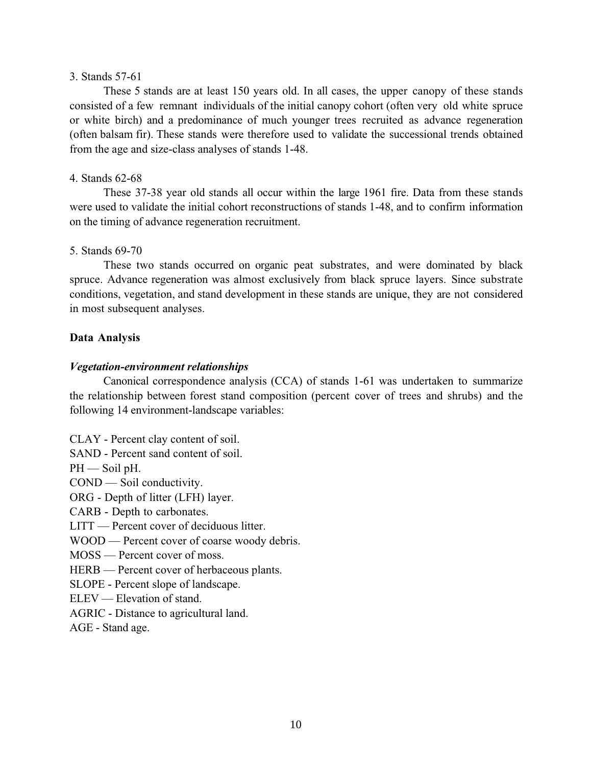3. Stands 57-61

These 5 stands are at least 150 years old. In all cases, the upper canopy of these stands consisted of a few remnant individuals of the initial canopy cohort (often very old white spruce or white birch) and a predominance of much younger trees recruited as advance regeneration (often balsam fir). These stands were therefore used to validate the successional trends obtained from the age and size-class analyses of stands 1-48.

4. Stands 62-68

These 37-38 year old stands all occur within the large 1961 fire. Data from these stands were used to validate the initial cohort reconstructions of stands 1-48, and to confirm information on the timing of advance regeneration recruitment.

5. Stands 69-70

These two stands occurred on organic peat substrates, and were dominated by black spruce. Advance regeneration was almost exclusively from black spruce layers. Since substrate conditions, vegetation, and stand development in these stands are unique, they are not considered in most subsequent analyses.

## Data Analysis

### *Vegetation-environment relationships*

Canonical correspondence analysis (CCA) of stands 1-61 was undertaken to summarize the relationship between forest stand composition (percent cover of trees and shrubs) and the following 14 environment-landscape variables:

CLAY - Percent clay content of soil.
SAND - Percent sand content of soil.
PH — Soil pH.
COND — Soil conductivity.
ORG - Depth of litter (LFH) layer.
CARB - Depth to carbonates.
LITT — Percent cover of deciduous litter.
WOOD — Percent cover of coarse woody debris.
MOSS — Percent cover of moss.
HERB — Percent cover of herbaceous plants.
SLOPE - Percent slope of landscape.
ELEV — Elevation of stand.
AGRIC - Distance to agricultural land.
AGE - Stand age.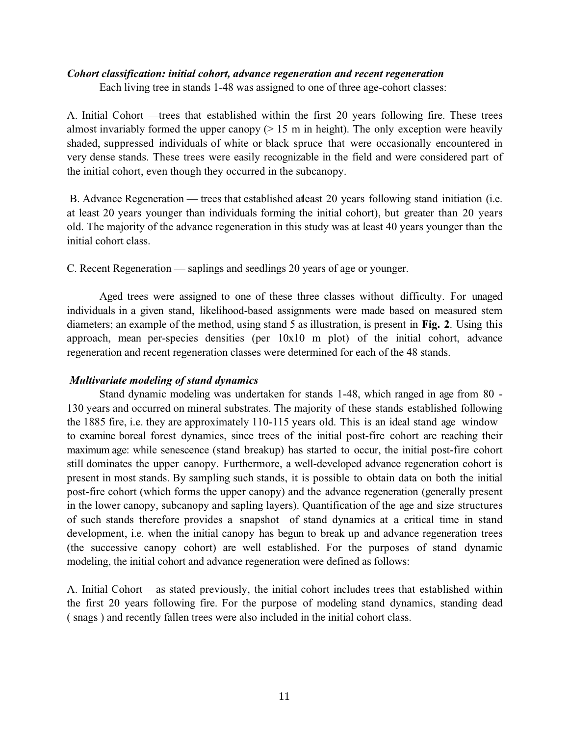### *Cohort classification: initial cohort, advance regeneration and recent regeneration*

Each living tree in stands 1-48 was assigned to one of three age-cohort classes:

A. Initial Cohort —trees that established within the first 20 years following fire. These trees almost invariably formed the upper canopy (> 15 m in height). The only exception were heavily shaded, suppressed individuals of white or black spruce that were occasionally encountered in very dense stands. These trees were easily recognizable in the field and were considered part of the initial cohort, even though they occurred in the subcanopy.

B. Advance Regeneration — trees that established atleast 20 years following stand initiation (i.e. at least 20 years younger than individuals forming the initial cohort), but greater than 20 years old. The majority of the advance regeneration in this study was at least 40 years younger than the initial cohort class.

C. Recent Regeneration — saplings and seedlings 20 years of age or younger.

Aged trees were assigned to one of these three classes without difficulty. For unaged individuals in a given stand, likelihood-based assignments were made based on measured stem diameters; an example of the method, using stand 5 as illustration, is present in **Fig. 2**. Using this approach, mean per-species densities (per 10x10 m plot) of the initial cohort, advance regeneration and recent regeneration classes were determined for each of the 48 stands.

### *Multivariate modeling of stand dynamics*

Stand dynamic modeling was undertaken for stands 1-48, which ranged in age from 80 - 130 years and occurred on mineral substrates. The majority of these stands established following the 1885 fire, i.e. they are approximately 110-115 years old. This is an ideal stand age window to examine boreal forest dynamics, since trees of the initial post-fire cohort are reaching their maximum age: while senescence (stand breakup) has started to occur, the initial post-fire cohort still dominates the upper canopy. Furthermore, a well-developed advance regeneration cohort is present in most stands. By sampling such stands, it is possible to obtain data on both the initial post-fire cohort (which forms the upper canopy) and the advance regeneration (generally present in the lower canopy, subcanopy and sapling layers). Quantification of the age and size structures of such stands therefore provides a snapshot of stand dynamics at a critical time in stand development, i.e. when the initial canopy has begun to break up and advance regeneration trees (the successive canopy cohort) are well established. For the purposes of stand dynamic modeling, the initial cohort and advance regeneration were defined as follows:

A. Initial Cohort —as stated previously, the initial cohort includes trees that established within the first 20 years following fire. For the purpose of modeling stand dynamics, standing dead ( snags ) and recently fallen trees were also included in the initial cohort class.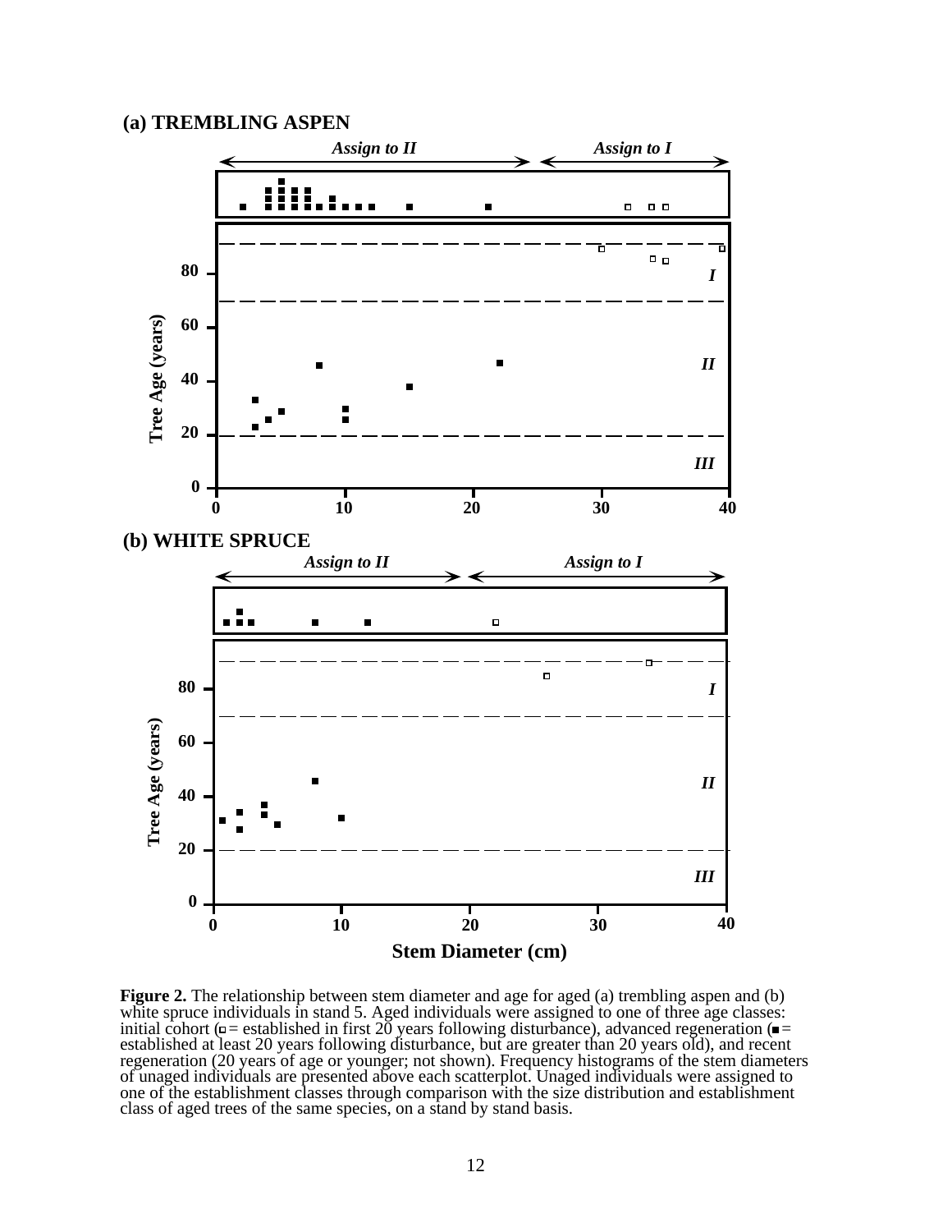**(a) TREMBLING ASPEN**

**(b) WHITE SPRUCE**

**Figure 2.** The relationship between stem diameter and age for aged (a) trembling aspen and (b) white spruce individuals in stand 5. Aged individuals were assigned to one of three age classes: initial cohort (□ = established in first 20 years following disturbance), advanced regeneration (■ = established at least 20 years following disturbance, but are greater than 20 years old), and recent regeneration (20 years of age or younger; not shown). Frequency histograms of the stem diameters of unaged individuals are presented above each scatterplot. Unaged individuals were assigned to one of the establishment classes through comparison with the size distribution and establishment class of aged trees of the same species, on a stand by stand basis.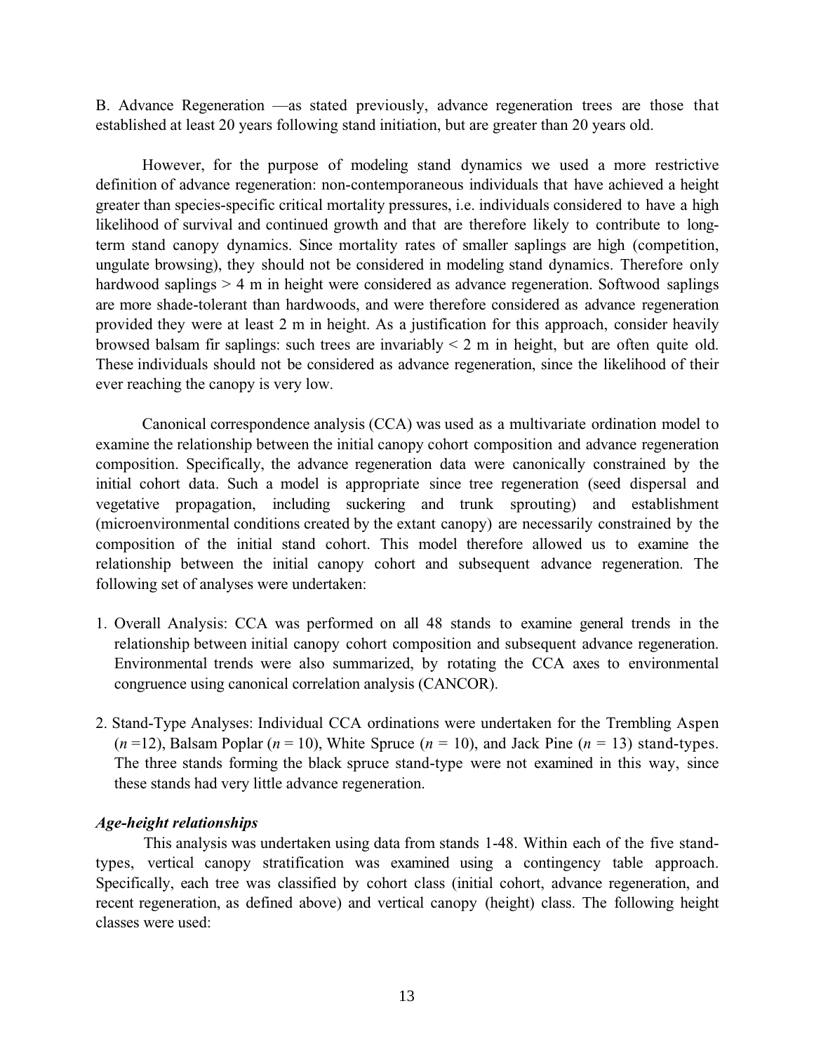B. Advance Regeneration —as stated previously, advance regeneration trees are those that established at least 20 years following stand initiation, but are greater than 20 years old.

However, for the purpose of modeling stand dynamics we used a more restrictive definition of advance regeneration: non-contemporaneous individuals that have achieved a height greater than species-specific critical mortality pressures, i.e. individuals considered to have a high likelihood of survival and continued growth and that are therefore likely to contribute to long-term stand canopy dynamics. Since mortality rates of smaller saplings are high (competition, ungulate browsing), they should not be considered in modeling stand dynamics. Therefore only hardwood saplings > 4 m in height were considered as advance regeneration. Softwood saplings are more shade-tolerant than hardwoods, and were therefore considered as advance regeneration provided they were at least 2 m in height. As a justification for this approach, consider heavily browsed balsam fir saplings: such trees are invariably < 2 m in height, but are often quite old. These individuals should not be considered as advance regeneration, since the likelihood of their ever reaching the canopy is very low.

Canonical correspondence analysis (CCA) was used as a multivariate ordination model to examine the relationship between the initial canopy cohort composition and advance regeneration composition. Specifically, the advance regeneration data were canonically constrained by the initial cohort data. Such a model is appropriate since tree regeneration (seed dispersal and vegetative propagation, including suckering and trunk sprouting) and establishment (microenvironmental conditions created by the extant canopy) are necessarily constrained by the composition of the initial stand cohort. This model therefore allowed us to examine the relationship between the initial canopy cohort and subsequent advance regeneration. The following set of analyses were undertaken:

1. Overall Analysis: CCA was performed on all 48 stands to examine general trends in the relationship between initial canopy cohort composition and subsequent advance regeneration. Environmental trends were also summarized, by rotating the CCA axes to environmental congruence using canonical correlation analysis (CANCOR).

2. Stand-Type Analyses: Individual CCA ordinations were undertaken for the Trembling Aspen ($n$ =12), Balsam Poplar ($n$ = 10), White Spruce ($n$ = 10), and Jack Pine ($n$ = 13) stand-types. The three stands forming the black spruce stand-type were not examined in this way, since these stands had very little advance regeneration.

***Age-height relationships***

This analysis was undertaken using data from stands 1-48. Within each of the five stand-types, vertical canopy stratification was examined using a contingency table approach. Specifically, each tree was classified by cohort class (initial cohort, advance regeneration, and recent regeneration, as defined above) and vertical canopy (height) class. The following height classes were used: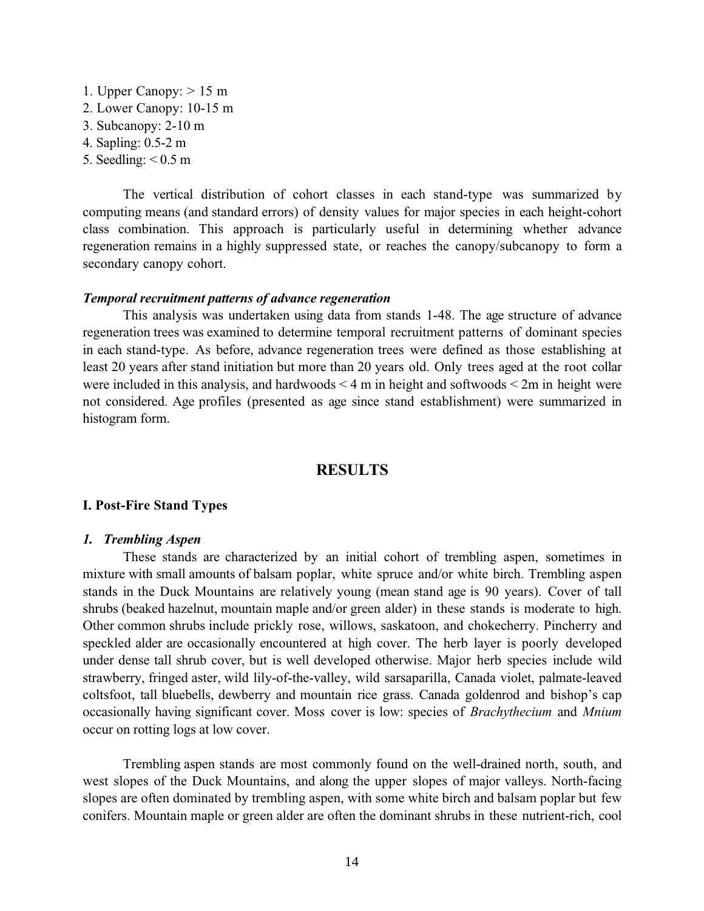1. Upper Canopy: > 15 m
2. Lower Canopy: 10-15 m
3. Subcanopy: 2-10 m
4. Sapling: 0.5-2 m
5. Seedling: < 0.5 m

The vertical distribution of cohort classes in each stand-type was summarized by computing means (and standard errors) of density values for major species in each height-cohort class combination. This approach is particularly useful in determining whether advance regeneration remains in a highly suppressed state, or reaches the canopy/subcanopy to form a secondary canopy cohort.

***Temporal recruitment patterns of advance regeneration***

This analysis was undertaken using data from stands 1-48. The age structure of advance regeneration trees was examined to determine temporal recruitment patterns of dominant species in each stand-type. As before, advance regeneration trees were defined as those establishing at least 20 years after stand initiation but more than 20 years old. Only trees aged at the root collar were included in this analysis, and hardwoods < 4 m in height and softwoods < 2m in height were not considered. Age profiles (presented as age since stand establishment) were summarized in histogram form.

## RESULTS

### I. Post-Fire Stand Types

#### *1. Trembling Aspen*

These stands are characterized by an initial cohort of trembling aspen, sometimes in mixture with small amounts of balsam poplar, white spruce and/or white birch. Trembling aspen stands in the Duck Mountains are relatively young (mean stand age is 90 years). Cover of tall shrubs (beaked hazelnut, mountain maple and/or green alder) in these stands is moderate to high. Other common shrubs include prickly rose, willows, saskatoon, and chokecherry. Pincherry and speckled alder are occasionally encountered at high cover. The herb layer is poorly developed under dense tall shrub cover, but is well developed otherwise. Major herb species include wild strawberry, fringed aster, wild lily-of-the-valley, wild sarsaparilla, Canada violet, palmate-leaved coltsfoot, tall bluebells, dewberry and mountain rice grass. Canada goldenrod and bishop's cap occasionally having significant cover. Moss cover is low: species of *Brachythecium* and *Mnium* occur on rotting logs at low cover.

Trembling aspen stands are most commonly found on the well-drained north, south, and west slopes of the Duck Mountains, and along the upper slopes of major valleys. North-facing slopes are often dominated by trembling aspen, with some white birch and balsam poplar but few conifers. Mountain maple or green alder are often the dominant shrubs in these nutrient-rich, cool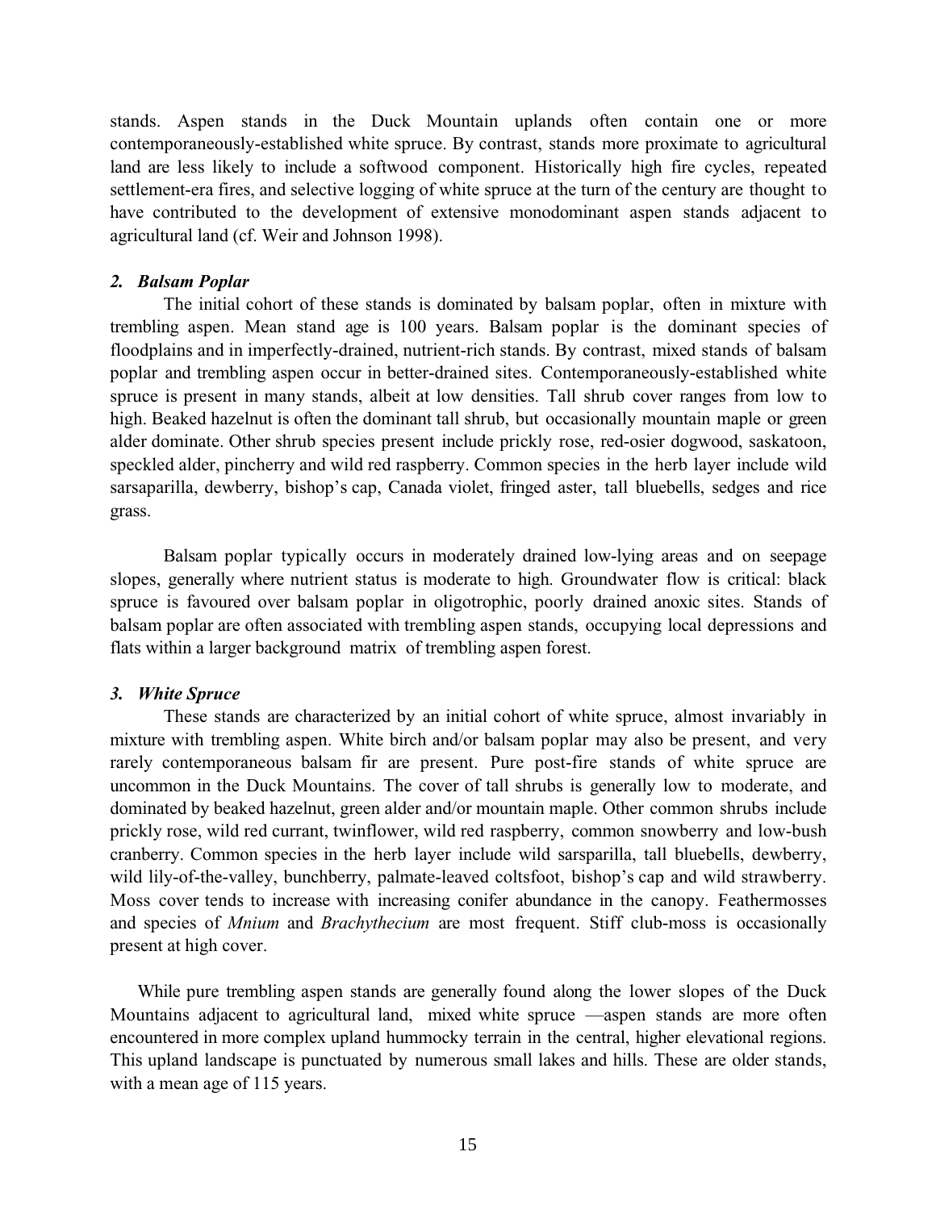stands. Aspen stands in the Duck Mountain uplands often contain one or more contemporaneously-established white spruce. By contrast, stands more proximate to agricultural land are less likely to include a softwood component. Historically high fire cycles, repeated settlement-era fires, and selective logging of white spruce at the turn of the century are thought to have contributed to the development of extensive monodominant aspen stands adjacent to agricultural land (cf. Weir and Johnson 1998).

### *2. Balsam Poplar*

The initial cohort of these stands is dominated by balsam poplar, often in mixture with trembling aspen. Mean stand age is 100 years. Balsam poplar is the dominant species of floodplains and in imperfectly-drained, nutrient-rich stands. By contrast, mixed stands of balsam poplar and trembling aspen occur in better-drained sites. Contemporaneously-established white spruce is present in many stands, albeit at low densities. Tall shrub cover ranges from low to high. Beaked hazelnut is often the dominant tall shrub, but occasionally mountain maple or green alder dominate. Other shrub species present include prickly rose, red-osier dogwood, saskatoon, speckled alder, pincherry and wild red raspberry. Common species in the herb layer include wild sarsaparilla, dewberry, bishop's cap, Canada violet, fringed aster, tall bluebells, sedges and rice grass.

Balsam poplar typically occurs in moderately drained low-lying areas and on seepage slopes, generally where nutrient status is moderate to high. Groundwater flow is critical: black spruce is favoured over balsam poplar in oligotrophic, poorly drained anoxic sites. Stands of balsam poplar are often associated with trembling aspen stands, occupying local depressions and flats within a larger background matrix of trembling aspen forest.

### *3. White Spruce*

These stands are characterized by an initial cohort of white spruce, almost invariably in mixture with trembling aspen. White birch and/or balsam poplar may also be present, and very rarely contemporaneous balsam fir are present. Pure post-fire stands of white spruce are uncommon in the Duck Mountains. The cover of tall shrubs is generally low to moderate, and dominated by beaked hazelnut, green alder and/or mountain maple. Other common shrubs include prickly rose, wild red currant, twinflower, wild red raspberry, common snowberry and low-bush cranberry. Common species in the herb layer include wild sarsparilla, tall bluebells, dewberry, wild lily-of-the-valley, bunchberry, palmate-leaved coltsfoot, bishop's cap and wild strawberry. Moss cover tends to increase with increasing conifer abundance in the canopy. Feathermosses and species of *Mnium* and *Brachythecium* are most frequent. Stiff club-moss is occasionally present at high cover.

While pure trembling aspen stands are generally found along the lower slopes of the Duck Mountains adjacent to agricultural land, mixed white spruce —aspen stands are more often encountered in more complex upland hummocky terrain in the central, higher elevational regions. This upland landscape is punctuated by numerous small lakes and hills. These are older stands, with a mean age of 115 years.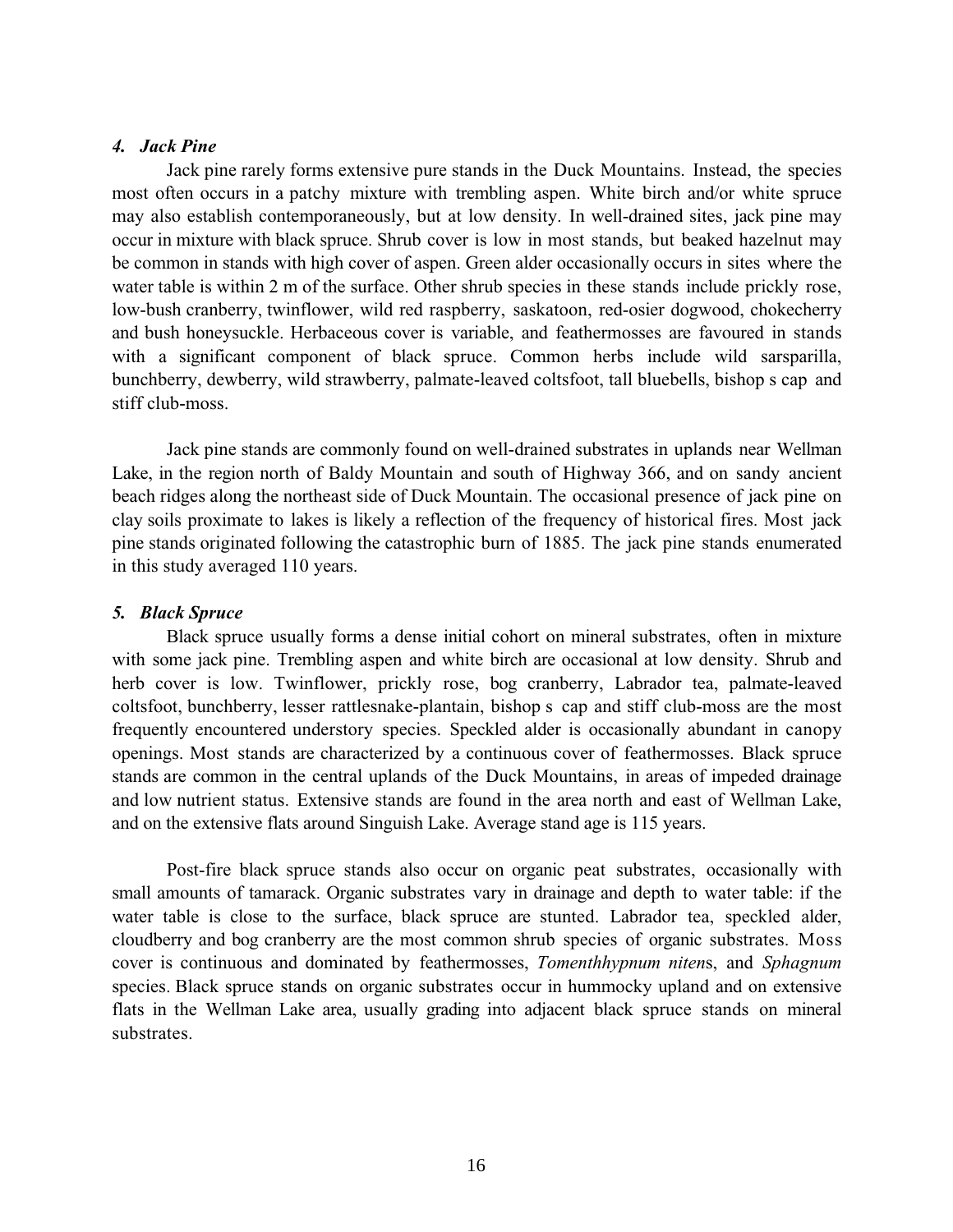### *4. Jack Pine*

Jack pine rarely forms extensive pure stands in the Duck Mountains. Instead, the species most often occurs in a patchy mixture with trembling aspen. White birch and/or white spruce may also establish contemporaneously, but at low density. In well-drained sites, jack pine may occur in mixture with black spruce. Shrub cover is low in most stands, but beaked hazelnut may be common in stands with high cover of aspen. Green alder occasionally occurs in sites where the water table is within 2 m of the surface. Other shrub species in these stands include prickly rose, low-bush cranberry, twinflower, wild red raspberry, saskatoon, red-osier dogwood, chokecherry and bush honeysuckle. Herbaceous cover is variable, and feathermosses are favoured in stands with a significant component of black spruce. Common herbs include wild sarsparilla, bunchberry, dewberry, wild strawberry, palmate-leaved coltsfoot, tall bluebells, bishop s cap and stiff club-moss.

Jack pine stands are commonly found on well-drained substrates in uplands near Wellman Lake, in the region north of Baldy Mountain and south of Highway 366, and on sandy ancient beach ridges along the northeast side of Duck Mountain. The occasional presence of jack pine on clay soils proximate to lakes is likely a reflection of the frequency of historical fires. Most jack pine stands originated following the catastrophic burn of 1885. The jack pine stands enumerated in this study averaged 110 years.

### *5. Black Spruce*

Black spruce usually forms a dense initial cohort on mineral substrates, often in mixture with some jack pine. Trembling aspen and white birch are occasional at low density. Shrub and herb cover is low. Twinflower, prickly rose, bog cranberry, Labrador tea, palmate-leaved coltsfoot, bunchberry, lesser rattlesnake-plantain, bishop s cap and stiff club-moss are the most frequently encountered understory species. Speckled alder is occasionally abundant in canopy openings. Most stands are characterized by a continuous cover of feathermosses. Black spruce stands are common in the central uplands of the Duck Mountains, in areas of impeded drainage and low nutrient status. Extensive stands are found in the area north and east of Wellman Lake, and on the extensive flats around Singuish Lake. Average stand age is 115 years.

Post-fire black spruce stands also occur on organic peat substrates, occasionally with small amounts of tamarack. Organic substrates vary in drainage and depth to water table: if the water table is close to the surface, black spruce are stunted. Labrador tea, speckled alder, cloudberry and bog cranberry are the most common shrub species of organic substrates. Moss cover is continuous and dominated by feathermosses, *Tomenthhypnum niten*s, and *Sphagnum* species. Black spruce stands on organic substrates occur in hummocky upland and on extensive flats in the Wellman Lake area, usually grading into adjacent black spruce stands on mineral substrates.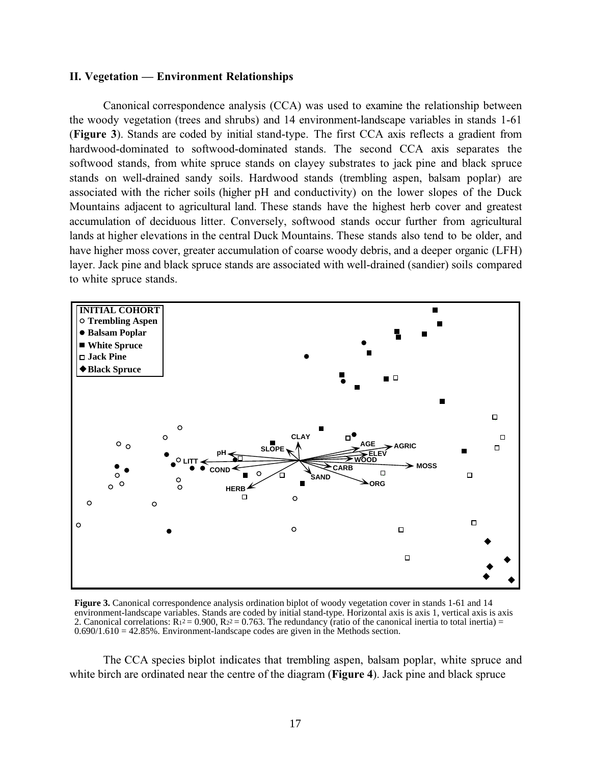## II. Vegetation — Environment Relationships

Canonical correspondence analysis (CCA) was used to examine the relationship between the woody vegetation (trees and shrubs) and 14 environment-landscape variables in stands 1-61 (**Figure 3**). Stands are coded by initial stand-type. The first CCA axis reflects a gradient from hardwood-dominated to softwood-dominated stands. The second CCA axis separates the softwood stands, from white spruce stands on clayey substrates to jack pine and black spruce stands on well-drained sandy soils. Hardwood stands (trembling aspen, balsam poplar) are associated with the richer soils (higher pH and conductivity) on the lower slopes of the Duck Mountains adjacent to agricultural land. These stands have the highest herb cover and greatest accumulation of deciduous litter. Conversely, softwood stands occur further from agricultural lands at higher elevations in the central Duck Mountains. These stands also tend to be older, and have higher moss cover, greater accumulation of coarse woody debris, and a deeper organic (LFH) layer. Jack pine and black spruce stands are associated with well-drained (sandier) soils compared to white spruce stands.

**Figure 3.** Canonical correspondence analysis ordination biplot of woody vegetation cover in stands 1-61 and 14 environment-landscape variables. Stands are coded by initial stand-type. Horizontal axis is axis 1, vertical axis is axis 2. Canonical correlations: $R_1^2 = 0.900$, $R_2^2 = 0.763$. The redundancy (ratio of the canonical inertia to total inertia) = $0.690/1.610 = 42.85\%$. Environment-landscape codes are given in the Methods section.

The CCA species biplot indicates that trembling aspen, balsam poplar, white spruce and white birch are ordinated near the centre of the diagram (**Figure 4**). Jack pine and black spruce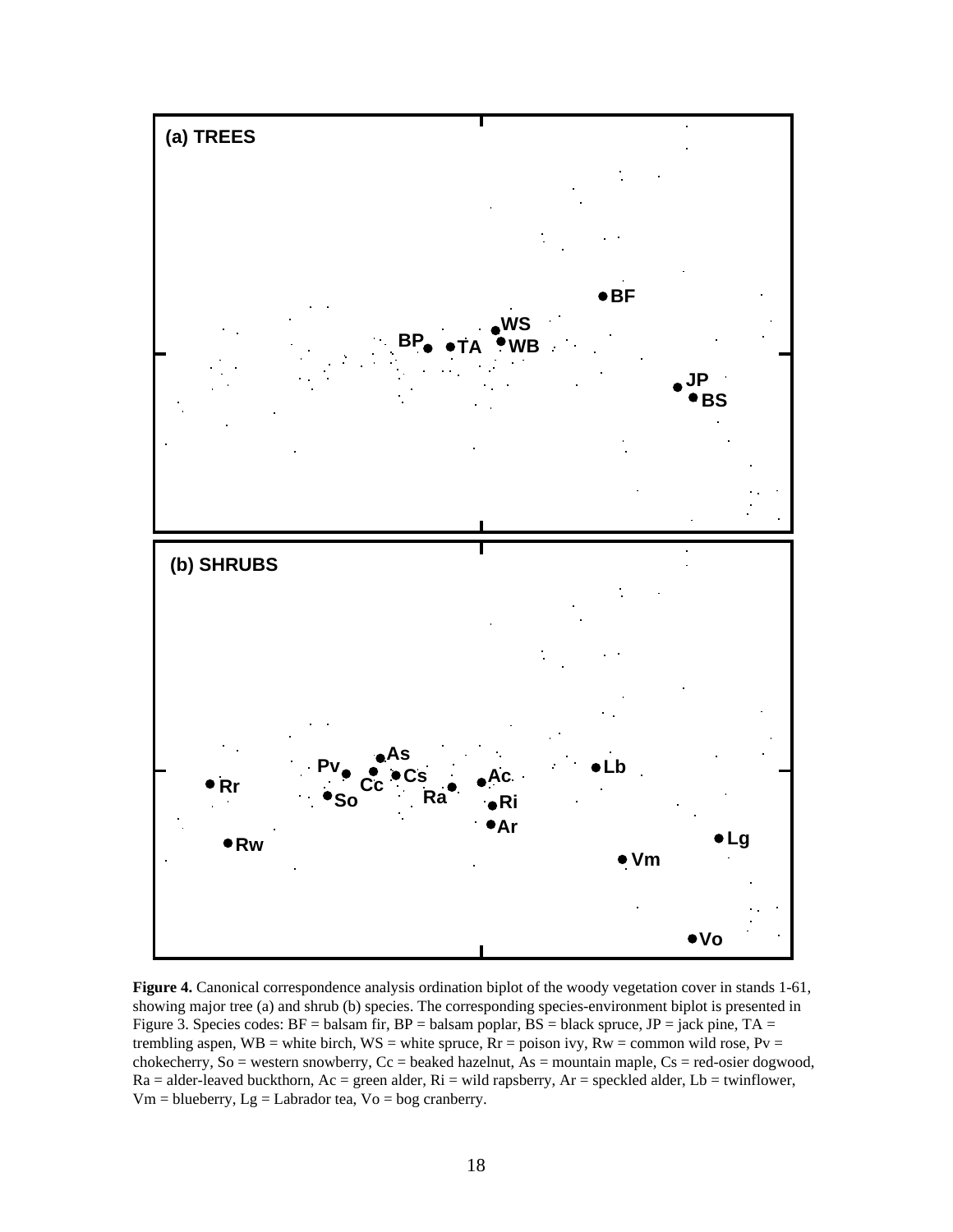(a) TREES

(b) SHRUBS

**Figure 4.** Canonical correspondence analysis ordination biplot of the woody vegetation cover in stands 1-61, showing major tree (a) and shrub (b) species. The corresponding species-environment biplot is presented in Figure 3. Species codes: BF = balsam fir, BP = balsam poplar, BS = black spruce, JP = jack pine, TA = trembling aspen, WB = white birch, WS = white spruce, Rr = poison ivy, Rw = common wild rose, Pv = chokecherry, So = western snowberry, Cc = beaked hazelnut, As = mountain maple, Cs = red-osier dogwood, Ra = alder-leaved buckthorn, Ac = green alder, Ri = wild rapsberry, Ar = speckled alder, Lb = twinflower, Vm = blueberry, Lg = Labrador tea, Vo = bog cranberry.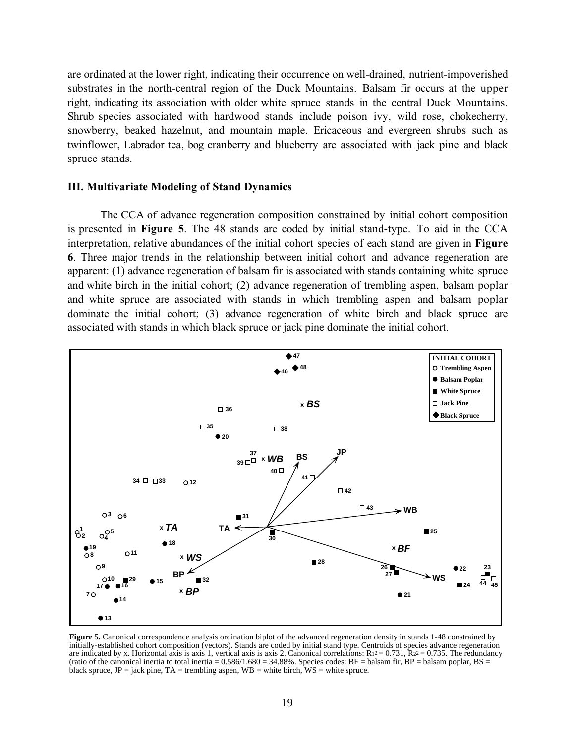are ordinated at the lower right, indicating their occurrence on well-drained, nutrient-impoverished substrates in the north-central region of the Duck Mountains. Balsam fir occurs at the upper right, indicating its association with older white spruce stands in the central Duck Mountains. Shrub species associated with hardwood stands include poison ivy, wild rose, chokecherry, snowberry, beaked hazelnut, and mountain maple. Ericaceous and evergreen shrubs such as twinflower, Labrador tea, bog cranberry and blueberry are associated with jack pine and black spruce stands.

### III. Multivariate Modeling of Stand Dynamics

The CCA of advance regeneration composition constrained by initial cohort composition is presented in **Figure 5**. The 48 stands are coded by initial stand-type. To aid in the CCA interpretation, relative abundances of the initial cohort species of each stand are given in **Figure 6**. Three major trends in the relationship between initial cohort and advance regeneration are apparent: (1) advance regeneration of balsam fir is associated with stands containing white spruce and white birch in the initial cohort; (2) advance regeneration of trembling aspen, balsam poplar and white spruce are associated with stands in which trembling aspen and balsam poplar dominate the initial cohort; (3) advance regeneration of white birch and black spruce are associated with stands in which black spruce or jack pine dominate the initial cohort.

**Figure 5.** Canonical correspondence analysis ordination biplot of the advanced regeneration density in stands 1-48 constrained by initially-established cohort composition (vectors). Stands are coded by initial stand type. Centroids of species advance regeneration are indicated by x. Horizontal axis is axis 1, vertical axis is axis 2. Canonical correlations: $R_1^2 = 0.731$, $R_2^2 = 0.735$. The redundancy (ratio of the canonical inertia to total inertia = 0.586/1.680 = 34.88%. Species codes: BF = balsam fir, BP = balsam poplar, BS = black spruce, JP = jack pine, TA = trembling aspen, WB = white birch, WS = white spruce.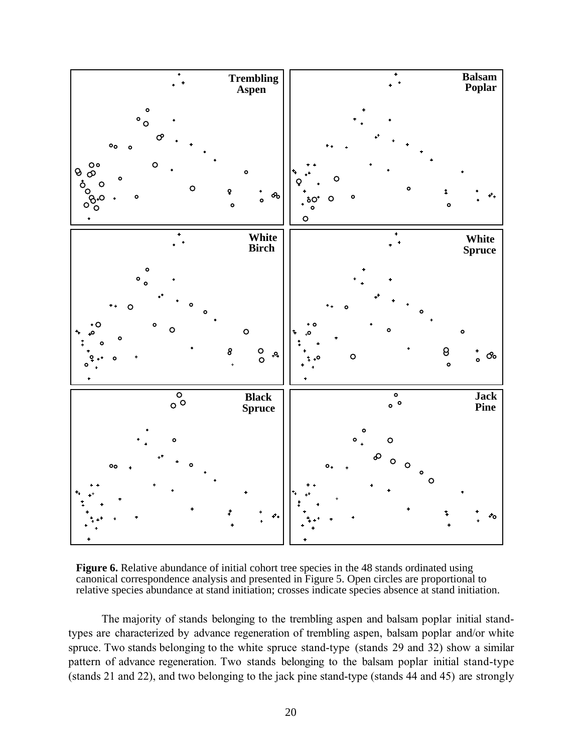**Figure 6.** Relative abundance of initial cohort tree species in the 48 stands ordinated using canonical correspondence analysis and presented in Figure 5. Open circles are proportional to relative species abundance at stand initiation; crosses indicate species absence at stand initiation.

The majority of stands belonging to the trembling aspen and balsam poplar initial stand-types are characterized by advance regeneration of trembling aspen, balsam poplar and/or white spruce. Two stands belonging to the white spruce stand-type (stands 29 and 32) show a similar pattern of advance regeneration. Two stands belonging to the balsam poplar initial stand-type (stands 21 and 22), and two belonging to the jack pine stand-type (stands 44 and 45) are strongly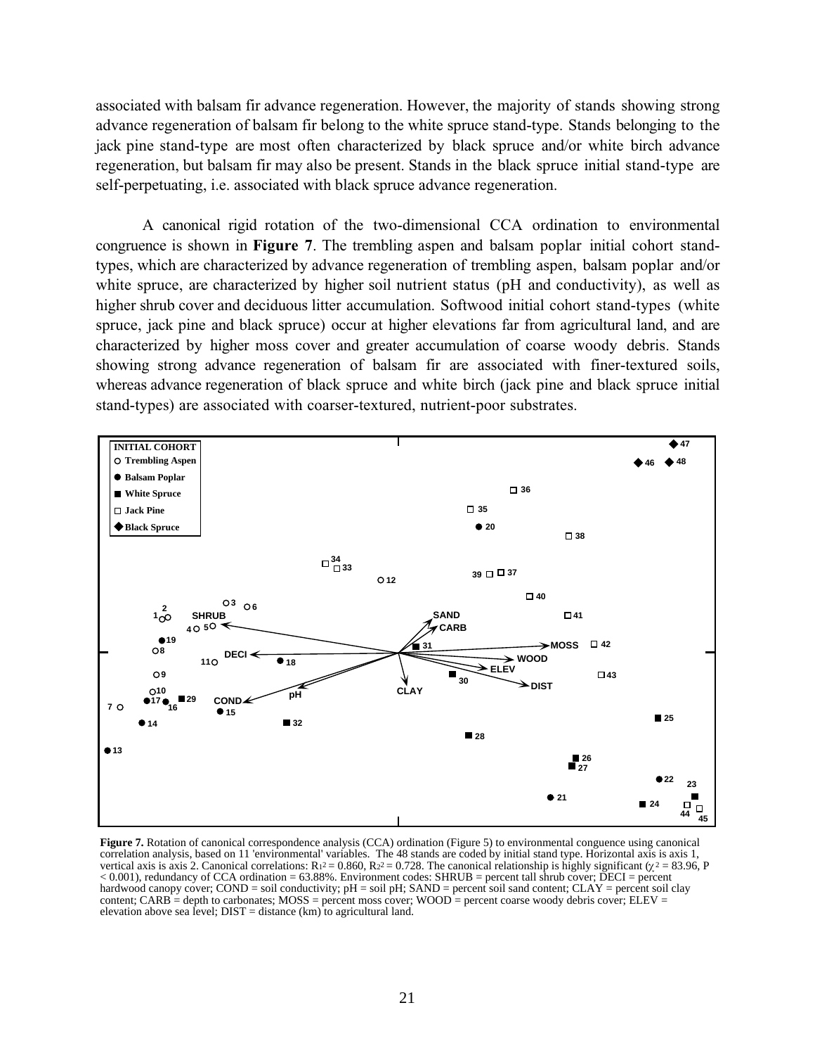associated with balsam fir advance regeneration. However, the majority of stands showing strong advance regeneration of balsam fir belong to the white spruce stand-type. Stands belonging to the jack pine stand-type are most often characterized by black spruce and/or white birch advance regeneration, but balsam fir may also be present. Stands in the black spruce initial stand-type are self-perpetuating, i.e. associated with black spruce advance regeneration.

A canonical rigid rotation of the two-dimensional CCA ordination to environmental congruence is shown in **Figure 7**. The trembling aspen and balsam poplar initial cohort stand-types, which are characterized by advance regeneration of trembling aspen, balsam poplar and/or white spruce, are characterized by higher soil nutrient status (pH and conductivity), as well as higher shrub cover and deciduous litter accumulation. Softwood initial cohort stand-types (white spruce, jack pine and black spruce) occur at higher elevations far from agricultural land, and are characterized by higher moss cover and greater accumulation of coarse woody debris. Stands showing strong advance regeneration of balsam fir are associated with finer-textured soils, whereas advance regeneration of black spruce and white birch (jack pine and black spruce initial stand-types) are associated with coarser-textured, nutrient-poor substrates.

**Figure 7.** Rotation of canonical correspondence analysis (CCA) ordination (Figure 5) to environmental conguence using canonical correlation analysis, based on 11 'environmental' variables. The 48 stands are coded by initial stand type. Horizontal axis is axis 1, vertical axis is axis 2. Canonical correlations: $R_1^2 = 0.860$, $R_2^2 = 0.728$. The canonical relationship is highly significant ($\chi^2 = 83.96$, $P < 0.001$), redundancy of CCA ordination = 63.88%. Environment codes: SHRUB = percent tall shrub cover; DECI = percent hardwood canopy cover; COND = soil conductivity; pH = soil pH; SAND = percent soil sand content; CLAY = percent soil clay content; CARB = depth to carbonates; MOSS = percent moss cover; WOOD = percent coarse woody debris cover; ELEV = elevation above sea level; DIST = distance (km) to agricultural land.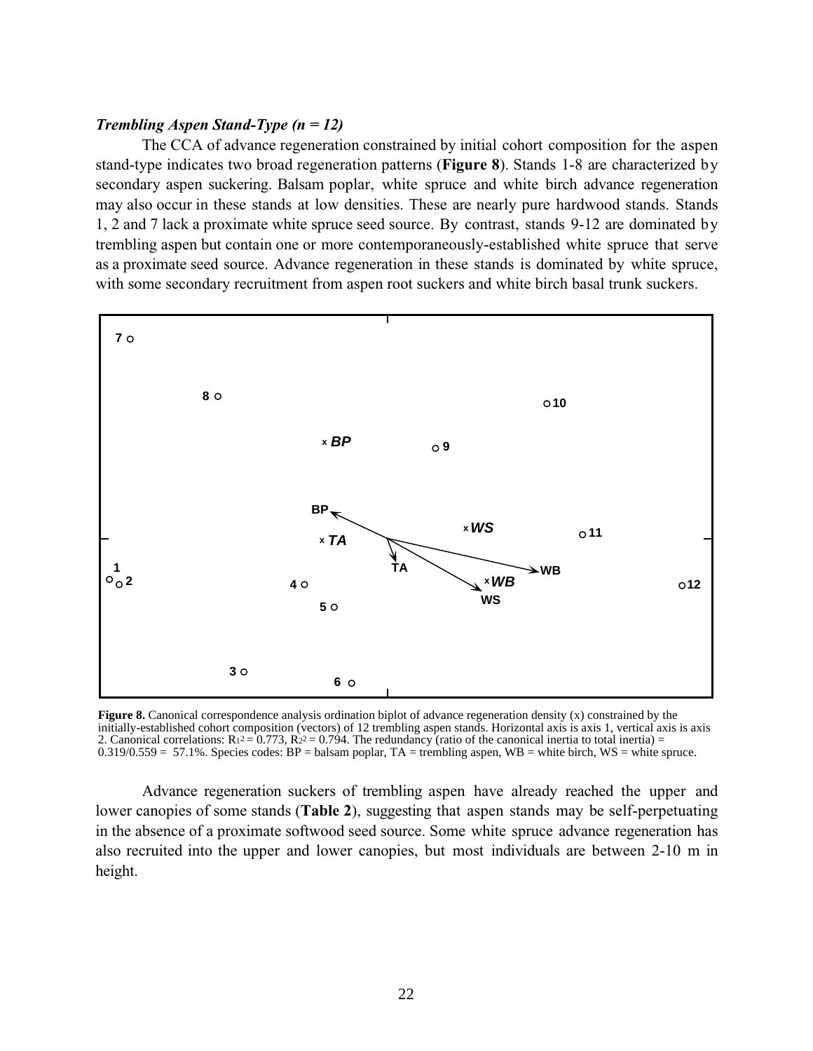***Trembling Aspen Stand-Type (n = 12)***

The CCA of advance regeneration constrained by initial cohort composition for the aspen stand-type indicates two broad regeneration patterns (**Figure 8**). Stands 1-8 are characterized by secondary aspen suckering. Balsam poplar, white spruce and white birch advance regeneration may also occur in these stands at low densities. These are nearly pure hardwood stands. Stands 1, 2 and 7 lack a proximate white spruce seed source. By contrast, stands 9-12 are dominated by trembling aspen but contain one or more contemporaneously-established white spruce that serve as a proximate seed source. Advance regeneration in these stands is dominated by white spruce, with some secondary recruitment from aspen root suckers and white birch basal trunk suckers.

**Figure 8.** Canonical correspondence analysis ordination biplot of advance regeneration density (x) constrained by the initially-established cohort composition (vectors) of 12 trembling aspen stands. Horizontal axis is axis 1, vertical axis is axis 2. Canonical correlations: $R_1^2 = 0.773$, $R_2^2 = 0.794$. The redundancy (ratio of the canonical inertia to total inertia) = 0.319/0.559 = 57.1%. Species codes: BP = balsam poplar, TA = trembling aspen, WB = white birch, WS = white spruce.

Advance regeneration suckers of trembling aspen have already reached the upper and lower canopies of some stands (**Table 2**), suggesting that aspen stands may be self-perpetuating in the absence of a proximate softwood seed source. Some white spruce advance regeneration has also recruited into the upper and lower canopies, but most individuals are between 2-10 m in height.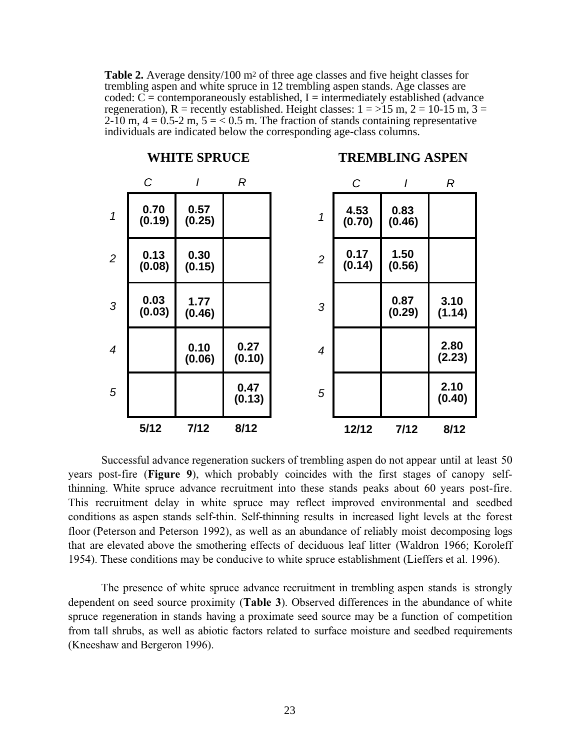**Table 2.** Average density/100 m$^2$ of three age classes and five height classes for trembling aspen and white spruce in 12 trembling aspen stands. Age classes are coded: C = contemporaneously established, I = intermediately established (advance regeneration), R = recently established. Height classes: 1 = >15 m, 2 = 10-15 m, 3 = 2-10 m, 4 = 0.5-2 m, 5 = < 0.5 m. The fraction of stands containing representative individuals are indicated below the corresponding age-class columns.

| | **WHITE SPRUCE** | | | **TREMBLING ASPEN** | | |
|---|---|---|---|---|---|---|
| | *C* | *I* | *R* | *C* | *I* | *R* |
| *1* | **0.70 (0.19)** | **0.57 (0.25)** | | **4.53 (0.70)** | **0.83 (0.46)** | |
| *2* | **0.13 (0.08)** | **0.30 (0.15)** | | **0.17 (0.14)** | **1.50 (0.56)** | |
| *3* | **0.03 (0.03)** | **1.77 (0.46)** | | | **0.87 (0.29)** | **3.10 (1.14)** |
| *4* | | **0.10 (0.06)** | **0.27 (0.10)** | | | **2.80 (2.23)** |
| *5* | | | **0.47 (0.13)** | | | **2.10 (0.40)** |
| | **5/12** | **7/12** | **8/12** | **12/12** | **7/12** | **8/12** |

Successful advance regeneration suckers of trembling aspen do not appear until at least 50 years post-fire (**Figure 9**), which probably coincides with the first stages of canopy self-thinning. White spruce advance recruitment into these stands peaks about 60 years post-fire. This recruitment delay in white spruce may reflect improved environmental and seedbed conditions as aspen stands self-thin. Self-thinning results in increased light levels at the forest floor (Peterson and Peterson 1992), as well as an abundance of reliably moist decomposing logs that are elevated above the smothering effects of deciduous leaf litter (Waldron 1966; Koroleff 1954). These conditions may be conducive to white spruce establishment (Lieffers et al. 1996).

The presence of white spruce advance recruitment in trembling aspen stands is strongly dependent on seed source proximity (**Table 3**). Observed differences in the abundance of white spruce regeneration in stands having a proximate seed source may be a function of competition from tall shrubs, as well as abiotic factors related to surface moisture and seedbed requirements (Kneeshaw and Bergeron 1996).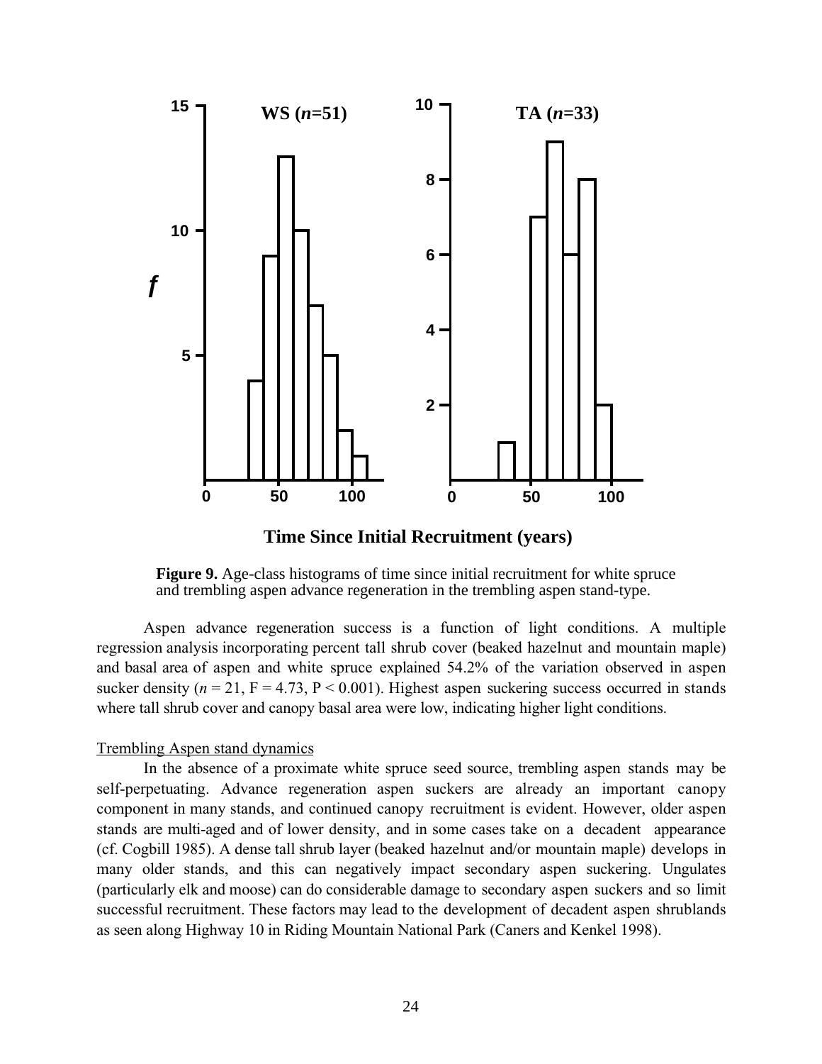**Figure 9.** Age-class histograms of time since initial recruitment for white spruce and trembling aspen advance regeneration in the trembling aspen stand-type.

Aspen advance regeneration success is a function of light conditions. A multiple regression analysis incorporating percent tall shrub cover (beaked hazelnut and mountain maple) and basal area of aspen and white spruce explained 54.2% of the variation observed in aspen sucker density ($n$ = 21, F = 4.73, P < 0.001). Highest aspen suckering success occurred in stands where tall shrub cover and canopy basal area were low, indicating higher light conditions.

Trembling Aspen stand dynamics

In the absence of a proximate white spruce seed source, trembling aspen stands may be self-perpetuating. Advance regeneration aspen suckers are already an important canopy component in many stands, and continued canopy recruitment is evident. However, older aspen stands are multi-aged and of lower density, and in some cases take on a decadent appearance (cf. Cogbill 1985). A dense tall shrub layer (beaked hazelnut and/or mountain maple) develops in many older stands, and this can negatively impact secondary aspen suckering. Ungulates (particularly elk and moose) can do considerable damage to secondary aspen suckers and so limit successful recruitment. These factors may lead to the development of decadent aspen shrublands as seen along Highway 10 in Riding Mountain National Park (Caners and Kenkel 1998).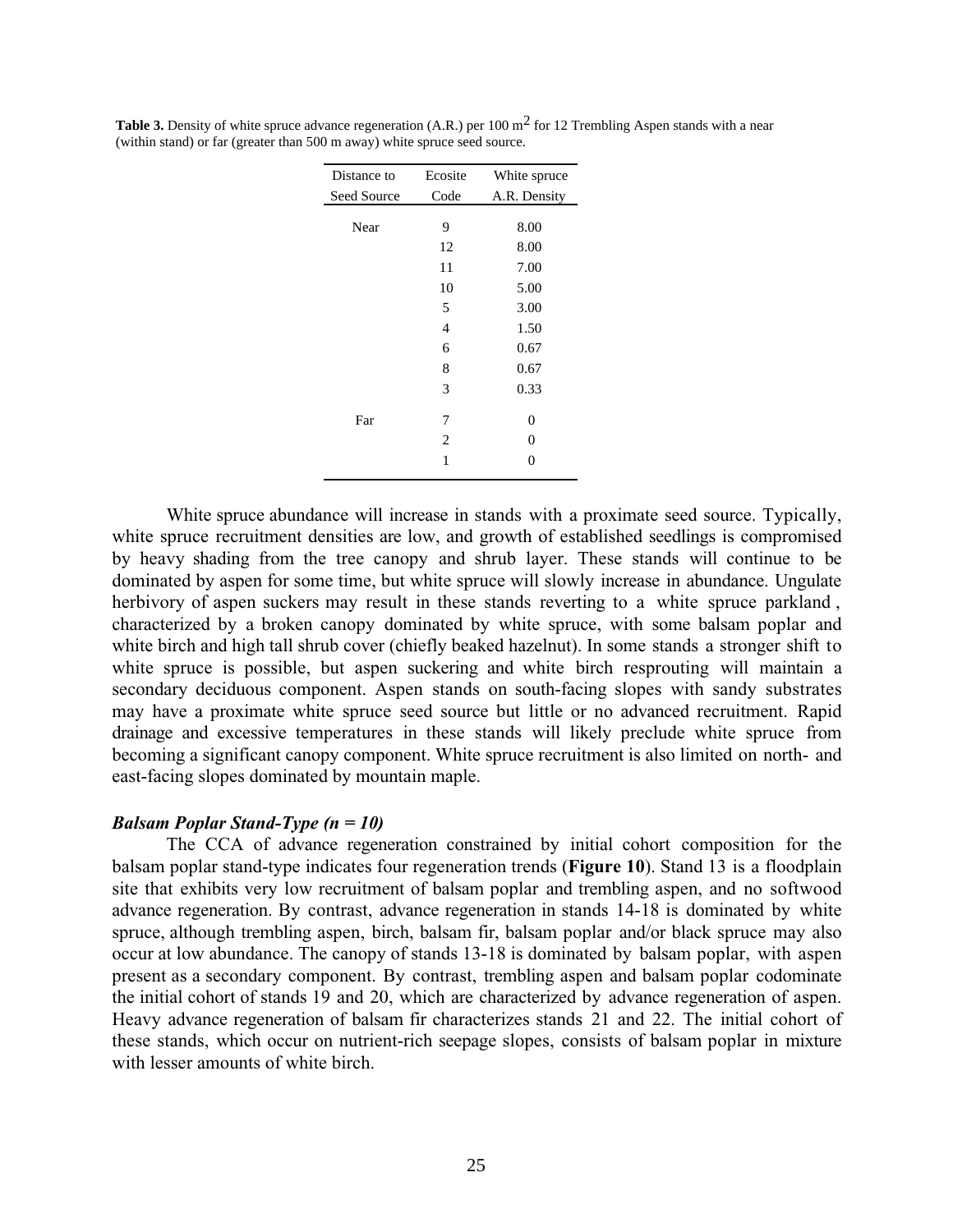**Table 3.** Density of white spruce advance regeneration (A.R.) per 100 $m^2$ for 12 Trembling Aspen stands with a near (within stand) or far (greater than 500 m away) white spruce seed source.

| Distance to Seed Source | Ecosite Code | White spruce A.R. Density |
|---|---|---|
| Near | 9 | 8.00 |
| | 12 | 8.00 |
| | 11 | 7.00 |
| | 10 | 5.00 |
| | 5 | 3.00 |
| | 4 | 1.50 |
| | 6 | 0.67 |
| | 8 | 0.67 |
| | 3 | 0.33 |
| Far | 7 | 0 |
| | 2 | 0 |
| | 1 | 0 |

White spruce abundance will increase in stands with a proximate seed source. Typically, white spruce recruitment densities are low, and growth of established seedlings is compromised by heavy shading from the tree canopy and shrub layer. These stands will continue to be dominated by aspen for some time, but white spruce will slowly increase in abundance. Ungulate herbivory of aspen suckers may result in these stands reverting to a white spruce parkland, characterized by a broken canopy dominated by white spruce, with some balsam poplar and white birch and high tall shrub cover (chiefly beaked hazelnut). In some stands a stronger shift to white spruce is possible, but aspen suckering and white birch resprouting will maintain a secondary deciduous component. Aspen stands on south-facing slopes with sandy substrates may have a proximate white spruce seed source but little or no advanced recruitment. Rapid drainage and excessive temperatures in these stands will likely preclude white spruce from becoming a significant canopy component. White spruce recruitment is also limited on north- and east-facing slopes dominated by mountain maple.

### *Balsam Poplar Stand-Type (n = 10)*

The CCA of advance regeneration constrained by initial cohort composition for the balsam poplar stand-type indicates four regeneration trends (**Figure 10**). Stand 13 is a floodplain site that exhibits very low recruitment of balsam poplar and trembling aspen, and no softwood advance regeneration. By contrast, advance regeneration in stands 14-18 is dominated by white spruce, although trembling aspen, birch, balsam fir, balsam poplar and/or black spruce may also occur at low abundance. The canopy of stands 13-18 is dominated by balsam poplar, with aspen present as a secondary component. By contrast, trembling aspen and balsam poplar codominate the initial cohort of stands 19 and 20, which are characterized by advance regeneration of aspen. Heavy advance regeneration of balsam fir characterizes stands 21 and 22. The initial cohort of these stands, which occur on nutrient-rich seepage slopes, consists of balsam poplar in mixture with lesser amounts of white birch.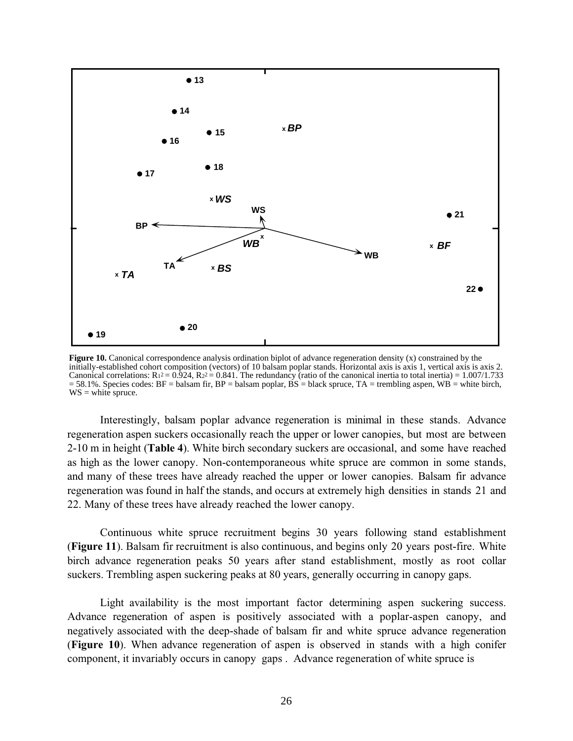**Figure 10.** Canonical correspondence analysis ordination biplot of advance regeneration density (x) constrained by the initially-established cohort composition (vectors) of 10 balsam poplar stands. Horizontal axis is axis 1, vertical axis is axis 2. Canonical correlations: $R_1^2 = 0.924$, $R_2^2 = 0.841$. The redundancy (ratio of the canonical inertia to total inertia) = 1.007/1.733 = 58.1%. Species codes: BF = balsam fir, BP = balsam poplar, BS = black spruce, TA = trembling aspen, WB = white birch, WS = white spruce.

Interestingly, balsam poplar advance regeneration is minimal in these stands. Advance regeneration aspen suckers occasionally reach the upper or lower canopies, but most are between 2-10 m in height (**Table 4**). White birch secondary suckers are occasional, and some have reached as high as the lower canopy. Non-contemporaneous white spruce are common in some stands, and many of these trees have already reached the upper or lower canopies. Balsam fir advance regeneration was found in half the stands, and occurs at extremely high densities in stands 21 and 22. Many of these trees have already reached the lower canopy.

Continuous white spruce recruitment begins 30 years following stand establishment (**Figure 11**). Balsam fir recruitment is also continuous, and begins only 20 years post-fire. White birch advance regeneration peaks 50 years after stand establishment, mostly as root collar suckers. Trembling aspen suckering peaks at 80 years, generally occurring in canopy gaps.

Light availability is the most important factor determining aspen suckering success. Advance regeneration of aspen is positively associated with a poplar-aspen canopy, and negatively associated with the deep-shade of balsam fir and white spruce advance regeneration (**Figure 10**). When advance regeneration of aspen is observed in stands with a high conifer component, it invariably occurs in canopy gaps . Advance regeneration of white spruce is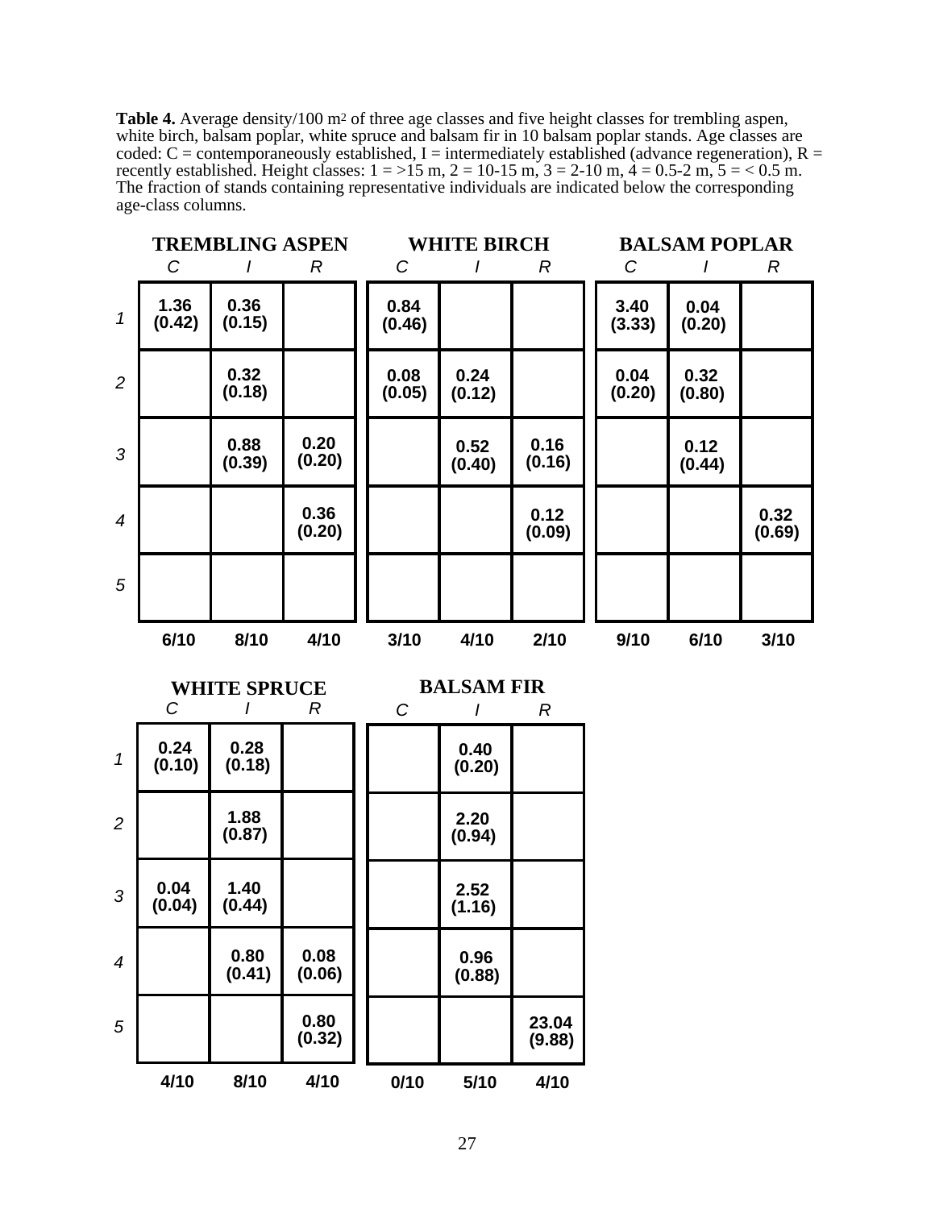**Table 4.** Average density/100 m[2] of three age classes and five height classes for trembling aspen, white birch, balsam poplar, white spruce and balsam fir in 10 balsam poplar stands. Age classes are coded: C = contemporaneously established, I = intermediately established (advance regeneration), R = recently established. Height classes: 1 = >15 m, 2 = 10-15 m, 3 = 2-10 m, 4 = 0.5-2 m, 5 = < 0.5 m. The fraction of stands containing representative individuals are indicated below the corresponding age-class columns.

| | TREMBLING ASPEN | | | WHITE BIRCH | | | BALSAM POPLAR | | |
|---|---|---|---|---|---|---|---|---|---|
| | *C* | *I* | *R* | *C* | *I* | *R* | *C* | *I* | *R* |
| *1* | 1.36 (0.42) | 0.36 (0.15) | | 0.84 (0.46) | | | 3.40 (3.33) | 0.04 (0.20) | |
| *2* | | 0.32 (0.18) | | 0.08 (0.05) | 0.24 (0.12) | | 0.04 (0.20) | 0.32 (0.80) | |
| *3* | | 0.88 (0.39) | 0.20 (0.20) | | 0.52 (0.40) | 0.16 (0.16) | | 0.12 (0.44) | |
| *4* | | | 0.36 (0.20) | | | 0.12 (0.09) | | | 0.32 (0.69) |
| *5* | | | | | | | | | |
| | 6/10 | 8/10 | 4/10 | 3/10 | 4/10 | 2/10 | 9/10 | 6/10 | 3/10 |

| | WHITE SPRUCE | | | BALSAM FIR | | |
|---|---|---|---|---|---|---|
| | *C* | *I* | *R* | *C* | *I* | *R* |
| *1* | 0.24 (0.10) | 0.28 (0.18) | | | 0.40 (0.20) | |
| *2* | | 1.88 (0.87) | | | 2.20 (0.94) | |
| *3* | 0.04 (0.04) | 1.40 (0.44) | | | 2.52 (1.16) | |
| *4* | | 0.80 (0.41) | 0.08 (0.06) | | 0.96 (0.88) | |
| *5* | | | 0.80 (0.32) | | | 23.04 (9.88) |
| | 4/10 | 8/10 | 4/10 | 0/10 | 5/10 | 4/10 |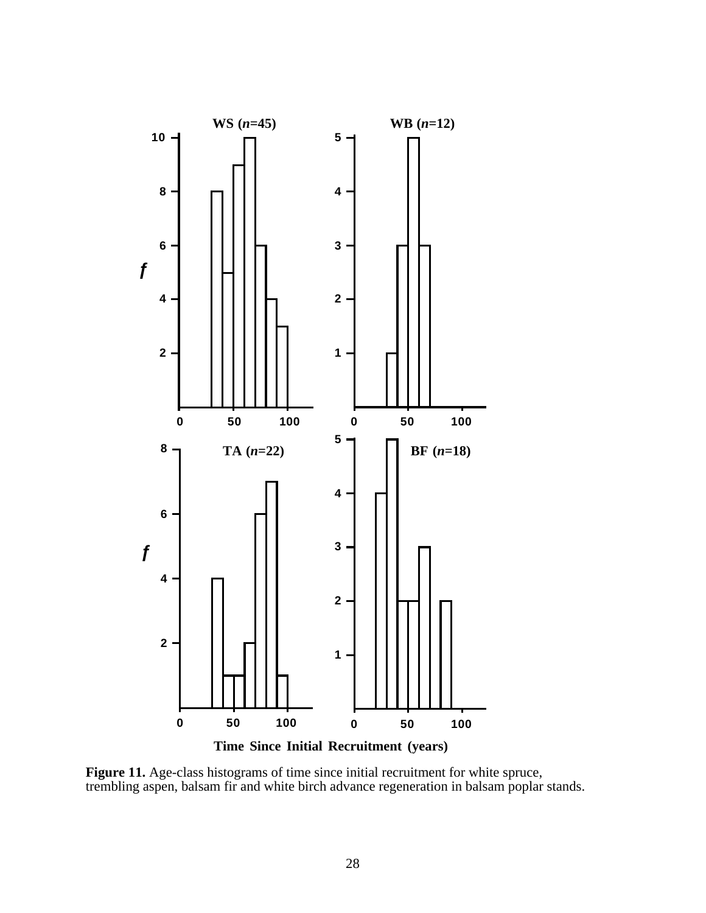**Figure 11.** Age-class histograms of time since initial recruitment for white spruce, trembling aspen, balsam fir and white birch advance regeneration in balsam poplar stands.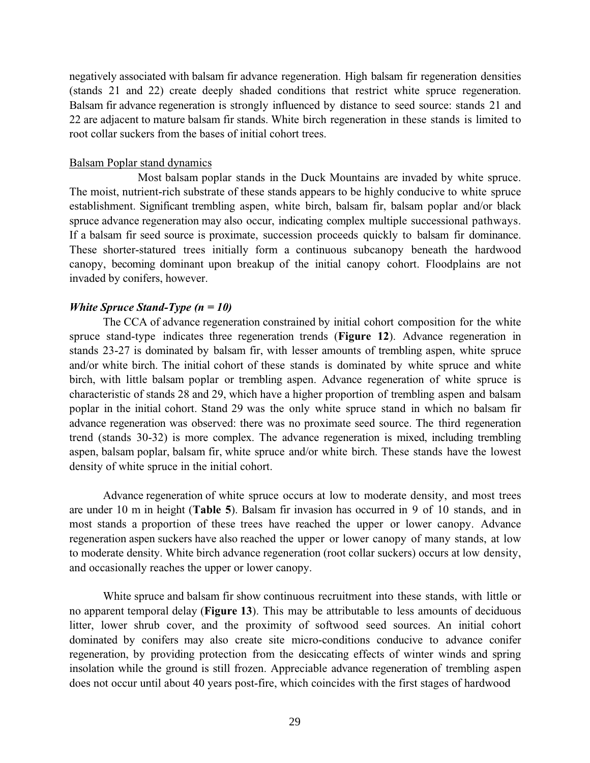negatively associated with balsam fir advance regeneration. High balsam fir regeneration densities (stands 21 and 22) create deeply shaded conditions that restrict white spruce regeneration. Balsam fir advance regeneration is strongly influenced by distance to seed source: stands 21 and 22 are adjacent to mature balsam fir stands. White birch regeneration in these stands is limited to root collar suckers from the bases of initial cohort trees.

Balsam Poplar stand dynamics

Most balsam poplar stands in the Duck Mountains are invaded by white spruce. The moist, nutrient-rich substrate of these stands appears to be highly conducive to white spruce establishment. Significant trembling aspen, white birch, balsam fir, balsam poplar and/or black spruce advance regeneration may also occur, indicating complex multiple successional pathways. If a balsam fir seed source is proximate, succession proceeds quickly to balsam fir dominance. These shorter-statured trees initially form a continuous subcanopy beneath the hardwood canopy, becoming dominant upon breakup of the initial canopy cohort. Floodplains are not invaded by conifers, however.

### *White Spruce Stand-Type (n = 10)*

The CCA of advance regeneration constrained by initial cohort composition for the white spruce stand-type indicates three regeneration trends (**Figure 12**). Advance regeneration in stands 23-27 is dominated by balsam fir, with lesser amounts of trembling aspen, white spruce and/or white birch. The initial cohort of these stands is dominated by white spruce and white birch, with little balsam poplar or trembling aspen. Advance regeneration of white spruce is characteristic of stands 28 and 29, which have a higher proportion of trembling aspen and balsam poplar in the initial cohort. Stand 29 was the only white spruce stand in which no balsam fir advance regeneration was observed: there was no proximate seed source. The third regeneration trend (stands 30-32) is more complex. The advance regeneration is mixed, including trembling aspen, balsam poplar, balsam fir, white spruce and/or white birch. These stands have the lowest density of white spruce in the initial cohort.

Advance regeneration of white spruce occurs at low to moderate density, and most trees are under 10 m in height (**Table 5**). Balsam fir invasion has occurred in 9 of 10 stands, and in most stands a proportion of these trees have reached the upper or lower canopy. Advance regeneration aspen suckers have also reached the upper or lower canopy of many stands, at low to moderate density. White birch advance regeneration (root collar suckers) occurs at low density, and occasionally reaches the upper or lower canopy.

White spruce and balsam fir show continuous recruitment into these stands, with little or no apparent temporal delay (**Figure 13**). This may be attributable to less amounts of deciduous litter, lower shrub cover, and the proximity of softwood seed sources. An initial cohort dominated by conifers may also create site micro-conditions conducive to advance conifer regeneration, by providing protection from the desiccating effects of winter winds and spring insolation while the ground is still frozen. Appreciable advance regeneration of trembling aspen does not occur until about 40 years post-fire, which coincides with the first stages of hardwood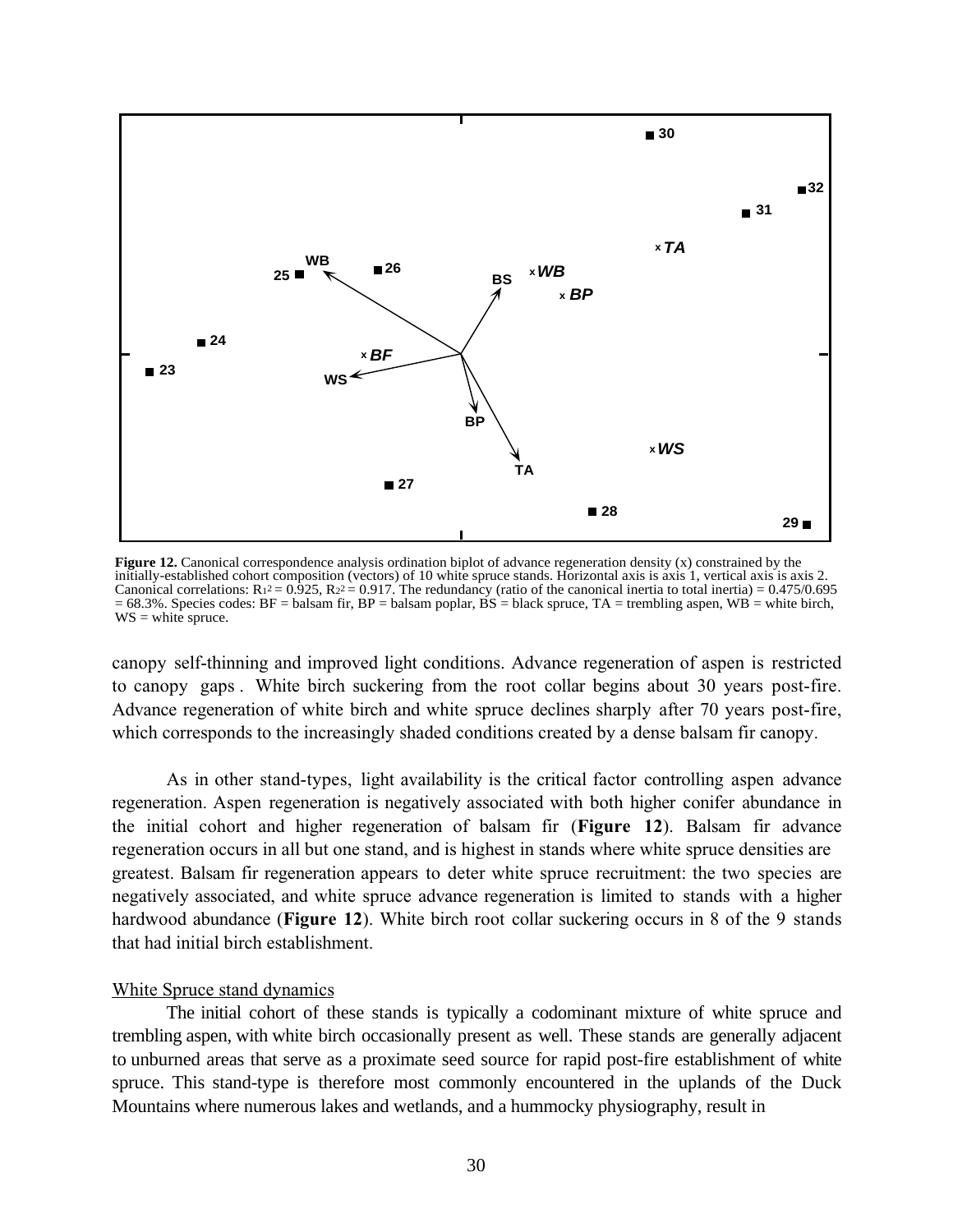**Figure 12.** Canonical correspondence analysis ordination biplot of advance regeneration density (x) constrained by the initially-established cohort composition (vectors) of 10 white spruce stands. Horizontal axis is axis 1, vertical axis is axis 2. Canonical correlations: $R_1^2 = 0.925$, $R_2^2 = 0.917$. The redundancy (ratio of the canonical inertia to total inertia) = 0.475/0.695 = 68.3%. Species codes: BF = balsam fir, BP = balsam poplar, BS = black spruce, TA = trembling aspen, WB = white birch, WS = white spruce.

canopy self-thinning and improved light conditions. Advance regeneration of aspen is restricted to canopy gaps. White birch suckering from the root collar begins about 30 years post-fire. Advance regeneration of white birch and white spruce declines sharply after 70 years post-fire, which corresponds to the increasingly shaded conditions created by a dense balsam fir canopy.

As in other stand-types, light availability is the critical factor controlling aspen advance regeneration. Aspen regeneration is negatively associated with both higher conifer abundance in the initial cohort and higher regeneration of balsam fir (**Figure 12**). Balsam fir advance regeneration occurs in all but one stand, and is highest in stands where white spruce densities are greatest. Balsam fir regeneration appears to deter white spruce recruitment: the two species are negatively associated, and white spruce advance regeneration is limited to stands with a higher hardwood abundance (**Figure 12**). White birch root collar suckering occurs in 8 of the 9 stands that had initial birch establishment.

White Spruce stand dynamics

The initial cohort of these stands is typically a codominant mixture of white spruce and trembling aspen, with white birch occasionally present as well. These stands are generally adjacent to unburned areas that serve as a proximate seed source for rapid post-fire establishment of white spruce. This stand-type is therefore most commonly encountered in the uplands of the Duck Mountains where numerous lakes and wetlands, and a hummocky physiography, result in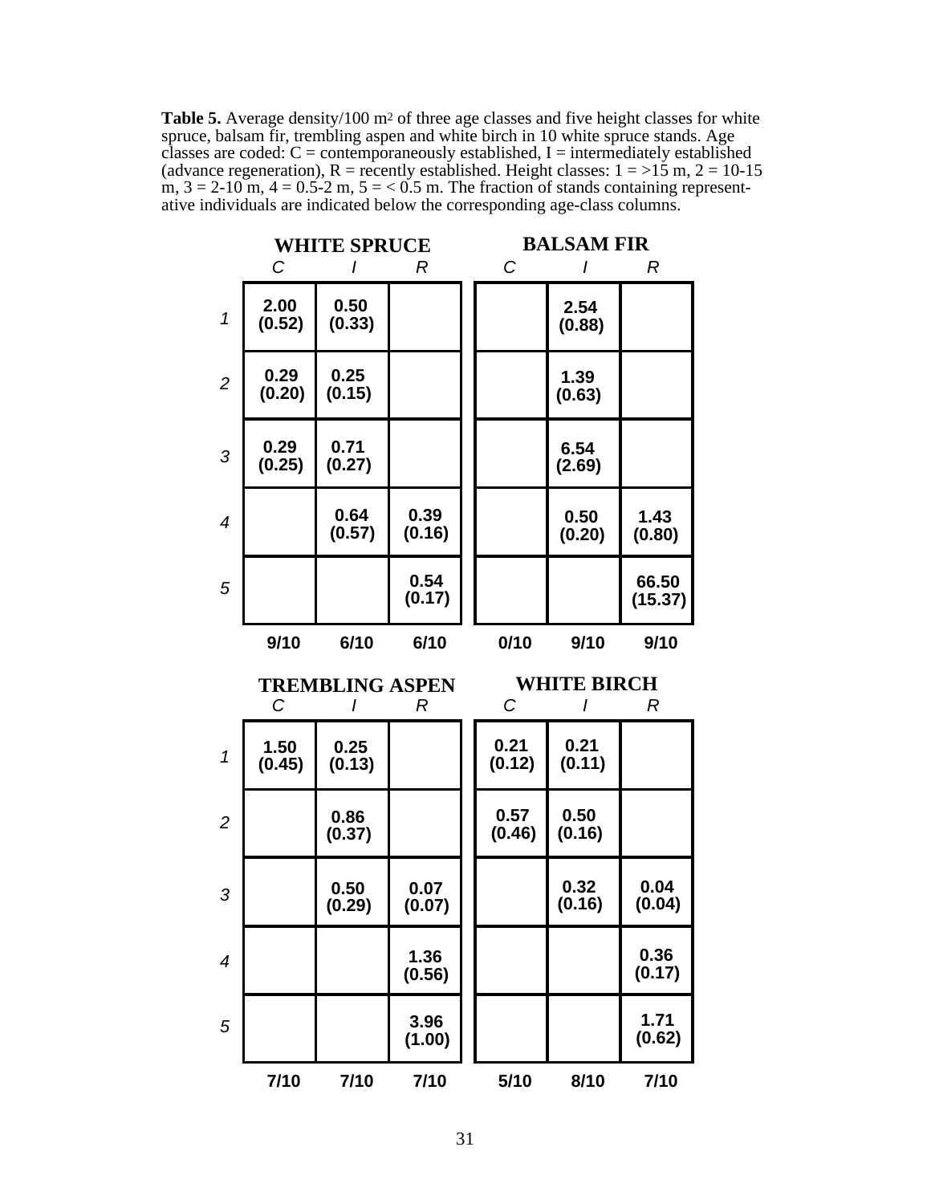**Table 5.** Average density/100 m$^2$ of three age classes and five height classes for white spruce, balsam fir, trembling aspen and white birch in 10 white spruce stands. Age classes are coded: C = contemporaneously established, I = intermediately established (advance regeneration), R = recently established. Height classes: 1 = >15 m, 2 = 10-15 m, 3 = 2-10 m, 4 = 0.5-2 m, 5 = < 0.5 m. The fraction of stands containing representative individuals are indicated below the corresponding age-class columns.

| | WHITE SPRUCE | | | BALSAM FIR | | |
|---|---|---|---|---|---|---|
| | *C* | *I* | *R* | *C* | *I* | *R* |
| *1* | 2.00 (0.52) | 0.50 (0.33) | | | 2.54 (0.88) | |
| *2* | 0.29 (0.20) | 0.25 (0.15) | | | 1.39 (0.63) | |
| *3* | 0.29 (0.25) | 0.71 (0.27) | | | 6.54 (2.69) | |
| *4* | | 0.64 (0.57) | 0.39 (0.16) | | 0.50 (0.20) | 1.43 (0.80) |
| *5* | | | 0.54 (0.17) | | | 66.50 (15.37) |
| | 9/10 | 6/10 | 6/10 | 0/10 | 9/10 | 9/10 |

| | TREMBLING ASPEN | | | WHITE BIRCH | | |
|---|---|---|---|---|---|---|
| | *C* | *I* | *R* | *C* | *I* | *R* |
| *1* | 1.50 (0.45) | 0.25 (0.13) | | 0.21 (0.12) | 0.21 (0.11) | |
| *2* | | 0.86 (0.37) | | 0.57 (0.46) | 0.50 (0.16) | |
| *3* | | 0.50 (0.29) | 0.07 (0.07) | | 0.32 (0.16) | 0.04 (0.04) |
| *4* | | | 1.36 (0.56) | | | 0.36 (0.17) |
| *5* | | | 3.96 (1.00) | | | 1.71 (0.62) |
| | 7/10 | 7/10 | 7/10 | 5/10 | 8/10 | 7/10 |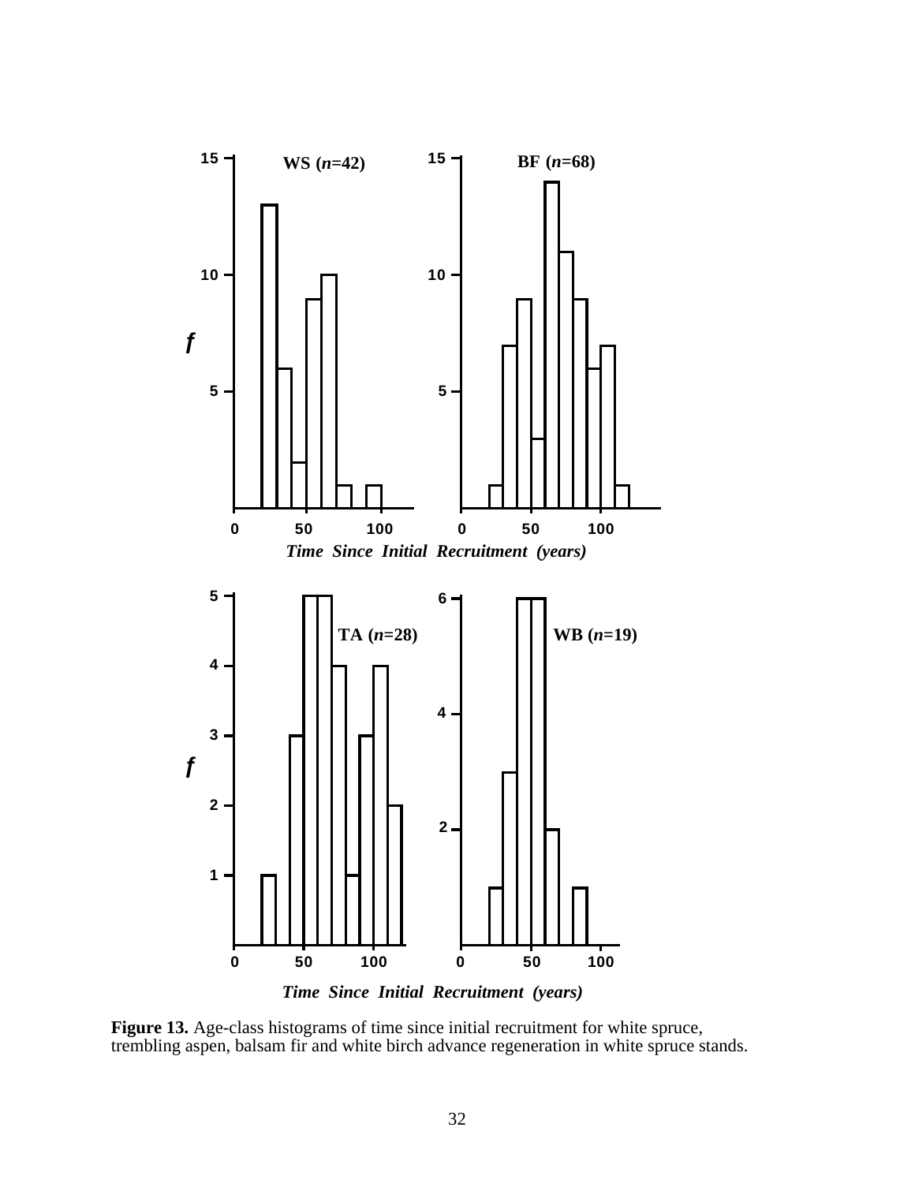**Figure 13.** Age-class histograms of time since initial recruitment for white spruce, trembling aspen, balsam fir and white birch advance regeneration in white spruce stands.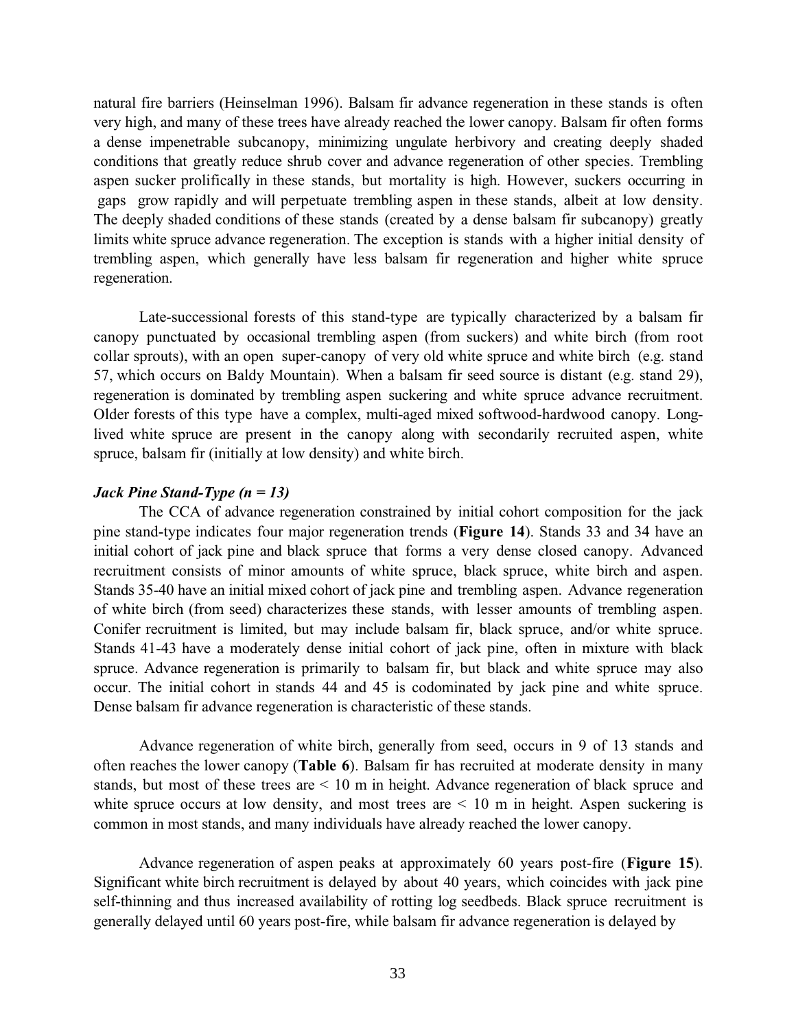natural fire barriers (Heinselman 1996). Balsam fir advance regeneration in these stands is often very high, and many of these trees have already reached the lower canopy. Balsam fir often forms a dense impenetrable subcanopy, minimizing ungulate herbivory and creating deeply shaded conditions that greatly reduce shrub cover and advance regeneration of other species. Trembling aspen sucker prolifically in these stands, but mortality is high. However, suckers occurring in gaps grow rapidly and will perpetuate trembling aspen in these stands, albeit at low density. The deeply shaded conditions of these stands (created by a dense balsam fir subcanopy) greatly limits white spruce advance regeneration. The exception is stands with a higher initial density of trembling aspen, which generally have less balsam fir regeneration and higher white spruce regeneration.

Late-successional forests of this stand-type are typically characterized by a balsam fir canopy punctuated by occasional trembling aspen (from suckers) and white birch (from root collar sprouts), with an open super-canopy of very old white spruce and white birch (e.g. stand 57, which occurs on Baldy Mountain). When a balsam fir seed source is distant (e.g. stand 29), regeneration is dominated by trembling aspen suckering and white spruce advance recruitment. Older forests of this type have a complex, multi-aged mixed softwood-hardwood canopy. Long-lived white spruce are present in the canopy along with secondarily recruited aspen, white spruce, balsam fir (initially at low density) and white birch.

***Jack Pine Stand-Type (n = 13)***

The CCA of advance regeneration constrained by initial cohort composition for the jack pine stand-type indicates four major regeneration trends (**Figure 14**). Stands 33 and 34 have an initial cohort of jack pine and black spruce that forms a very dense closed canopy. Advanced recruitment consists of minor amounts of white spruce, black spruce, white birch and aspen. Stands 35-40 have an initial mixed cohort of jack pine and trembling aspen. Advance regeneration of white birch (from seed) characterizes these stands, with lesser amounts of trembling aspen. Conifer recruitment is limited, but may include balsam fir, black spruce, and/or white spruce. Stands 41-43 have a moderately dense initial cohort of jack pine, often in mixture with black spruce. Advance regeneration is primarily to balsam fir, but black and white spruce may also occur. The initial cohort in stands 44 and 45 is codominated by jack pine and white spruce. Dense balsam fir advance regeneration is characteristic of these stands.

Advance regeneration of white birch, generally from seed, occurs in 9 of 13 stands and often reaches the lower canopy (**Table 6**). Balsam fir has recruited at moderate density in many stands, but most of these trees are < 10 m in height. Advance regeneration of black spruce and white spruce occurs at low density, and most trees are < 10 m in height. Aspen suckering is common in most stands, and many individuals have already reached the lower canopy.

Advance regeneration of aspen peaks at approximately 60 years post-fire (**Figure 15**). Significant white birch recruitment is delayed by about 40 years, which coincides with jack pine self-thinning and thus increased availability of rotting log seedbeds. Black spruce recruitment is generally delayed until 60 years post-fire, while balsam fir advance regeneration is delayed by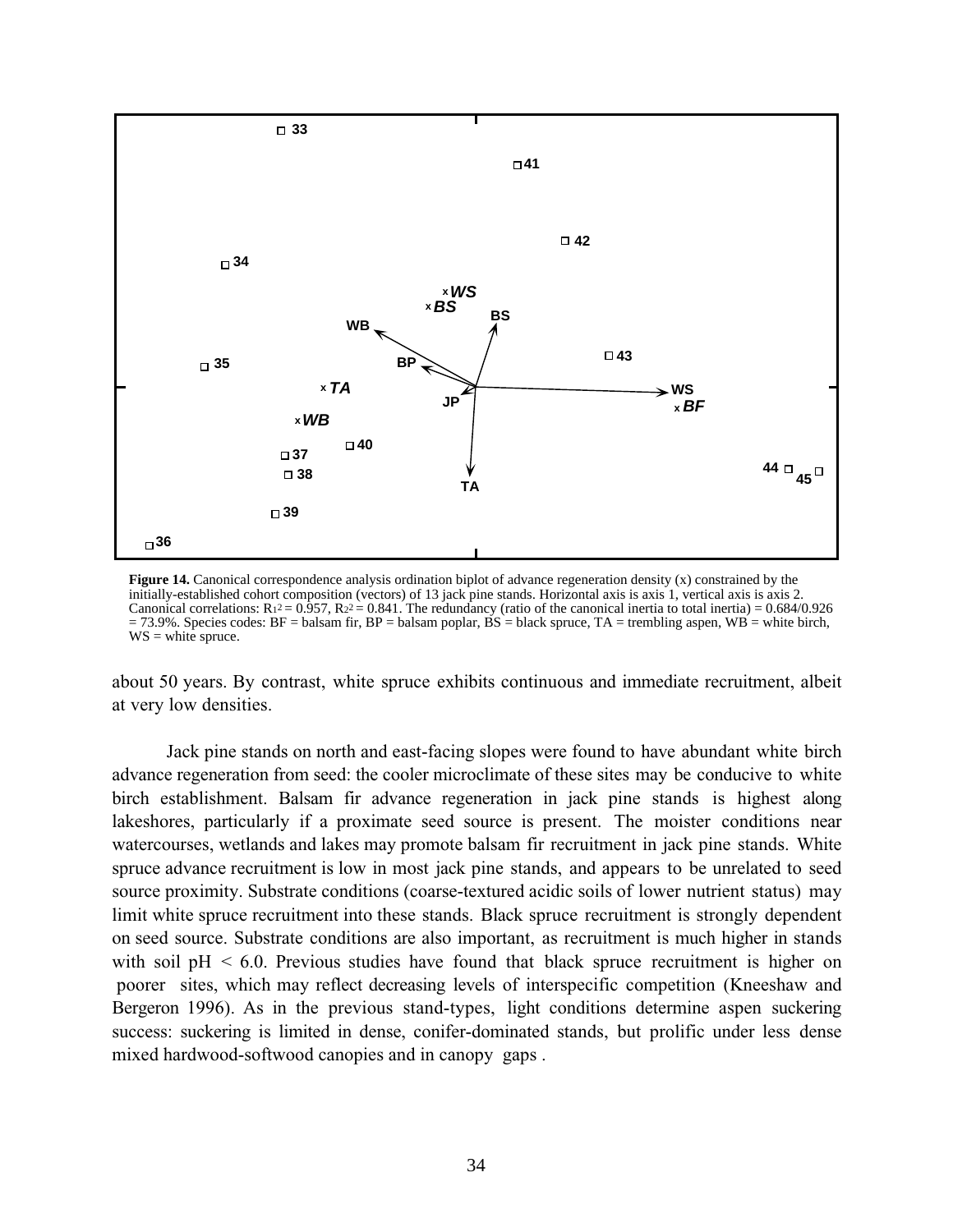**Figure 14.** Canonical correspondence analysis ordination biplot of advance regeneration density (x) constrained by the initially-established cohort composition (vectors) of 13 jack pine stands. Horizontal axis is axis 1, vertical axis is axis 2. Canonical correlations: $R_1^2 = 0.957$, $R_2^2 = 0.841$. The redundancy (ratio of the canonical inertia to total inertia) = 0.684/0.926 = 73.9%. Species codes: BF = balsam fir, BP = balsam poplar, BS = black spruce, TA = trembling aspen, WB = white birch, WS = white spruce.

about 50 years. By contrast, white spruce exhibits continuous and immediate recruitment, albeit at very low densities.

Jack pine stands on north and east-facing slopes were found to have abundant white birch advance regeneration from seed: the cooler microclimate of these sites may be conducive to white birch establishment. Balsam fir advance regeneration in jack pine stands is highest along lakeshores, particularly if a proximate seed source is present. The moister conditions near watercourses, wetlands and lakes may promote balsam fir recruitment in jack pine stands. White spruce advance recruitment is low in most jack pine stands, and appears to be unrelated to seed source proximity. Substrate conditions (coarse-textured acidic soils of lower nutrient status) may limit white spruce recruitment into these stands. Black spruce recruitment is strongly dependent on seed source. Substrate conditions are also important, as recruitment is much higher in stands with soil pH < 6.0. Previous studies have found that black spruce recruitment is higher on poorer sites, which may reflect decreasing levels of interspecific competition (Kneeshaw and Bergeron 1996). As in the previous stand-types, light conditions determine aspen suckering success: suckering is limited in dense, conifer-dominated stands, but prolific under less dense mixed hardwood-softwood canopies and in canopy gaps .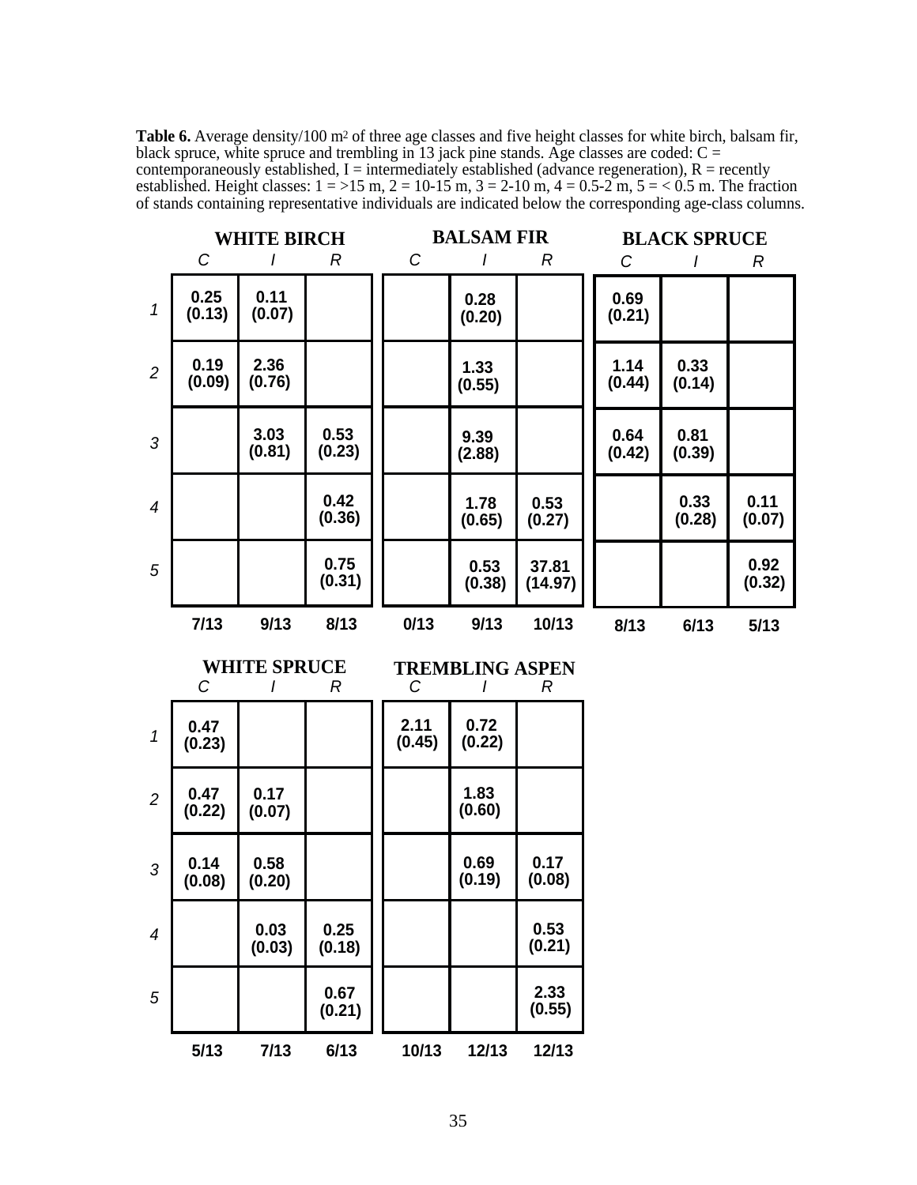**Table 6.** Average density/100 $m^2$ of three age classes and five height classes for white birch, balsam fir, black spruce, white spruce and trembling in 13 jack pine stands. Age classes are coded: C = contemporaneously established, I = intermediately established (advance regeneration), R = recently established. Height classes: 1 = >15 m, 2 = 10-15 m, 3 = 2-10 m, 4 = 0.5-2 m, 5 = < 0.5 m. The fraction of stands containing representative individuals are indicated below the corresponding age-class columns.

| | WHITE BIRCH | | | BALSAM FIR | | | BLACK SPRUCE | | |
|---|---|---|---|---|---|---|---|---|---|
| | *C* | *I* | *R* | *C* | *I* | *R* | *C* | *I* | *R* |
| *1* | 0.25 (0.13) | 0.11 (0.07) | | | 0.28 (0.20) | | 0.69 (0.21) | | |
| *2* | 0.19 (0.09) | 2.36 (0.76) | | | 1.33 (0.55) | | 1.14 (0.44) | 0.33 (0.14) | |
| *3* | | 3.03 (0.81) | 0.53 (0.23) | | 9.39 (2.88) | | 0.64 (0.42) | 0.81 (0.39) | |
| *4* | | | 0.42 (0.36) | | 1.78 (0.65) | 0.53 (0.27) | | 0.33 (0.28) | 0.11 (0.07) |
| *5* | | | 0.75 (0.31) | | 0.53 (0.38) | 37.81 (14.97) | | | 0.92 (0.32) |
| | 7/13 | 9/13 | 8/13 | 0/13 | 9/13 | 10/13 | 8/13 | 6/13 | 5/13 |

| | WHITE SPRUCE | | | TREMBLING ASPEN | | |
|---|---|---|---|---|---|---|
| | *C* | *I* | *R* | *C* | *I* | *R* |
| *1* | 0.47 (0.23) | | | 2.11 (0.45) | 0.72 (0.22) | |
| *2* | 0.47 (0.22) | 0.17 (0.07) | | | 1.83 (0.60) | |
| *3* | 0.14 (0.08) | 0.58 (0.20) | | | 0.69 (0.19) | 0.17 (0.08) |
| *4* | | 0.03 (0.03) | 0.25 (0.18) | | | 0.53 (0.21) |
| *5* | | | 0.67 (0.21) | | | 2.33 (0.55) |
| | 5/13 | 7/13 | 6/13 | 10/13 | 12/13 | 12/13 |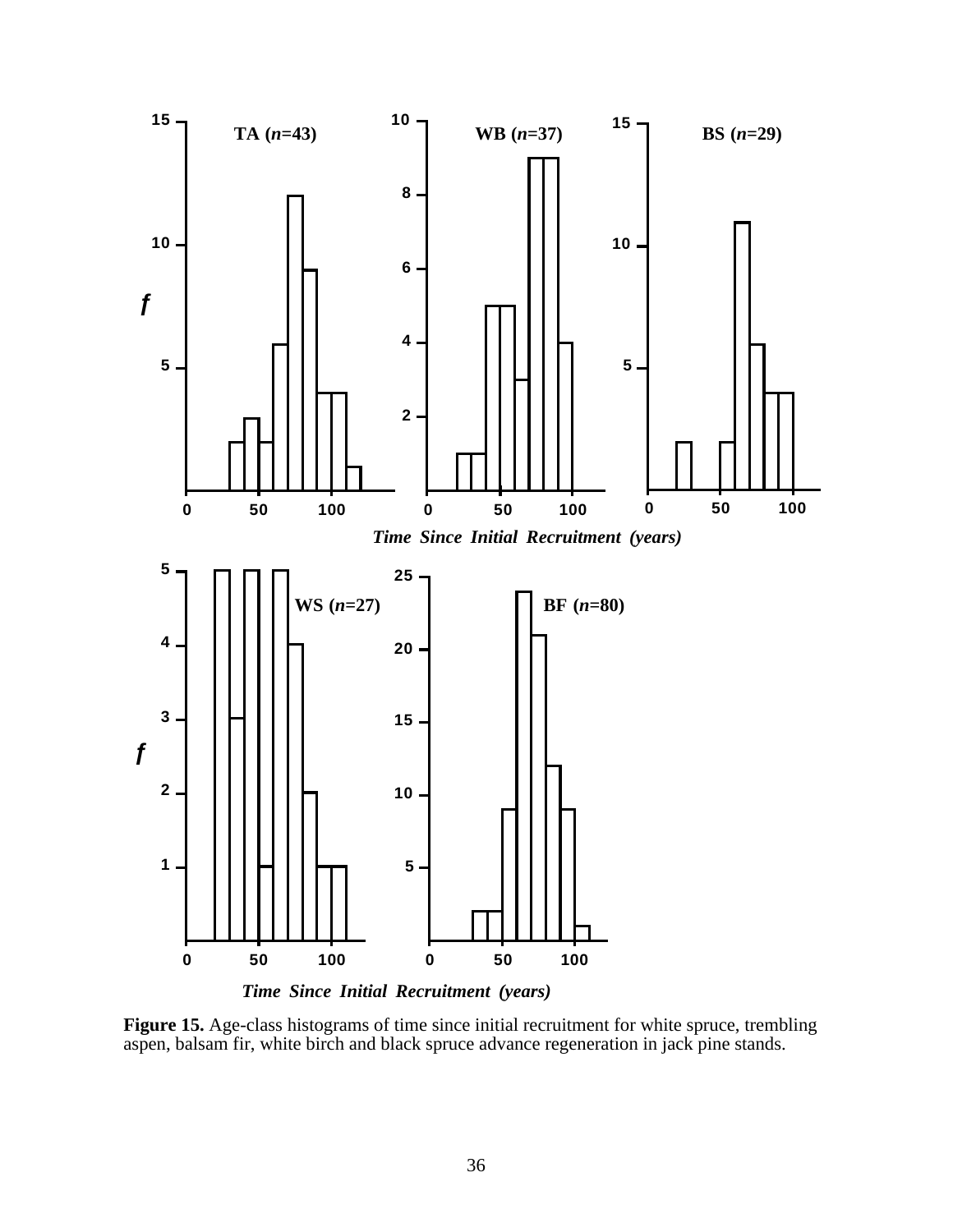**Figure 15.** Age-class histograms of time since initial recruitment for white spruce, trembling aspen, balsam fir, white birch and black spruce advance regeneration in jack pine stands.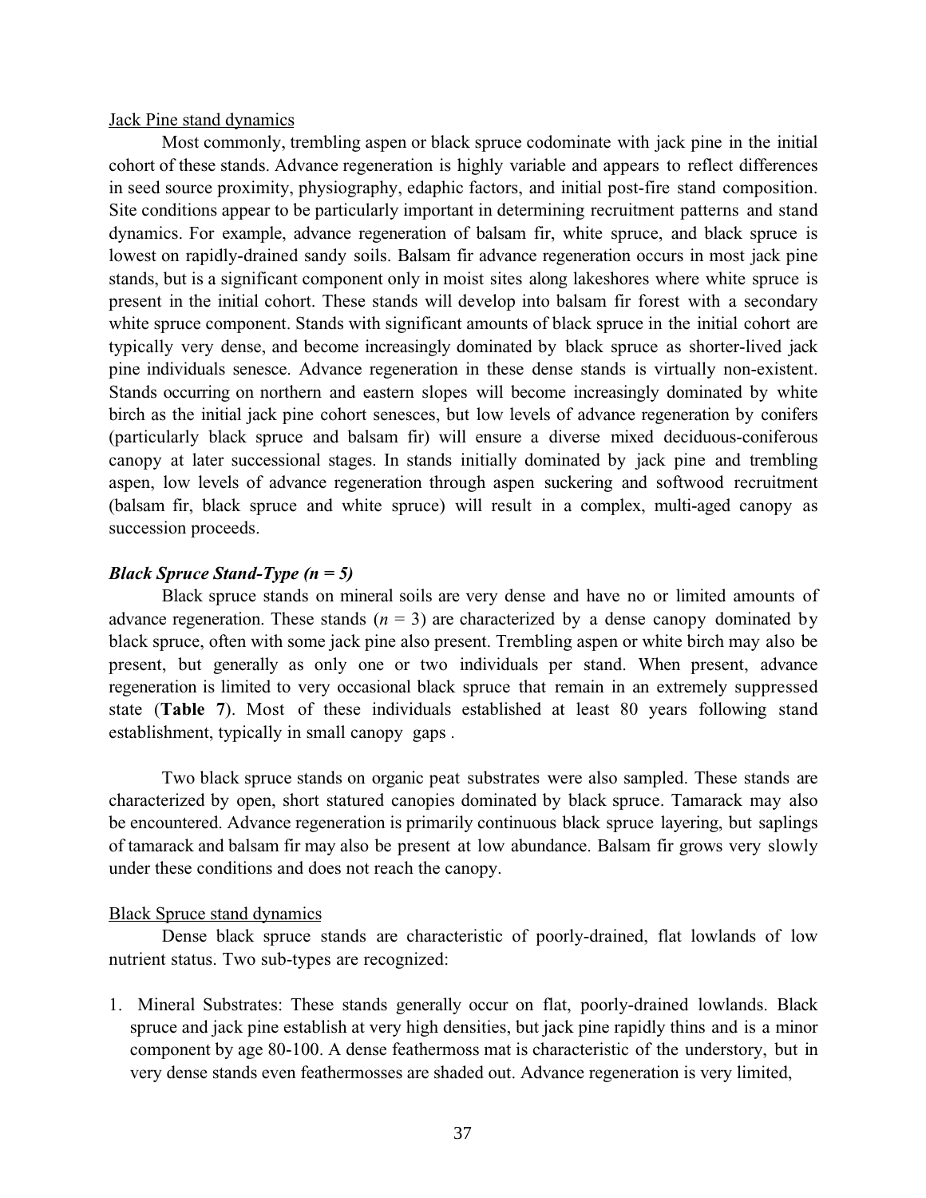Jack Pine stand dynamics

Most commonly, trembling aspen or black spruce codominate with jack pine in the initial cohort of these stands. Advance regeneration is highly variable and appears to reflect differences in seed source proximity, physiography, edaphic factors, and initial post-fire stand composition. Site conditions appear to be particularly important in determining recruitment patterns and stand dynamics. For example, advance regeneration of balsam fir, white spruce, and black spruce is lowest on rapidly-drained sandy soils. Balsam fir advance regeneration occurs in most jack pine stands, but is a significant component only in moist sites along lakeshores where white spruce is present in the initial cohort. These stands will develop into balsam fir forest with a secondary white spruce component. Stands with significant amounts of black spruce in the initial cohort are typically very dense, and become increasingly dominated by black spruce as shorter-lived jack pine individuals senesce. Advance regeneration in these dense stands is virtually non-existent. Stands occurring on northern and eastern slopes will become increasingly dominated by white birch as the initial jack pine cohort senesces, but low levels of advance regeneration by conifers (particularly black spruce and balsam fir) will ensure a diverse mixed deciduous-coniferous canopy at later successional stages. In stands initially dominated by jack pine and trembling aspen, low levels of advance regeneration through aspen suckering and softwood recruitment (balsam fir, black spruce and white spruce) will result in a complex, multi-aged canopy as succession proceeds.

***Black Spruce Stand-Type (n = 5)***

Black spruce stands on mineral soils are very dense and have no or limited amounts of advance regeneration. These stands (*n* = 3) are characterized by a dense canopy dominated by black spruce, often with some jack pine also present. Trembling aspen or white birch may also be present, but generally as only one or two individuals per stand. When present, advance regeneration is limited to very occasional black spruce that remain in an extremely suppressed state (**Table 7**). Most of these individuals established at least 80 years following stand establishment, typically in small canopy gaps .

Two black spruce stands on organic peat substrates were also sampled. These stands are characterized by open, short statured canopies dominated by black spruce. Tamarack may also be encountered. Advance regeneration is primarily continuous black spruce layering, but saplings of tamarack and balsam fir may also be present at low abundance. Balsam fir grows very slowly under these conditions and does not reach the canopy.

Black Spruce stand dynamics

Dense black spruce stands are characteristic of poorly-drained, flat lowlands of low nutrient status. Two sub-types are recognized:

1. Mineral Substrates: These stands generally occur on flat, poorly-drained lowlands. Black spruce and jack pine establish at very high densities, but jack pine rapidly thins and is a minor component by age 80-100. A dense feathermoss mat is characteristic of the understory, but in very dense stands even feathermosses are shaded out. Advance regeneration is very limited,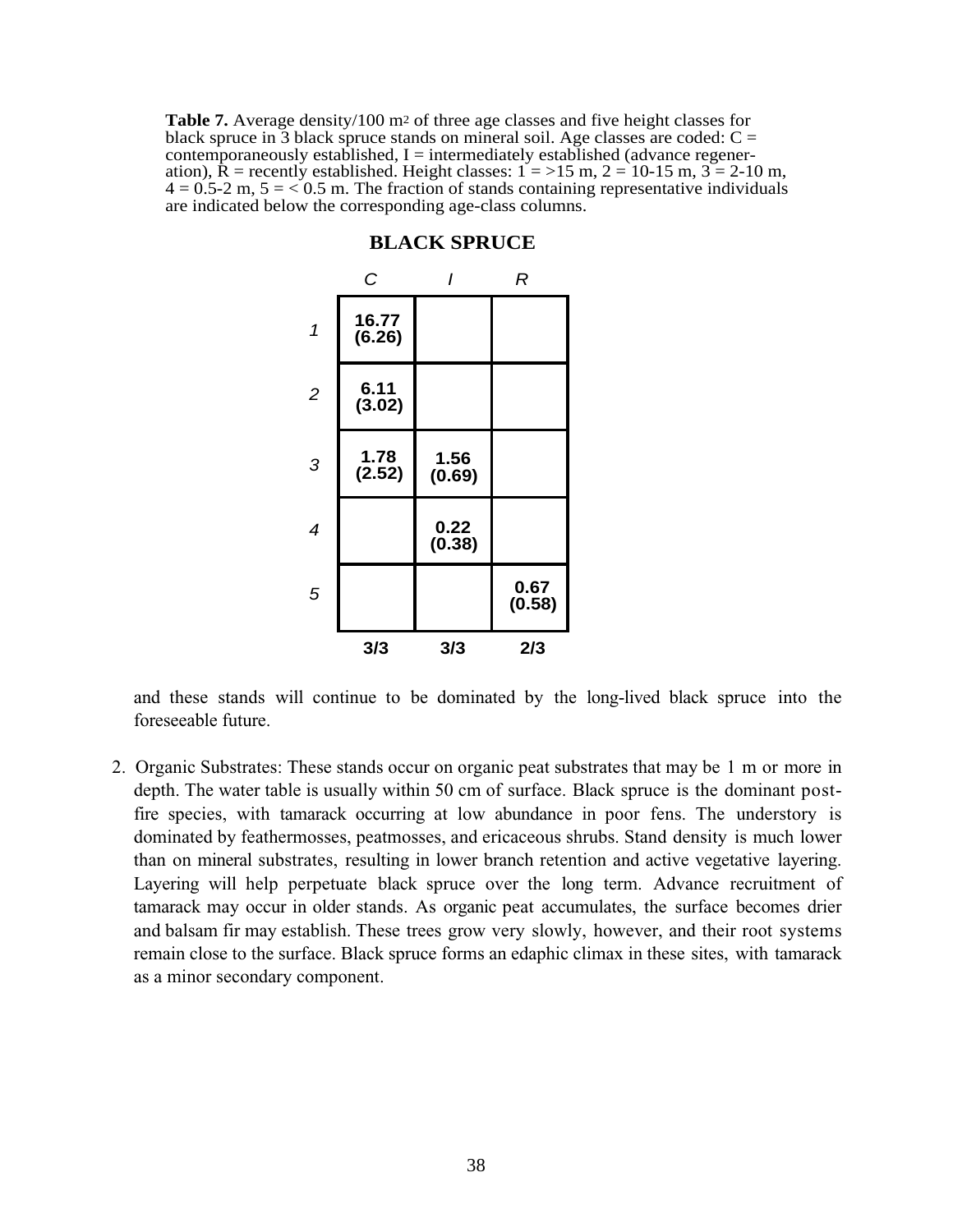**Table 7.** Average density/100 $m^2$ of three age classes and five height classes for black spruce in 3 black spruce stands on mineral soil. Age classes are coded: C = contemporaneously established, I = intermediately established (advance regeneration), R = recently established. Height classes: 1 = >15 m, 2 = 10-15 m, 3 = 2-10 m, 4 = 0.5-2 m, 5 = < 0.5 m. The fraction of stands containing representative individuals are indicated below the corresponding age-class columns.

**BLACK SPRUCE**

| | *C* | *I* | *R* |
|---|---|---|---|
| *1* | **16.77 (6.26)** | | |
| *2* | **6.11 (3.02)** | | |
| *3* | **1.78 (2.52)** | **1.56 (0.69)** | |
| *4* | | **0.22 (0.38)** | |
| *5* | | | **0.67 (0.58)** |
| | **3/3** | **3/3** | **2/3** |

and these stands will continue to be dominated by the long-lived black spruce into the foreseeable future.

2. Organic Substrates: These stands occur on organic peat substrates that may be 1 m or more in depth. The water table is usually within 50 cm of surface. Black spruce is the dominant post-fire species, with tamarack occurring at low abundance in poor fens. The understory is dominated by feathermosses, peatmosses, and ericaceous shrubs. Stand density is much lower than on mineral substrates, resulting in lower branch retention and active vegetative layering. Layering will help perpetuate black spruce over the long term. Advance recruitment of tamarack may occur in older stands. As organic peat accumulates, the surface becomes drier and balsam fir may establish. These trees grow very slowly, however, and their root systems remain close to the surface. Black spruce forms an edaphic climax in these sites, with tamarack as a minor secondary component.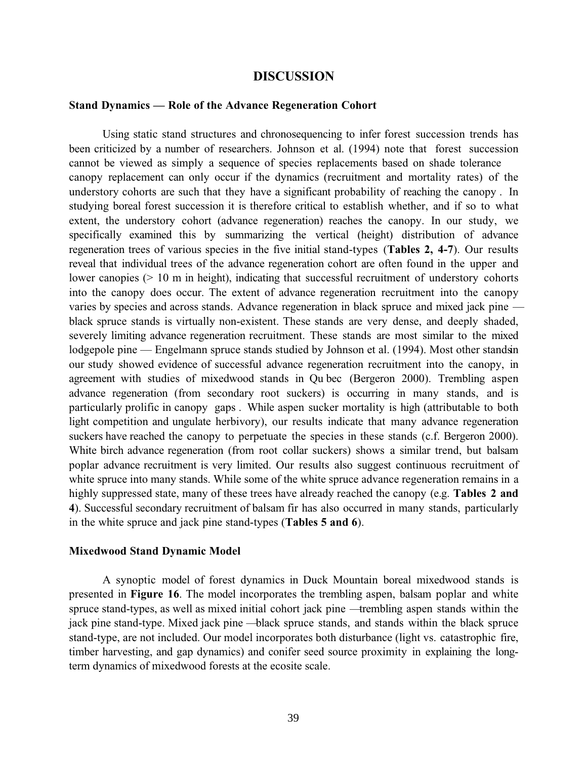## DISCUSSION

### Stand Dynamics — Role of the Advance Regeneration Cohort

Using static stand structures and chronosequencing to infer forest succession trends has been criticized by a number of researchers. Johnson et al. (1994) note that forest succession cannot be viewed as simply a sequence of species replacements based on shade tolerance canopy replacement can only occur if the dynamics (recruitment and mortality rates) of the understory cohorts are such that they have a significant probability of reaching the canopy . In studying boreal forest succession it is therefore critical to establish whether, and if so to what extent, the understory cohort (advance regeneration) reaches the canopy. In our study, we specifically examined this by summarizing the vertical (height) distribution of advance regeneration trees of various species in the five initial stand-types (**Tables 2, 4-7**). Our results reveal that individual trees of the advance regeneration cohort are often found in the upper and lower canopies (> 10 m in height), indicating that successful recruitment of understory cohorts into the canopy does occur. The extent of advance regeneration recruitment into the canopy varies by species and across stands. Advance regeneration in black spruce and mixed jack pine — black spruce stands is virtually non-existent. These stands are very dense, and deeply shaded, severely limiting advance regeneration recruitment. These stands are most similar to the mixed lodgepole pine — Engelmann spruce stands studied by Johnson et al. (1994). Most other stands in our study showed evidence of successful advance regeneration recruitment into the canopy, in agreement with studies of mixedwood stands in Qu bec (Bergeron 2000). Trembling aspen advance regeneration (from secondary root suckers) is occurring in many stands, and is particularly prolific in canopy gaps . While aspen sucker mortality is high (attributable to both light competition and ungulate herbivory), our results indicate that many advance regeneration suckers have reached the canopy to perpetuate the species in these stands (c.f. Bergeron 2000). White birch advance regeneration (from root collar suckers) shows a similar trend, but balsam poplar advance recruitment is very limited. Our results also suggest continuous recruitment of white spruce into many stands. While some of the white spruce advance regeneration remains in a highly suppressed state, many of these trees have already reached the canopy (e.g. **Tables 2 and 4**). Successful secondary recruitment of balsam fir has also occurred in many stands, particularly in the white spruce and jack pine stand-types (**Tables 5 and 6**).

### Mixedwood Stand Dynamic Model

A synoptic model of forest dynamics in Duck Mountain boreal mixedwood stands is presented in **Figure 16**. The model incorporates the trembling aspen, balsam poplar and white spruce stand-types, as well as mixed initial cohort jack pine —trembling aspen stands within the jack pine stand-type. Mixed jack pine —black spruce stands, and stands within the black spruce stand-type, are not included. Our model incorporates both disturbance (light vs. catastrophic fire, timber harvesting, and gap dynamics) and conifer seed source proximity in explaining the long-term dynamics of mixedwood forests at the ecosite scale.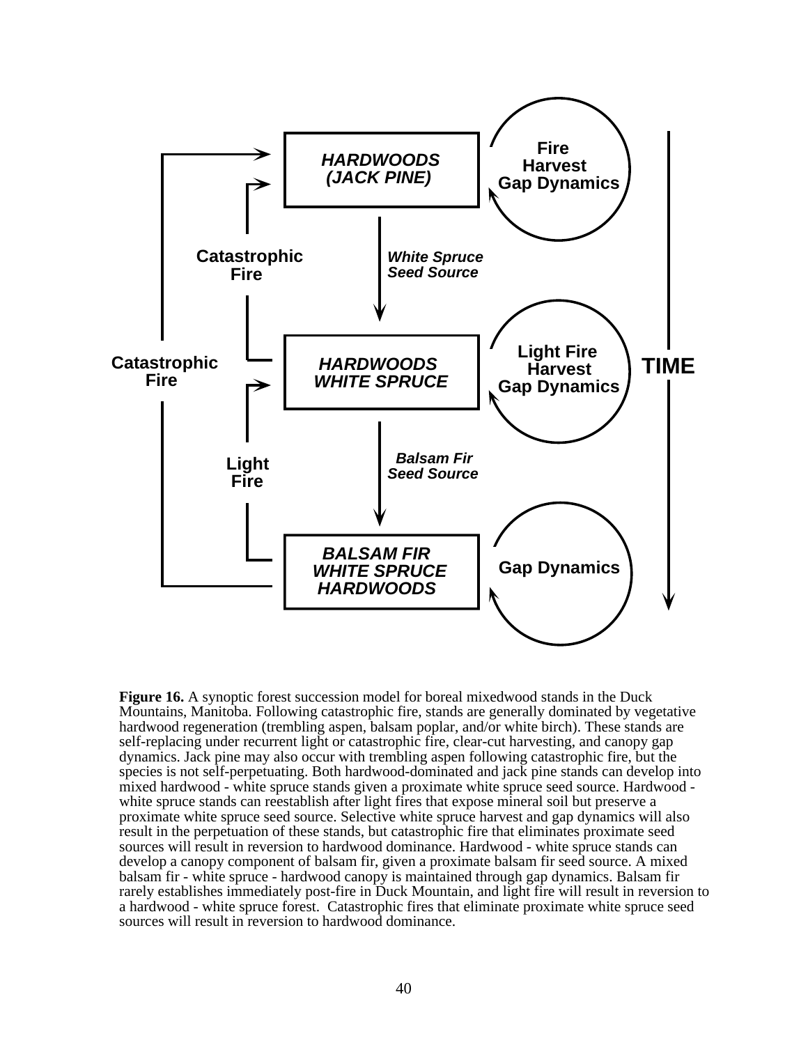HARDWOODS (JACK PINE)

Fire
Harvest
Gap Dynamics

Catastrophic Fire

White Spruce Seed Source

Catastrophic Fire

HARDWOODS WHITE SPRUCE

Light Fire
Harvest
Gap Dynamics

TIME

Light Fire

Balsam Fir Seed Source

BALSAM FIR WHITE SPRUCE HARDWOODS

Gap Dynamics

**Figure 16.** A synoptic forest succession model for boreal mixedwood stands in the Duck Mountains, Manitoba. Following catastrophic fire, stands are generally dominated by vegetative hardwood regeneration (trembling aspen, balsam poplar, and/or white birch). These stands are self-replacing under recurrent light or catastrophic fire, clear-cut harvesting, and canopy gap dynamics. Jack pine may also occur with trembling aspen following catastrophic fire, but the species is not self-perpetuating. Both hardwood-dominated and jack pine stands can develop into mixed hardwood - white spruce stands given a proximate white spruce seed source. Hardwood - white spruce stands can reestablish after light fires that expose mineral soil but preserve a proximate white spruce seed source. Selective white spruce harvest and gap dynamics will also result in the perpetuation of these stands, but catastrophic fire that eliminates proximate seed sources will result in reversion to hardwood dominance. Hardwood - white spruce stands can develop a canopy component of balsam fir, given a proximate balsam fir seed source. A mixed balsam fir - white spruce - hardwood canopy is maintained through gap dynamics. Balsam fir rarely establishes immediately post-fire in Duck Mountain, and light fire will result in reversion to a hardwood - white spruce forest. Catastrophic fires that eliminate proximate white spruce seed sources will result in reversion to hardwood dominance.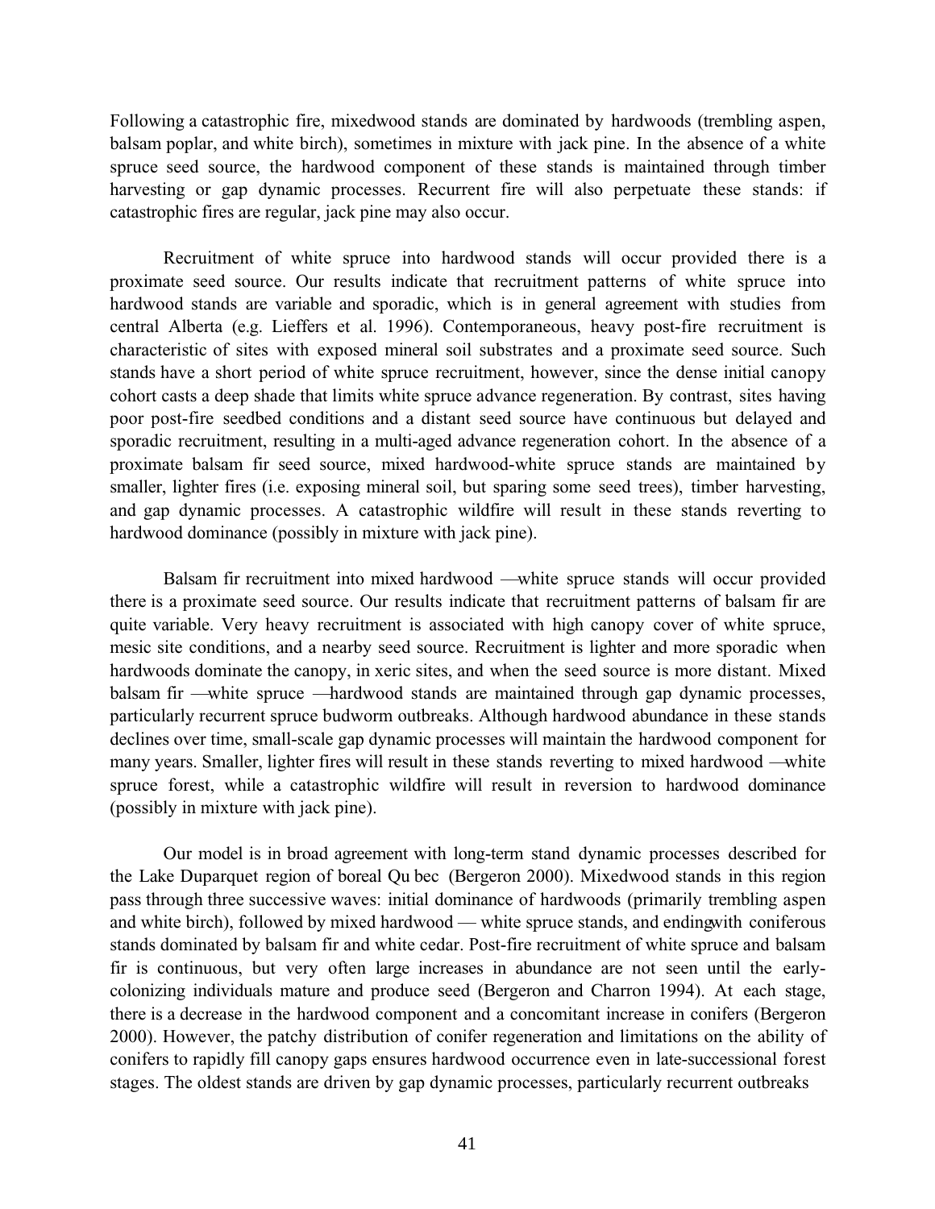Following a catastrophic fire, mixedwood stands are dominated by hardwoods (trembling aspen, balsam poplar, and white birch), sometimes in mixture with jack pine. In the absence of a white spruce seed source, the hardwood component of these stands is maintained through timber harvesting or gap dynamic processes. Recurrent fire will also perpetuate these stands: if catastrophic fires are regular, jack pine may also occur.

Recruitment of white spruce into hardwood stands will occur provided there is a proximate seed source. Our results indicate that recruitment patterns of white spruce into hardwood stands are variable and sporadic, which is in general agreement with studies from central Alberta (e.g. Lieffers et al. 1996). Contemporaneous, heavy post-fire recruitment is characteristic of sites with exposed mineral soil substrates and a proximate seed source. Such stands have a short period of white spruce recruitment, however, since the dense initial canopy cohort casts a deep shade that limits white spruce advance regeneration. By contrast, sites having poor post-fire seedbed conditions and a distant seed source have continuous but delayed and sporadic recruitment, resulting in a multi-aged advance regeneration cohort. In the absence of a proximate balsam fir seed source, mixed hardwood-white spruce stands are maintained by smaller, lighter fires (i.e. exposing mineral soil, but sparing some seed trees), timber harvesting, and gap dynamic processes. A catastrophic wildfire will result in these stands reverting to hardwood dominance (possibly in mixture with jack pine).

Balsam fir recruitment into mixed hardwood —white spruce stands will occur provided there is a proximate seed source. Our results indicate that recruitment patterns of balsam fir are quite variable. Very heavy recruitment is associated with high canopy cover of white spruce, mesic site conditions, and a nearby seed source. Recruitment is lighter and more sporadic when hardwoods dominate the canopy, in xeric sites, and when the seed source is more distant. Mixed balsam fir —white spruce —hardwood stands are maintained through gap dynamic processes, particularly recurrent spruce budworm outbreaks. Although hardwood abundance in these stands declines over time, small-scale gap dynamic processes will maintain the hardwood component for many years. Smaller, lighter fires will result in these stands reverting to mixed hardwood —white spruce forest, while a catastrophic wildfire will result in reversion to hardwood dominance (possibly in mixture with jack pine).

Our model is in broad agreement with long-term stand dynamic processes described for the Lake Duparquet region of boreal Québec (Bergeron 2000). Mixedwood stands in this region pass through three successive waves: initial dominance of hardwoods (primarily trembling aspen and white birch), followed by mixed hardwood — white spruce stands, and ending with coniferous stands dominated by balsam fir and white cedar. Post-fire recruitment of white spruce and balsam fir is continuous, but very often large increases in abundance are not seen until the early-colonizing individuals mature and produce seed (Bergeron and Charron 1994). At each stage, there is a decrease in the hardwood component and a concomitant increase in conifers (Bergeron 2000). However, the patchy distribution of conifer regeneration and limitations on the ability of conifers to rapidly fill canopy gaps ensures hardwood occurrence even in late-successional forest stages. The oldest stands are driven by gap dynamic processes, particularly recurrent outbreaks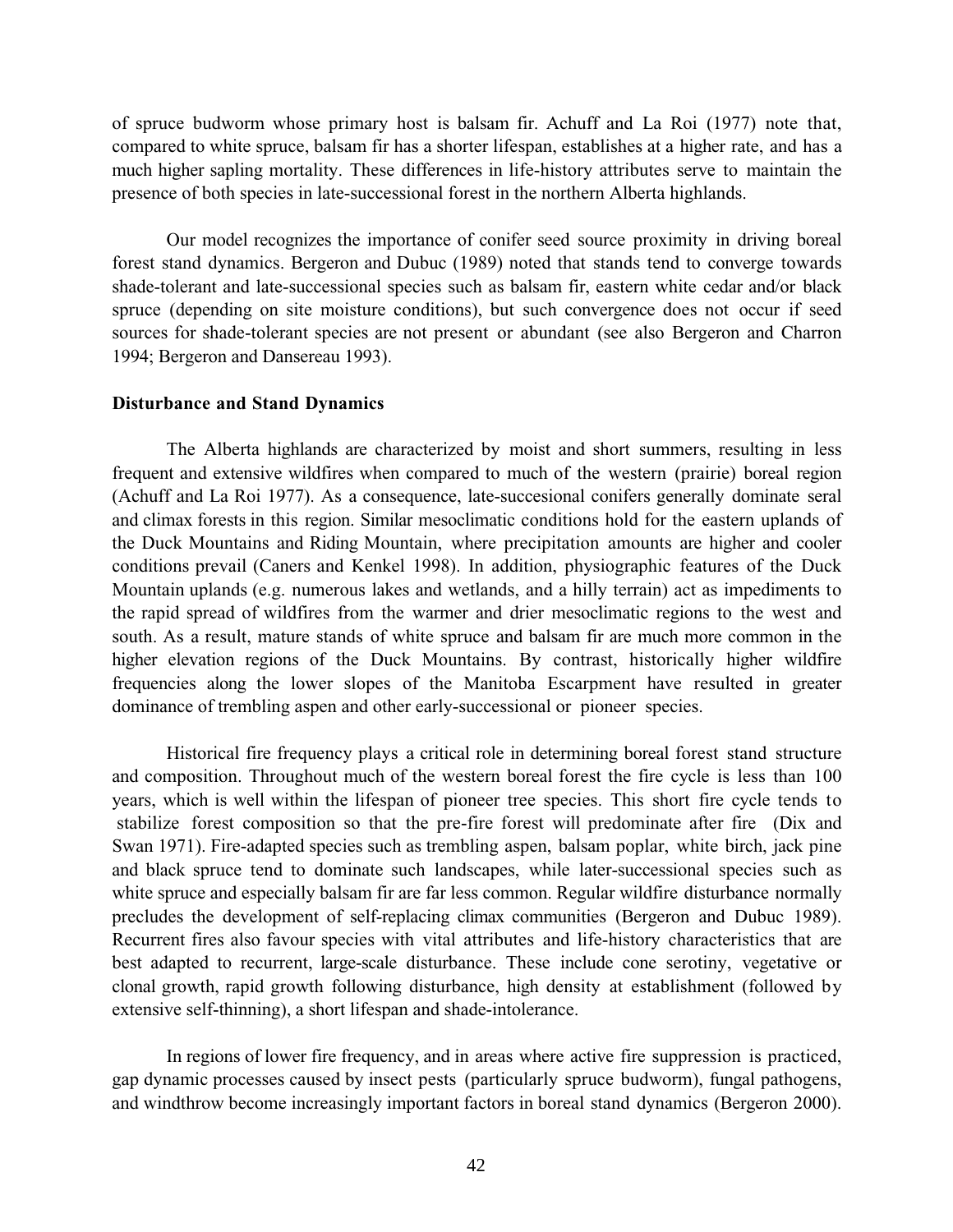of spruce budworm whose primary host is balsam fir. Achuff and La Roi (1977) note that, compared to white spruce, balsam fir has a shorter lifespan, establishes at a higher rate, and has a much higher sapling mortality. These differences in life-history attributes serve to maintain the presence of both species in late-successional forest in the northern Alberta highlands.

Our model recognizes the importance of conifer seed source proximity in driving boreal forest stand dynamics. Bergeron and Dubuc (1989) noted that stands tend to converge towards shade-tolerant and late-successional species such as balsam fir, eastern white cedar and/or black spruce (depending on site moisture conditions), but such convergence does not occur if seed sources for shade-tolerant species are not present or abundant (see also Bergeron and Charron 1994; Bergeron and Dansereau 1993).

**Disturbance and Stand Dynamics**

The Alberta highlands are characterized by moist and short summers, resulting in less frequent and extensive wildfires when compared to much of the western (prairie) boreal region (Achuff and La Roi 1977). As a consequence, late-succesional conifers generally dominate seral and climax forests in this region. Similar mesoclimatic conditions hold for the eastern uplands of the Duck Mountains and Riding Mountain, where precipitation amounts are higher and cooler conditions prevail (Caners and Kenkel 1998). In addition, physiographic features of the Duck Mountain uplands (e.g. numerous lakes and wetlands, and a hilly terrain) act as impediments to the rapid spread of wildfires from the warmer and drier mesoclimatic regions to the west and south. As a result, mature stands of white spruce and balsam fir are much more common in the higher elevation regions of the Duck Mountains. By contrast, historically higher wildfire frequencies along the lower slopes of the Manitoba Escarpment have resulted in greater dominance of trembling aspen and other early-successional or pioneer species.

Historical fire frequency plays a critical role in determining boreal forest stand structure and composition. Throughout much of the western boreal forest the fire cycle is less than 100 years, which is well within the lifespan of pioneer tree species. This short fire cycle tends to stabilize forest composition so that the pre-fire forest will predominate after fire (Dix and Swan 1971). Fire-adapted species such as trembling aspen, balsam poplar, white birch, jack pine and black spruce tend to dominate such landscapes, while later-successional species such as white spruce and especially balsam fir are far less common. Regular wildfire disturbance normally precludes the development of self-replacing climax communities (Bergeron and Dubuc 1989). Recurrent fires also favour species with vital attributes and life-history characteristics that are best adapted to recurrent, large-scale disturbance. These include cone serotiny, vegetative or clonal growth, rapid growth following disturbance, high density at establishment (followed by extensive self-thinning), a short lifespan and shade-intolerance.

In regions of lower fire frequency, and in areas where active fire suppression is practiced, gap dynamic processes caused by insect pests (particularly spruce budworm), fungal pathogens, and windthrow become increasingly important factors in boreal stand dynamics (Bergeron 2000).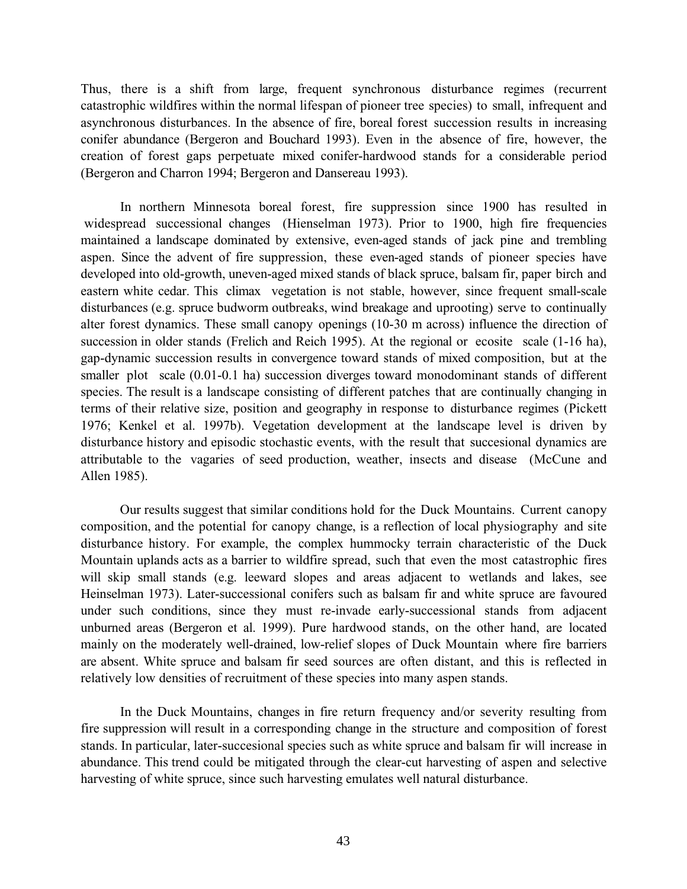Thus, there is a shift from large, frequent synchronous disturbance regimes (recurrent catastrophic wildfires within the normal lifespan of pioneer tree species) to small, infrequent and asynchronous disturbances. In the absence of fire, boreal forest succession results in increasing conifer abundance (Bergeron and Bouchard 1993). Even in the absence of fire, however, the creation of forest gaps perpetuate mixed conifer-hardwood stands for a considerable period (Bergeron and Charron 1994; Bergeron and Dansereau 1993).

In northern Minnesota boreal forest, fire suppression since 1900 has resulted in widespread successional changes (Hienselman 1973). Prior to 1900, high fire frequencies maintained a landscape dominated by extensive, even-aged stands of jack pine and trembling aspen. Since the advent of fire suppression, these even-aged stands of pioneer species have developed into old-growth, uneven-aged mixed stands of black spruce, balsam fir, paper birch and eastern white cedar. This climax vegetation is not stable, however, since frequent small-scale disturbances (e.g. spruce budworm outbreaks, wind breakage and uprooting) serve to continually alter forest dynamics. These small canopy openings (10-30 m across) influence the direction of succession in older stands (Frelich and Reich 1995). At the regional or ecosite scale (1-16 ha), gap-dynamic succession results in convergence toward stands of mixed composition, but at the smaller plot scale (0.01-0.1 ha) succession diverges toward monodominant stands of different species. The result is a landscape consisting of different patches that are continually changing in terms of their relative size, position and geography in response to disturbance regimes (Pickett 1976; Kenkel et al. 1997b). Vegetation development at the landscape level is driven by disturbance history and episodic stochastic events, with the result that succesional dynamics are attributable to the vagaries of seed production, weather, insects and disease (McCune and Allen 1985).

Our results suggest that similar conditions hold for the Duck Mountains. Current canopy composition, and the potential for canopy change, is a reflection of local physiography and site disturbance history. For example, the complex hummocky terrain characteristic of the Duck Mountain uplands acts as a barrier to wildfire spread, such that even the most catastrophic fires will skip small stands (e.g. leeward slopes and areas adjacent to wetlands and lakes, see Heinselman 1973). Later-successional conifers such as balsam fir and white spruce are favoured under such conditions, since they must re-invade early-successional stands from adjacent unburned areas (Bergeron et al. 1999). Pure hardwood stands, on the other hand, are located mainly on the moderately well-drained, low-relief slopes of Duck Mountain where fire barriers are absent. White spruce and balsam fir seed sources are often distant, and this is reflected in relatively low densities of recruitment of these species into many aspen stands.

In the Duck Mountains, changes in fire return frequency and/or severity resulting from fire suppression will result in a corresponding change in the structure and composition of forest stands. In particular, later-succesional species such as white spruce and balsam fir will increase in abundance. This trend could be mitigated through the clear-cut harvesting of aspen and selective harvesting of white spruce, since such harvesting emulates well natural disturbance.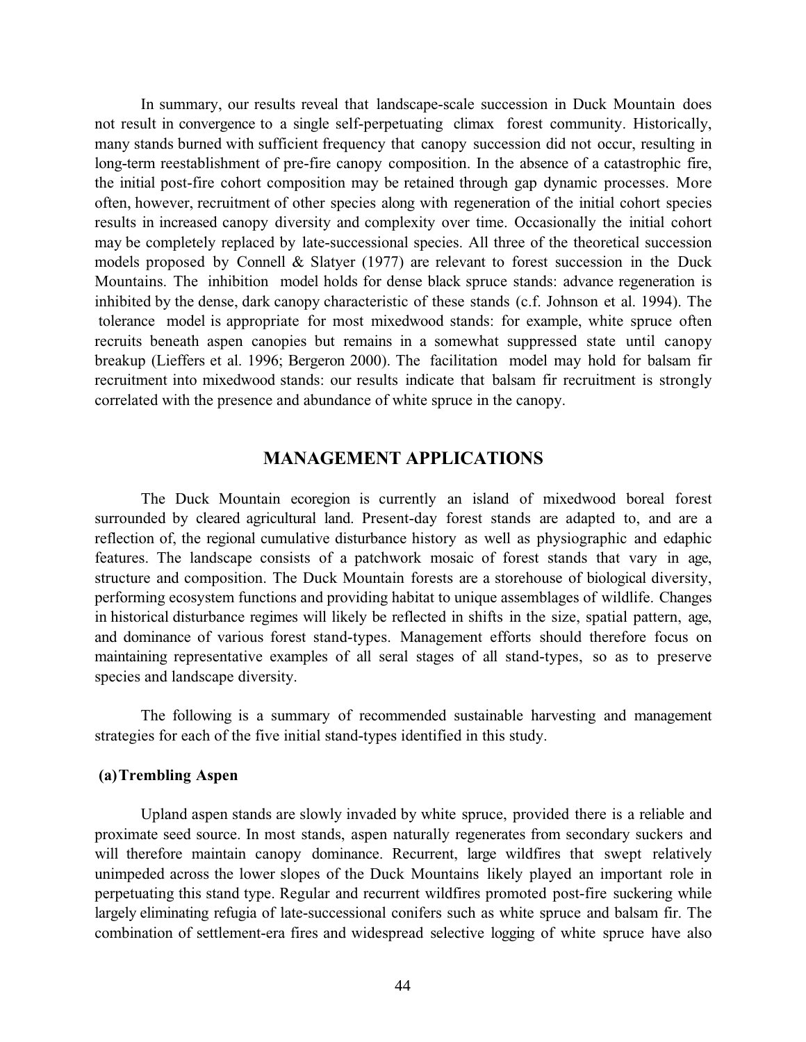In summary, our results reveal that landscape-scale succession in Duck Mountain does not result in convergence to a single self-perpetuating climax forest community. Historically, many stands burned with sufficient frequency that canopy succession did not occur, resulting in long-term reestablishment of pre-fire canopy composition. In the absence of a catastrophic fire, the initial post-fire cohort composition may be retained through gap dynamic processes. More often, however, recruitment of other species along with regeneration of the initial cohort species results in increased canopy diversity and complexity over time. Occasionally the initial cohort may be completely replaced by late-successional species. All three of the theoretical succession models proposed by Connell & Slatyer (1977) are relevant to forest succession in the Duck Mountains. The inhibition model holds for dense black spruce stands: advance regeneration is inhibited by the dense, dark canopy characteristic of these stands (c.f. Johnson et al. 1994). The tolerance model is appropriate for most mixedwood stands: for example, white spruce often recruits beneath aspen canopies but remains in a somewhat suppressed state until canopy breakup (Lieffers et al. 1996; Bergeron 2000). The facilitation model may hold for balsam fir recruitment into mixedwood stands: our results indicate that balsam fir recruitment is strongly correlated with the presence and abundance of white spruce in the canopy.

## MANAGEMENT APPLICATIONS

The Duck Mountain ecoregion is currently an island of mixedwood boreal forest surrounded by cleared agricultural land. Present-day forest stands are adapted to, and are a reflection of, the regional cumulative disturbance history as well as physiographic and edaphic features. The landscape consists of a patchwork mosaic of forest stands that vary in age, structure and composition. The Duck Mountain forests are a storehouse of biological diversity, performing ecosystem functions and providing habitat to unique assemblages of wildlife. Changes in historical disturbance regimes will likely be reflected in shifts in the size, spatial pattern, age, and dominance of various forest stand-types. Management efforts should therefore focus on maintaining representative examples of all seral stages of all stand-types, so as to preserve species and landscape diversity.

The following is a summary of recommended sustainable harvesting and management strategies for each of the five initial stand-types identified in this study.

### (a) Trembling Aspen

Upland aspen stands are slowly invaded by white spruce, provided there is a reliable and proximate seed source. In most stands, aspen naturally regenerates from secondary suckers and will therefore maintain canopy dominance. Recurrent, large wildfires that swept relatively unimpeded across the lower slopes of the Duck Mountains likely played an important role in perpetuating this stand type. Regular and recurrent wildfires promoted post-fire suckering while largely eliminating refugia of late-successional conifers such as white spruce and balsam fir. The combination of settlement-era fires and widespread selective logging of white spruce have also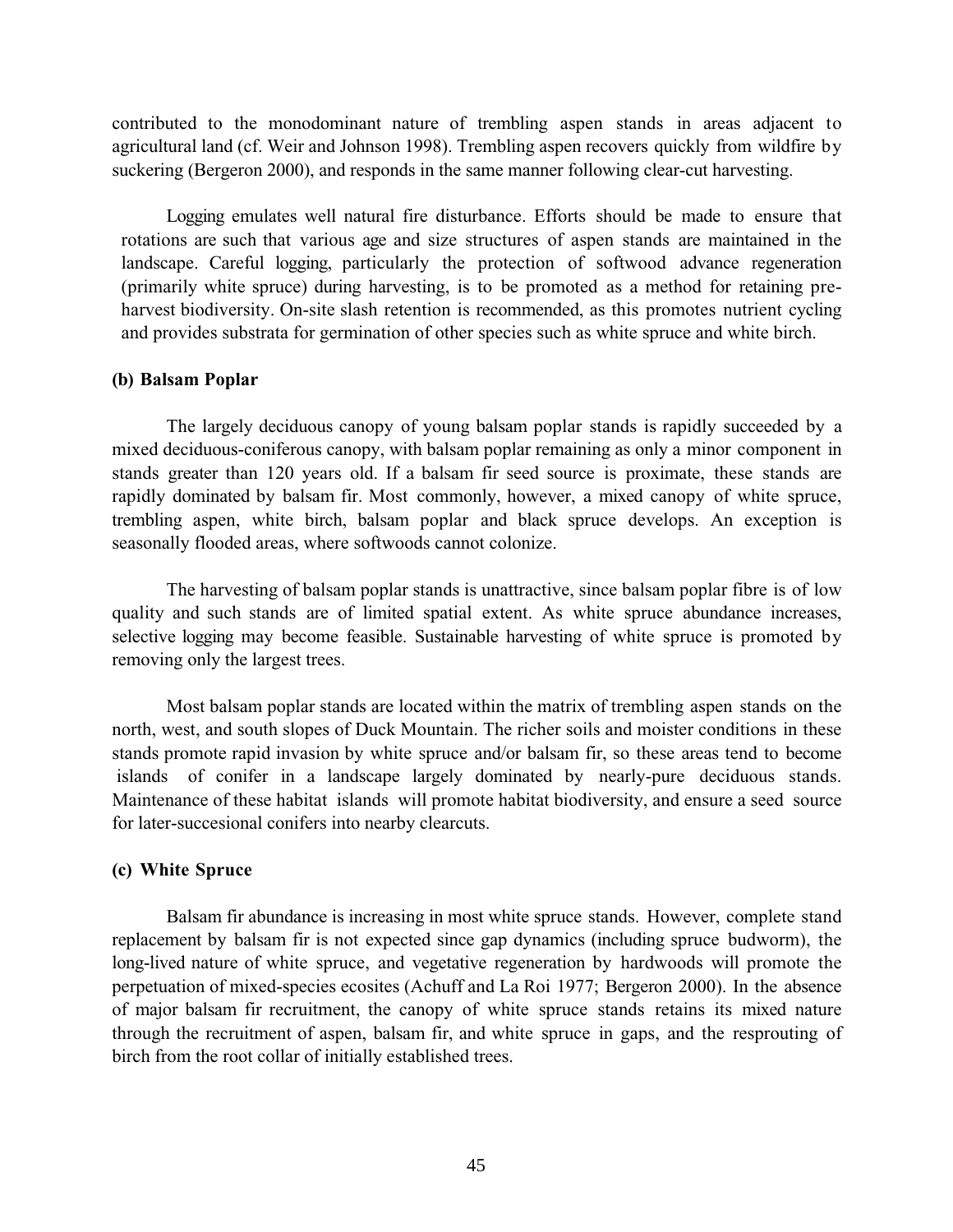contributed to the monodominant nature of trembling aspen stands in areas adjacent to agricultural land (cf. Weir and Johnson 1998). Trembling aspen recovers quickly from wildfire by suckering (Bergeron 2000), and responds in the same manner following clear-cut harvesting.

Logging emulates well natural fire disturbance. Efforts should be made to ensure that rotations are such that various age and size structures of aspen stands are maintained in the landscape. Careful logging, particularly the protection of softwood advance regeneration (primarily white spruce) during harvesting, is to be promoted as a method for retaining pre-harvest biodiversity. On-site slash retention is recommended, as this promotes nutrient cycling and provides substrata for germination of other species such as white spruce and white birch.

**(b) Balsam Poplar**

The largely deciduous canopy of young balsam poplar stands is rapidly succeeded by a mixed deciduous-coniferous canopy, with balsam poplar remaining as only a minor component in stands greater than 120 years old. If a balsam fir seed source is proximate, these stands are rapidly dominated by balsam fir. Most commonly, however, a mixed canopy of white spruce, trembling aspen, white birch, balsam poplar and black spruce develops. An exception is seasonally flooded areas, where softwoods cannot colonize.

The harvesting of balsam poplar stands is unattractive, since balsam poplar fibre is of low quality and such stands are of limited spatial extent. As white spruce abundance increases, selective logging may become feasible. Sustainable harvesting of white spruce is promoted by removing only the largest trees.

Most balsam poplar stands are located within the matrix of trembling aspen stands on the north, west, and south slopes of Duck Mountain. The richer soils and moister conditions in these stands promote rapid invasion by white spruce and/or balsam fir, so these areas tend to become islands of conifer in a landscape largely dominated by nearly-pure deciduous stands. Maintenance of these habitat islands will promote habitat biodiversity, and ensure a seed source for later-succesional conifers into nearby clearcuts.

**(c) White Spruce**

Balsam fir abundance is increasing in most white spruce stands. However, complete stand replacement by balsam fir is not expected since gap dynamics (including spruce budworm), the long-lived nature of white spruce, and vegetative regeneration by hardwoods will promote the perpetuation of mixed-species ecosites (Achuff and La Roi 1977; Bergeron 2000). In the absence of major balsam fir recruitment, the canopy of white spruce stands retains its mixed nature through the recruitment of aspen, balsam fir, and white spruce in gaps, and the resprouting of birch from the root collar of initially established trees.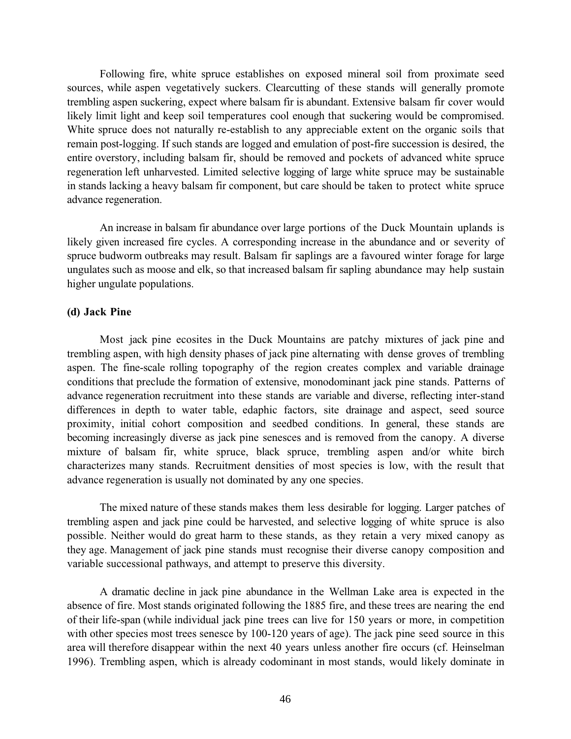Following fire, white spruce establishes on exposed mineral soil from proximate seed sources, while aspen vegetatively suckers. Clearcutting of these stands will generally promote trembling aspen suckering, expect where balsam fir is abundant. Extensive balsam fir cover would likely limit light and keep soil temperatures cool enough that suckering would be compromised. White spruce does not naturally re-establish to any appreciable extent on the organic soils that remain post-logging. If such stands are logged and emulation of post-fire succession is desired, the entire overstory, including balsam fir, should be removed and pockets of advanced white spruce regeneration left unharvested. Limited selective logging of large white spruce may be sustainable in stands lacking a heavy balsam fir component, but care should be taken to protect white spruce advance regeneration.

An increase in balsam fir abundance over large portions of the Duck Mountain uplands is likely given increased fire cycles. A corresponding increase in the abundance and or severity of spruce budworm outbreaks may result. Balsam fir saplings are a favoured winter forage for large ungulates such as moose and elk, so that increased balsam fir sapling abundance may help sustain higher ungulate populations.

**(d) Jack Pine**

Most jack pine ecosites in the Duck Mountains are patchy mixtures of jack pine and trembling aspen, with high density phases of jack pine alternating with dense groves of trembling aspen. The fine-scale rolling topography of the region creates complex and variable drainage conditions that preclude the formation of extensive, monodominant jack pine stands. Patterns of advance regeneration recruitment into these stands are variable and diverse, reflecting inter-stand differences in depth to water table, edaphic factors, site drainage and aspect, seed source proximity, initial cohort composition and seedbed conditions. In general, these stands are becoming increasingly diverse as jack pine senesces and is removed from the canopy. A diverse mixture of balsam fir, white spruce, black spruce, trembling aspen and/or white birch characterizes many stands. Recruitment densities of most species is low, with the result that advance regeneration is usually not dominated by any one species.

The mixed nature of these stands makes them less desirable for logging. Larger patches of trembling aspen and jack pine could be harvested, and selective logging of white spruce is also possible. Neither would do great harm to these stands, as they retain a very mixed canopy as they age. Management of jack pine stands must recognise their diverse canopy composition and variable successional pathways, and attempt to preserve this diversity.

A dramatic decline in jack pine abundance in the Wellman Lake area is expected in the absence of fire. Most stands originated following the 1885 fire, and these trees are nearing the end of their life-span (while individual jack pine trees can live for 150 years or more, in competition with other species most trees senesce by 100-120 years of age). The jack pine seed source in this area will therefore disappear within the next 40 years unless another fire occurs (cf. Heinselman 1996). Trembling aspen, which is already codominant in most stands, would likely dominate in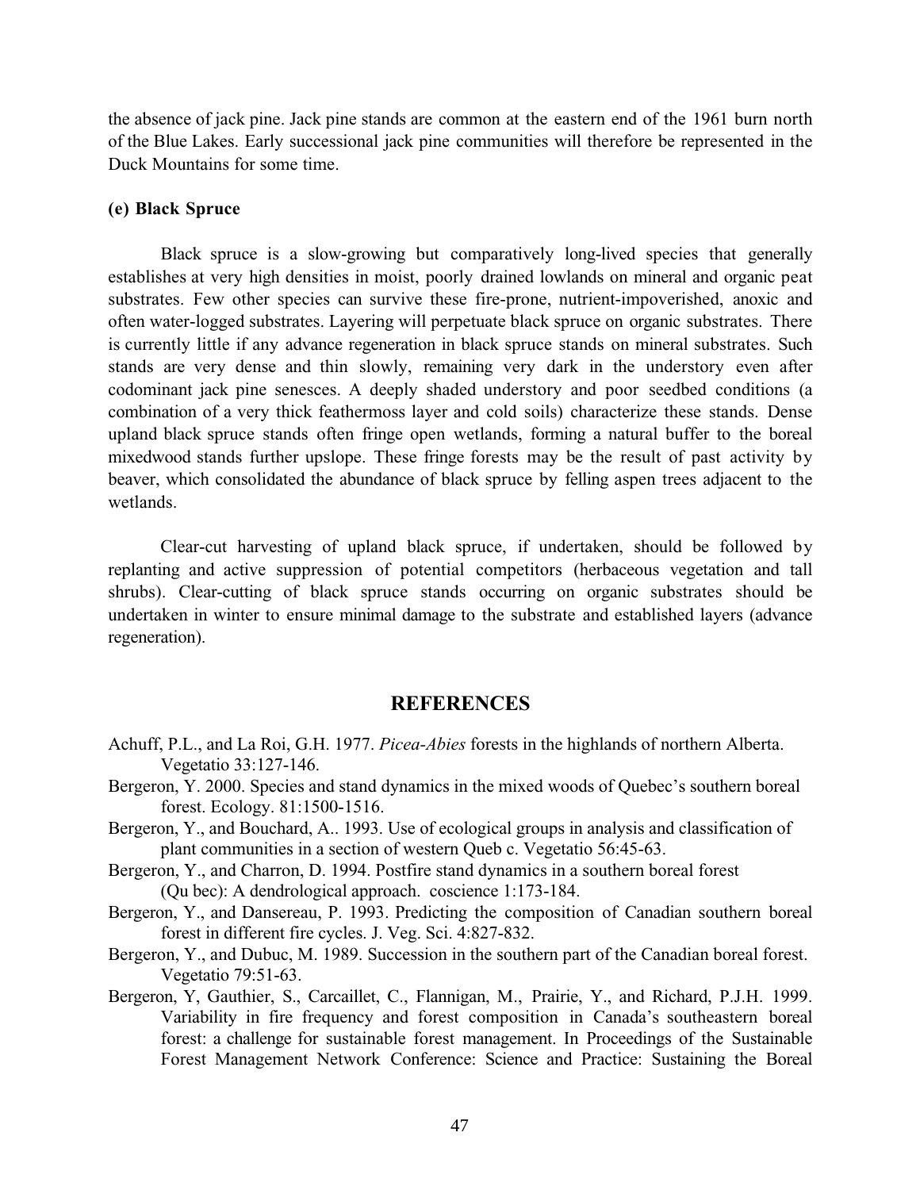the absence of jack pine. Jack pine stands are common at the eastern end of the 1961 burn north of the Blue Lakes. Early successional jack pine communities will therefore be represented in the Duck Mountains for some time.

#### (e) Black Spruce

Black spruce is a slow-growing but comparatively long-lived species that generally establishes at very high densities in moist, poorly drained lowlands on mineral and organic peat substrates. Few other species can survive these fire-prone, nutrient-impoverished, anoxic and often water-logged substrates. Layering will perpetuate black spruce on organic substrates. There is currently little if any advance regeneration in black spruce stands on mineral substrates. Such stands are very dense and thin slowly, remaining very dark in the understory even after codominant jack pine senesces. A deeply shaded understory and poor seedbed conditions (a combination of a very thick feathermoss layer and cold soils) characterize these stands. Dense upland black spruce stands often fringe open wetlands, forming a natural buffer to the boreal mixedwood stands further upslope. These fringe forests may be the result of past activity by beaver, which consolidated the abundance of black spruce by felling aspen trees adjacent to the wetlands.

Clear-cut harvesting of upland black spruce, if undertaken, should be followed by replanting and active suppression of potential competitors (herbaceous vegetation and tall shrubs). Clear-cutting of black spruce stands occurring on organic substrates should be undertaken in winter to ensure minimal damage to the substrate and established layers (advance regeneration).

## REFERENCES

Achuff, P.L., and La Roi, G.H. 1977. *Picea-Abies* forests in the highlands of northern Alberta. Vegetatio 33:127-146.

Bergeron, Y. 2000. Species and stand dynamics in the mixed woods of Quebec's southern boreal forest. Ecology. 81:1500-1516.

Bergeron, Y., and Bouchard, A.. 1993. Use of ecological groups in analysis and classification of plant communities in a section of western Queb c. Vegetatio 56:45-63.

Bergeron, Y., and Charron, D. 1994. Postfire stand dynamics in a southern boreal forest (Qu bec): A dendrological approach. coscience 1:173-184.

Bergeron, Y., and Dansereau, P. 1993. Predicting the composition of Canadian southern boreal forest in different fire cycles. J. Veg. Sci. 4:827-832.

Bergeron, Y., and Dubuc, M. 1989. Succession in the southern part of the Canadian boreal forest. Vegetatio 79:51-63.

Bergeron, Y, Gauthier, S., Carcaillet, C., Flannigan, M., Prairie, Y., and Richard, P.J.H. 1999. Variability in fire frequency and forest composition in Canada's southeastern boreal forest: a challenge for sustainable forest management. In Proceedings of the Sustainable Forest Management Network Conference: Science and Practice: Sustaining the Boreal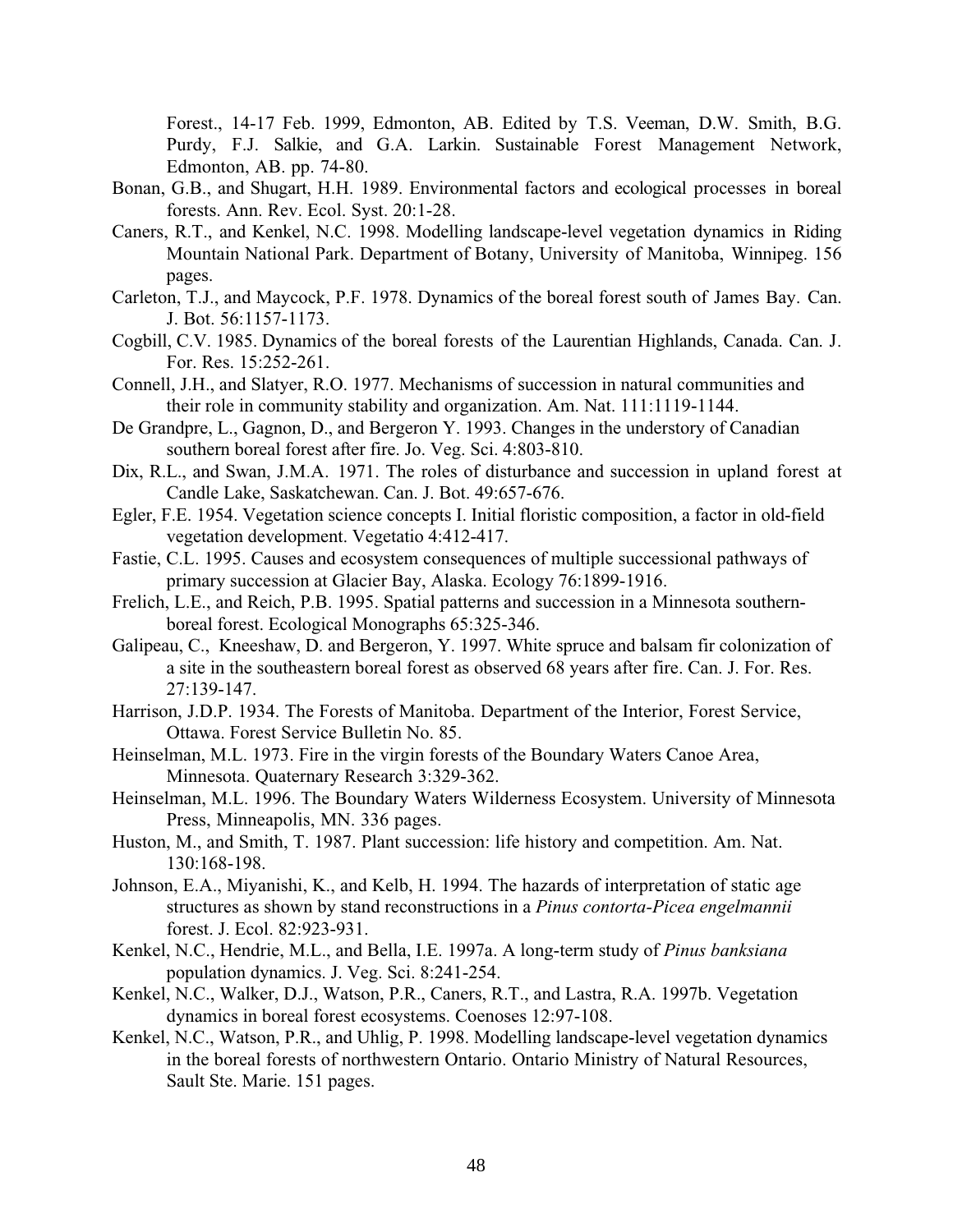Forest., 14-17 Feb. 1999, Edmonton, AB. Edited by T.S. Veeman, D.W. Smith, B.G. Purdy, F.J. Salkie, and G.A. Larkin. Sustainable Forest Management Network, Edmonton, AB. pp. 74-80.

Bonan, G.B., and Shugart, H.H. 1989. Environmental factors and ecological processes in boreal forests. Ann. Rev. Ecol. Syst. 20:1-28.

Caners, R.T., and Kenkel, N.C. 1998. Modelling landscape-level vegetation dynamics in Riding Mountain National Park. Department of Botany, University of Manitoba, Winnipeg. 156 pages.

Carleton, T.J., and Maycock, P.F. 1978. Dynamics of the boreal forest south of James Bay. Can. J. Bot. 56:1157-1173.

Cogbill, C.V. 1985. Dynamics of the boreal forests of the Laurentian Highlands, Canada. Can. J. For. Res. 15:252-261.

Connell, J.H., and Slatyer, R.O. 1977. Mechanisms of succession in natural communities and their role in community stability and organization. Am. Nat. 111:1119-1144.

De Grandpre, L., Gagnon, D., and Bergeron Y. 1993. Changes in the understory of Canadian southern boreal forest after fire. Jo. Veg. Sci. 4:803-810.

Dix, R.L., and Swan, J.M.A. 1971. The roles of disturbance and succession in upland forest at Candle Lake, Saskatchewan. Can. J. Bot. 49:657-676.

Egler, F.E. 1954. Vegetation science concepts I. Initial floristic composition, a factor in old-field vegetation development. Vegetatio 4:412-417.

Fastie, C.L. 1995. Causes and ecosystem consequences of multiple successional pathways of primary succession at Glacier Bay, Alaska. Ecology 76:1899-1916.

Frelich, L.E., and Reich, P.B. 1995. Spatial patterns and succession in a Minnesota southern-boreal forest. Ecological Monographs 65:325-346.

Galipeau, C., Kneeshaw, D. and Bergeron, Y. 1997. White spruce and balsam fir colonization of a site in the southeastern boreal forest as observed 68 years after fire. Can. J. For. Res. 27:139-147.

Harrison, J.D.P. 1934. The Forests of Manitoba. Department of the Interior, Forest Service, Ottawa. Forest Service Bulletin No. 85.

Heinselman, M.L. 1973. Fire in the virgin forests of the Boundary Waters Canoe Area, Minnesota. Quaternary Research 3:329-362.

Heinselman, M.L. 1996. The Boundary Waters Wilderness Ecosystem. University of Minnesota Press, Minneapolis, MN. 336 pages.

Huston, M., and Smith, T. 1987. Plant succession: life history and competition. Am. Nat. 130:168-198.

Johnson, E.A., Miyanishi, K., and Kelb, H. 1994. The hazards of interpretation of static age structures as shown by stand reconstructions in a *Pinus contorta-Picea engelmannii* forest. J. Ecol. 82:923-931.

Kenkel, N.C., Hendrie, M.L., and Bella, I.E. 1997a. A long-term study of *Pinus banksiana* population dynamics. J. Veg. Sci. 8:241-254.

Kenkel, N.C., Walker, D.J., Watson, P.R., Caners, R.T., and Lastra, R.A. 1997b. Vegetation dynamics in boreal forest ecosystems. Coenoses 12:97-108.

Kenkel, N.C., Watson, P.R., and Uhlig, P. 1998. Modelling landscape-level vegetation dynamics in the boreal forests of northwestern Ontario. Ontario Ministry of Natural Resources, Sault Ste. Marie. 151 pages.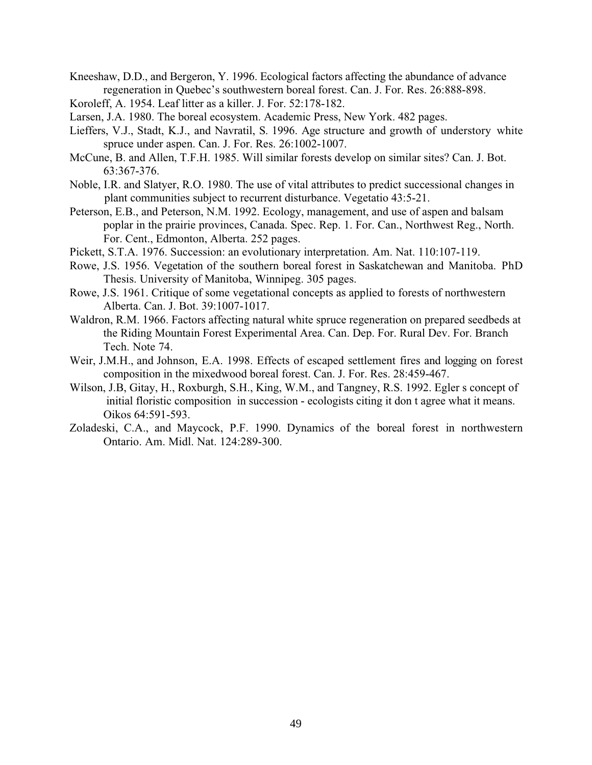Kneeshaw, D.D., and Bergeron, Y. 1996. Ecological factors affecting the abundance of advance regeneration in Quebec's southwestern boreal forest. Can. J. For. Res. 26:888-898.

Koroleff, A. 1954. Leaf litter as a killer. J. For. 52:178-182.

Larsen, J.A. 1980. The boreal ecosystem. Academic Press, New York. 482 pages.

Lieffers, V.J., Stadt, K.J., and Navratil, S. 1996. Age structure and growth of understory white spruce under aspen. Can. J. For. Res. 26:1002-1007.

McCune, B. and Allen, T.F.H. 1985. Will similar forests develop on similar sites? Can. J. Bot. 63:367-376.

Noble, I.R. and Slatyer, R.O. 1980. The use of vital attributes to predict successional changes in plant communities subject to recurrent disturbance. Vegetatio 43:5-21.

Peterson, E.B., and Peterson, N.M. 1992. Ecology, management, and use of aspen and balsam poplar in the prairie provinces, Canada. Spec. Rep. 1. For. Can., Northwest Reg., North. For. Cent., Edmonton, Alberta. 252 pages.

Pickett, S.T.A. 1976. Succession: an evolutionary interpretation. Am. Nat. 110:107-119.

Rowe, J.S. 1956. Vegetation of the southern boreal forest in Saskatchewan and Manitoba. PhD Thesis. University of Manitoba, Winnipeg. 305 pages.

Rowe, J.S. 1961. Critique of some vegetational concepts as applied to forests of northwestern Alberta. Can. J. Bot. 39:1007-1017.

Waldron, R.M. 1966. Factors affecting natural white spruce regeneration on prepared seedbeds at the Riding Mountain Forest Experimental Area. Can. Dep. For. Rural Dev. For. Branch Tech. Note 74.

Weir, J.M.H., and Johnson, E.A. 1998. Effects of escaped settlement fires and logging on forest composition in the mixedwood boreal forest. Can. J. For. Res. 28:459-467.

Wilson, J.B, Gitay, H., Roxburgh, S.H., King, W.M., and Tangney, R.S. 1992. Egler s concept of initial floristic composition in succession - ecologists citing it don t agree what it means. Oikos 64:591-593.

Zoladeski, C.A., and Maycock, P.F. 1990. Dynamics of the boreal forest in northwestern Ontario. Am. Midl. Nat. 124:289-300.